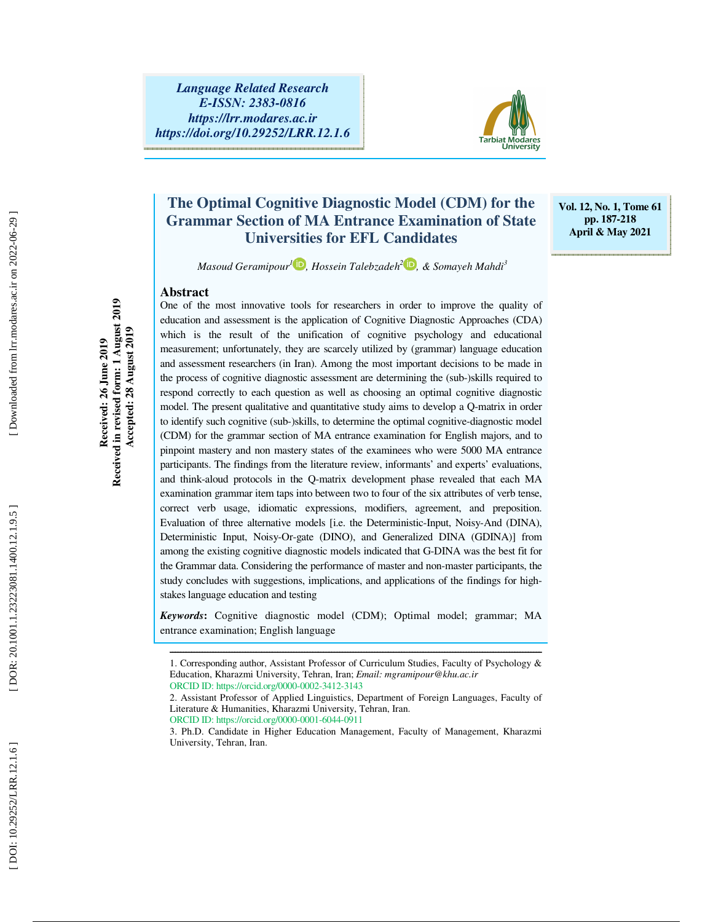Language Related Research
E-ISSN: 2383-0816
https://lrr.modares.ac.ir
https://doi.org/10.29252/LRR.12.1.6

Vol. 12, No. 1, Tome 61
pp. 187-218
April & May 2021

# The Optimal Cognitive Diagnostic Model (CDM) for the Grammar Section of MA Entrance Examination of State Universities for EFL Candidates

*Masoud Geramipour*[1], *Hossein Talebzadeh*[2], *& Somayeh Mahdi*[3]

Received: 26 June 2019
Received in revised form: 1 August 2019
Accepted: 28 August 2019

## Abstract

One of the most innovative tools for researchers in order to improve the quality of education and assessment is the application of Cognitive Diagnostic Approaches (CDA) which is the result of the unification of cognitive psychology and educational measurement; unfortunately, they are scarcely utilized by (grammar) language education and assessment researchers (in Iran). Among the most important decisions to be made in the process of cognitive diagnostic assessment are determining the (sub-)skills required to respond correctly to each question as well as choosing an optimal cognitive diagnostic model. The present qualitative and quantitative study aims to develop a Q-matrix in order to identify such cognitive (sub-)skills, to determine the optimal cognitive-diagnostic model (CDM) for the grammar section of MA entrance examination for English majors, and to pinpoint mastery and non mastery states of the examinees who were 5000 MA entrance participants. The findings from the literature review, informants' and experts' evaluations, and think-aloud protocols in the Q-matrix development phase revealed that each MA examination grammar item taps into between two to four of the six attributes of verb tense, correct verb usage, idiomatic expressions, modifiers, agreement, and preposition. Evaluation of three alternative models [i.e. the Deterministic-Input, Noisy-And (DINA), Deterministic Input, Noisy-Or-gate (DINO), and Generalized DINA (GDINA)] from among the existing cognitive diagnostic models indicated that G-DINA was the best fit for the Grammar data. Considering the performance of master and non-master participants, the study concludes with suggestions, implications, and applications of the findings for high-stakes language education and testing

***Keywords*:** Cognitive diagnostic model (CDM); Optimal model; grammar; MA entrance examination; English language

---

1. Corresponding author, Assistant Professor of Curriculum Studies, Faculty of Psychology & Education, Kharazmi University, Tehran, Iran; *Email: mgramipour@khu.ac.ir*
ORCID ID: https://orcid.org/0000-0002-3412-3143

2. Assistant Professor of Applied Linguistics, Department of Foreign Languages, Faculty of Literature & Humanities, Kharazmi University, Tehran, Iran.
ORCID ID: https://orcid.org/0000-0001-6044-0911

3. Ph.D. Candidate in Higher Education Management, Faculty of Management, Kharazmi University, Tehran, Iran.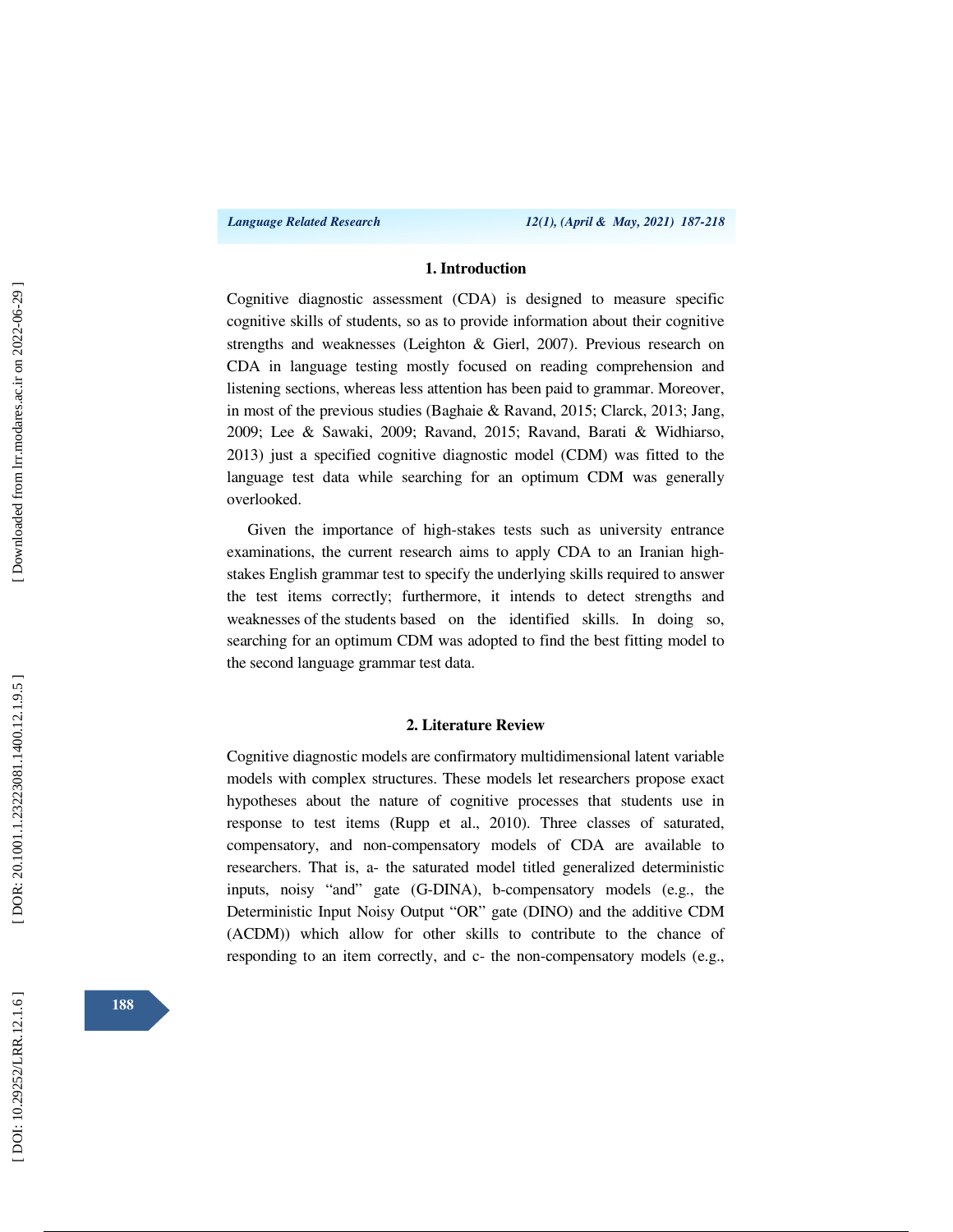## 1. Introduction

Cognitive diagnostic assessment (CDA) is designed to measure specific cognitive skills of students, so as to provide information about their cognitive strengths and weaknesses (Leighton & Gierl, 2007). Previous research on CDA in language testing mostly focused on reading comprehension and listening sections, whereas less attention has been paid to grammar. Moreover, in most of the previous studies (Baghaie & Ravand, 2015; Clarck, 2013; Jang, 2009; Lee & Sawaki, 2009; Ravand, 2015; Ravand, Barati & Widhiarso, 2013) just a specified cognitive diagnostic model (CDM) was fitted to the language test data while searching for an optimum CDM was generally overlooked.

Given the importance of high-stakes tests such as university entrance examinations, the current research aims to apply CDA to an Iranian high-stakes English grammar test to specify the underlying skills required to answer the test items correctly; furthermore, it intends to detect strengths and weaknesses of the students based on the identified skills. In doing so, searching for an optimum CDM was adopted to find the best fitting model to the second language grammar test data.

## 2. Literature Review

Cognitive diagnostic models are confirmatory multidimensional latent variable models with complex structures. These models let researchers propose exact hypotheses about the nature of cognitive processes that students use in response to test items (Rupp et al., 2010). Three classes of saturated, compensatory, and non-compensatory models of CDA are available to researchers. That is, a- the saturated model titled generalized deterministic inputs, noisy "and" gate (G-DINA), b-compensatory models (e.g., the Deterministic Input Noisy Output "OR" gate (DINO) and the additive CDM (ACDM)) which allow for other skills to contribute to the chance of responding to an item correctly, and c- the non-compensatory models (e.g.,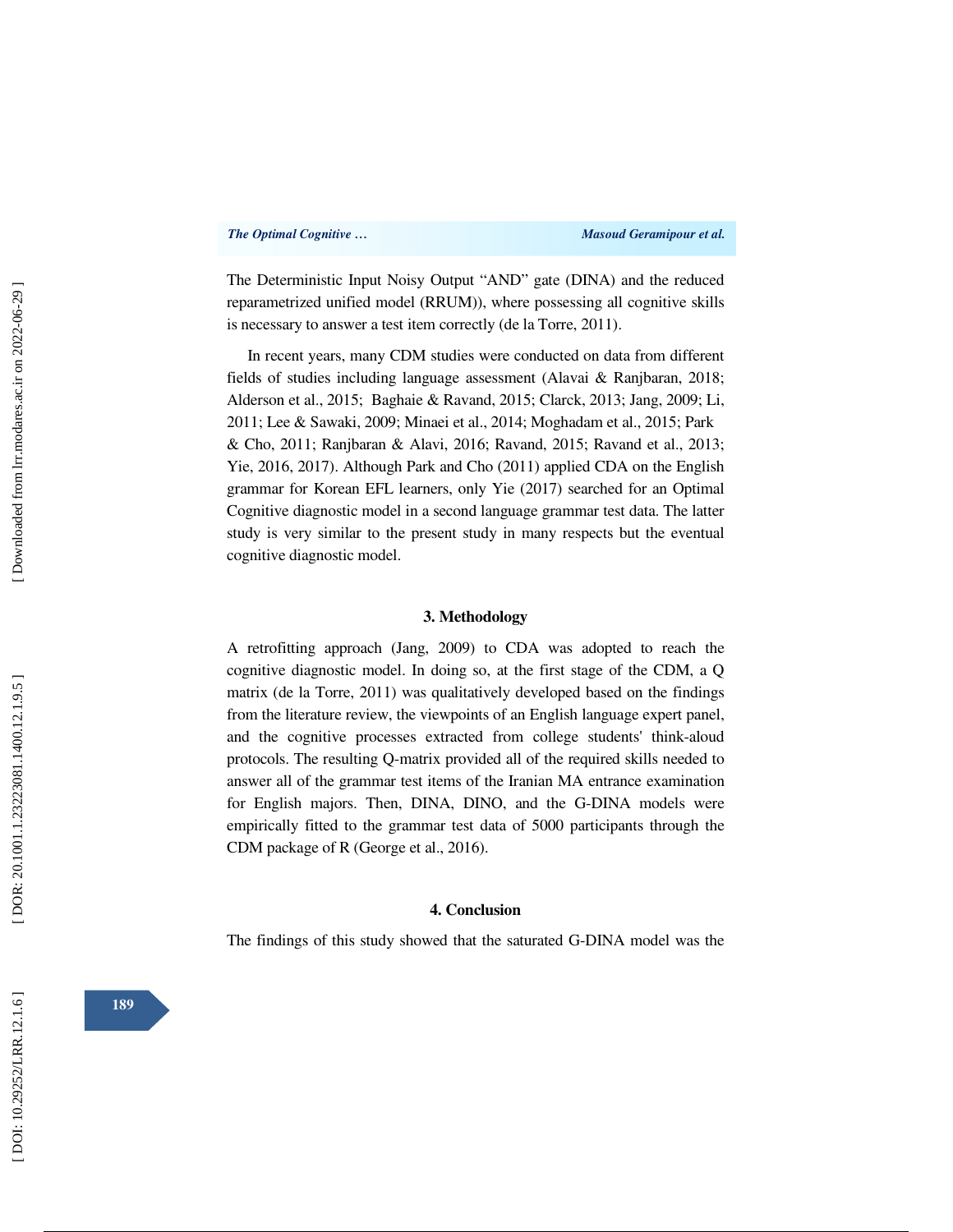The Deterministic Input Noisy Output "AND" gate (DINA) and the reduced reparametrized unified model (RRUM)), where possessing all cognitive skills is necessary to answer a test item correctly (de la Torre, 2011).

In recent years, many CDM studies were conducted on data from different fields of studies including language assessment (Alavai & Ranjbaran, 2018; Alderson et al., 2015;  Baghaie & Ravand, 2015; Clarck, 2013; Jang, 2009; Li, 2011; Lee & Sawaki, 2009; Minaei et al., 2014; Moghadam et al., 2015; Park & Cho, 2011; Ranjbaran & Alavi, 2016; Ravand, 2015; Ravand et al., 2013; Yie, 2016, 2017). Although Park and Cho (2011) applied CDA on the English grammar for Korean EFL learners, only Yie (2017) searched for an Optimal Cognitive diagnostic model in a second language grammar test data. The latter study is very similar to the present study in many respects but the eventual cognitive diagnostic model.

## 3. Methodology

A retrofitting approach (Jang, 2009) to CDA was adopted to reach the cognitive diagnostic model. In doing so, at the first stage of the CDM, a Q matrix (de la Torre, 2011) was qualitatively developed based on the findings from the literature review, the viewpoints of an English language expert panel, and the cognitive processes extracted from college students' think-aloud protocols. The resulting Q-matrix provided all of the required skills needed to answer all of the grammar test items of the Iranian MA entrance examination for English majors. Then, DINA, DINO, and the G-DINA models were empirically fitted to the grammar test data of 5000 participants through the CDM package of R (George et al., 2016).

## 4. Conclusion

The findings of this study showed that the saturated G-DINA model was the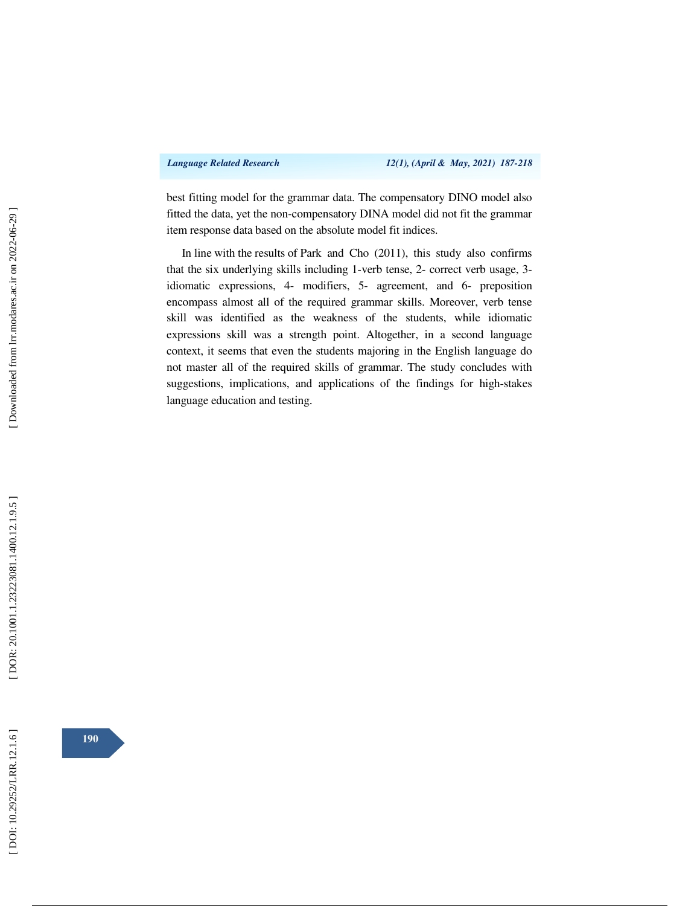best fitting model for the grammar data. The compensatory DINO model also fitted the data, yet the non-compensatory DINA model did not fit the grammar item response data based on the absolute model fit indices.

In line with the results of Park and Cho (2011), this study also confirms that the six underlying skills including 1-verb tense, 2- correct verb usage, 3- idiomatic expressions, 4- modifiers, 5- agreement, and 6- preposition encompass almost all of the required grammar skills. Moreover, verb tense skill was identified as the weakness of the students, while idiomatic expressions skill was a strength point. Altogether, in a second language context, it seems that even the students majoring in the English language do not master all of the required skills of grammar. The study concludes with suggestions, implications, and applications of the findings for high-stakes language education and testing.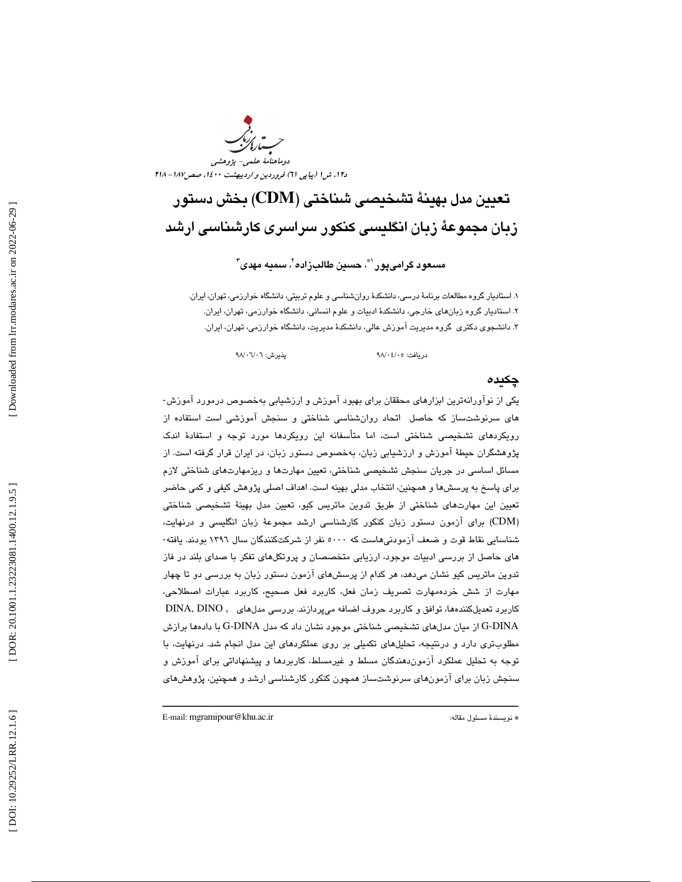# تعیین مدل بهینهٔ تشخیصی شناختی (CDM) بخش دستور زبان مجموعهٔ زبان انگلیسی کنکور سراسری کارشناسی ارشد

**مسعود گرامی‌پور[1*]، حسین طالب‌زاده[2]، سمیه مهدی[3]**

۱. استادیار گروه مطالعات برنامهٔ درسی، دانشکدهٔ روان‌شناسی و علوم تربیتی، دانشگاه خوارزمی، تهران، ایران.
۲. استادیار گروه زبان‌های خارجی، دانشکدهٔ ادبیات و علوم انسانی، دانشگاه خوارزمی، تهران، ایران.
۳. دانشجوی دکتری گروه مدیریت آموزش عالی، دانشکدهٔ مدیریت، دانشگاه خوارزمی، تهران، ایران.

دریافت: ۹۸/۰۴/۰۵ پذیرش: ۹۸/۰۶/۰۶

## چکیده

یکی از نوآورانه‌ترین ابزارهای محققان برای بهبود آموزش و ارزشیابی به‌خصوص درمورد آموزش‌های سرنوشت‌ساز که حاصل اتحاد روان‌شناسی شناختی و سنجش آموزشی است استفاده از رویکردهای تشخیصی شناختی است، اما متأسفانه این رویکردها مورد توجه و استفادهٔ اندک پژوهشگران حیطهٔ آموزش و ارزشیابی زبان، به‌خصوص دستور زبان، در ایران قرار گرفته است. از مسائل اساسی در جریان سنجش تشخیصی شناختی، تعیین مهارت‌ها و ریزمهارت‌های شناختی لازم برای پاسخ به پرسش‌ها و همچنین، انتخاب مدلی بهینه است. اهداف اصلی پژوهش کیفی و کمی حاضر تعیین این مهارت‌های شناختی از طریق تدوین ماتریس کیو، تعیین مدل بهینهٔ تشخیصی شناختی (CDM) برای آزمون دستور زبان کنکور کارشناسی ارشد مجموعهٔ زبان انگلیسی و درنهایت، شناسایی نقاط قوت و ضعف آزمودنی‌هاست که ۵۰۰۰ نفر از شرکت‌کنندگان سال ۱۳۹۶ بودند. یافته‌های حاصل از بررسی ادبیات موجود، ارزیابی متخصصان و پروتکل‌های تفکر با صدای بلند در فاز تدوین ماتریس کیو نشان می‌دهد، هر کدام از پرسش‌های آزمون دستور زبان به بررسی دو تا چهار مهارت از شش خرده‌مهارت تصریف زمان فعل، کاربرد فعل صحیح، کاربرد عبارات اصطلاحی، کاربرد تعدیل‌کننده‌ها، توافق و کاربرد حروف اضافه می‌پردازند. بررسی مدل‌های DINA, DINO , G-DINA از میان مدل‌های تشخیصی شناختی موجود نشان داد که مدل G-DINA با داده‌ها برازش مطلوب‌تری دارد و درنتیجه، تحلیل‌های تکمیلی بر روی عملکردهای این مدل انجام شد. درنهایت، با توجه به تحلیل عملکرد آزمون‌دهندگان مسلط و غیرمسلط، کاربردها و پیشنهاداتی برای آموزش و سنجش زبان برای آزمون‌های سرنوشت‌ساز همچون کنکور کارشناسی ارشد و همچنین، پژوهش‌های

---

* نویسندهٔ مسئول مقاله: E-mail: mgramipour@khu.ac.ir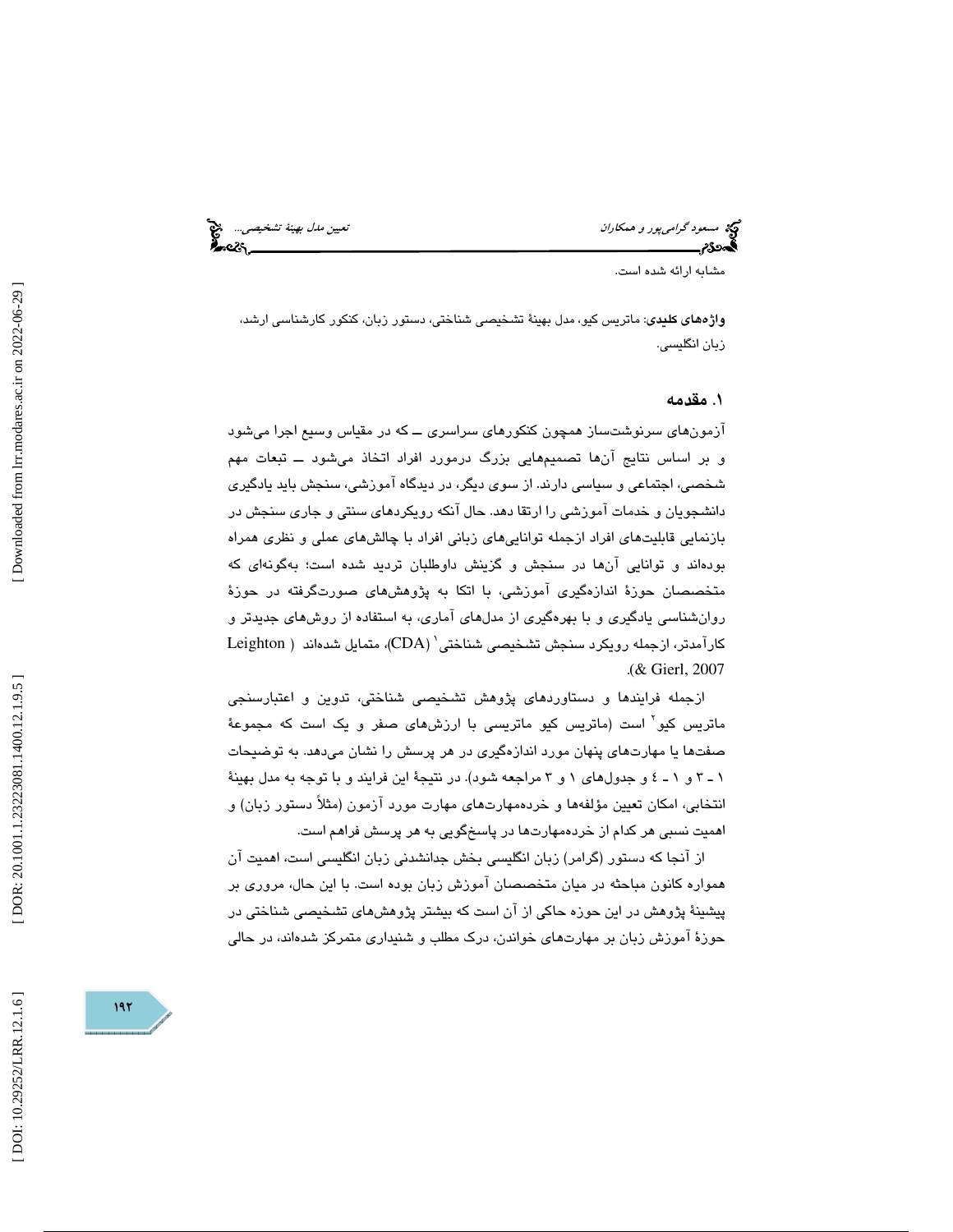مشابه ارائه شده است.

**واژه‌های کلیدی**: ماتریس کیو، مدل بهینهٔ تشخیصی شناختی، دستور زبان، کنکور کارشناسی ارشد، زبان انگلیسی.

## ۱. مقدمه

آزمون‌های سرنوشت‌ساز همچون کنکورهای سراسری ــ که در مقیاس وسیع اجرا می‌شود و بر اساس نتایج آن‌ها تصمیم‌هایی بزرگ درمورد افراد اتخاذ می‌شود ــ تبعات مهم شخصی، اجتماعی و سیاسی دارند. از سوی دیگر، در دیدگاه آموزشی، سنجش باید یادگیری دانشجویان و خدمات آموزشی را ارتقا دهد. حال آنکه رویکردهای سنتی و جاری سنجش در بازنمایی قابلیت‌های افراد ازجمله توانایی‌های زبانی افراد با چالش‌های عملی و نظری همراه بوده‌اند و توانایی آن‌ها در سنجش و گزینش داوطلبان تردید شده است؛ به‌گونه‌ای که متخصصان حوزهٔ اندازه‌گیری آموزشی، با اتکا به پژوهش‌های صورت‌گرفته در حوزهٔ روان‌شناسی یادگیری و با بهره‌گیری از مدل‌های آماری، به استفاده از روش‌های جدیدتر و کارآمدتر، ازجمله رویکرد سنجش تشخیصی شناختی[1] (CDA)، متمایل شده‌اند (Leighton & Gierl, 2007).

ازجمله فرایندها و دستاوردهای پژوهش تشخیصی شناختی، تدوین و اعتبارسنجی ماتریس کیو[2] است (ماتریس کیو ماتریسی با ارزش‌های صفر و یک است که مجموعهٔ صفت‌ها یا مهارت‌های پنهان مورد اندازه‌گیری در هر پرسش را نشان می‌دهد. به توضیحات ۱ ـ ۳ و ۱ ـ ٤ و جدول‌های ۱ و ۳ مراجعه شود). در نتیجهٔ این فرایند و با توجه به مدل بهینهٔ انتخابی، امکان تعیین مؤلفه‌ها و خرده‌مهارت‌های مهارت مورد آزمون (مثلاً دستور زبان) و اهمیت نسبی هر کدام از خرده‌مهارت‌ها در پاسخ‌گویی به هر پرسش فراهم است.

از آنجا که دستور (گرامر) زبان انگلیسی بخش جدانشدنی زبان انگلیسی است، اهمیت آن همواره کانون مباحثه در میان متخصصان آموزش زبان بوده است. با این حال، مروری بر پیشینهٔ پژوهش در این حوزه حاکی از آن است که بیشتر پژوهش‌های تشخیصی شناختی در حوزهٔ آموزش زبان بر مهارت‌های خواندن، درک مطلب و شنیداری متمرکز شده‌اند، در حالی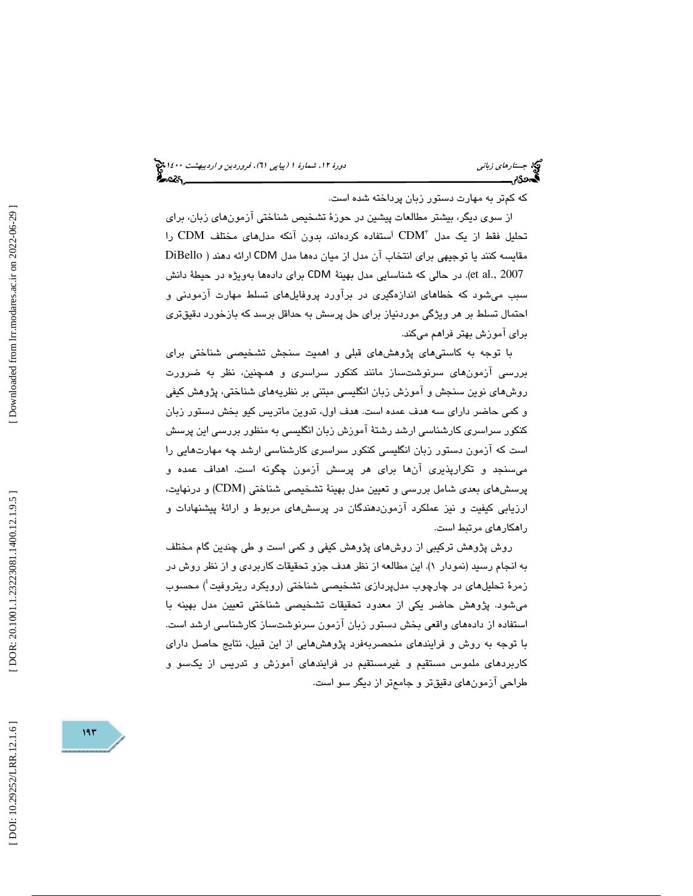که کم‌تر به مهارت دستور زبان پرداخته شده است.

از سوی دیگر، بیشتر مطالعات پیشین در حوزهٔ تشخیص شناختی آزمون‌های زبان، برای تحلیل فقط از یک مدل CDM[3] استفاده کرده‌اند، بدون آنکه مدل‌های مختلف CDM را مقایسه کنند یا توجیهی برای انتخاب آن مدل از میان ده‌ها مدل CDM ارائه دهند (DiBello et al., 2007). در حالی که شناسایی مدل بهینهٔ CDM برای داده‌ها به‌ویژه در حیطهٔ دانش سبب می‌شود که خطاهای اندازه‌گیری در برآورد پروفایل‌های تسلط مهارت آزمودنی و احتمال تسلط بر هر ویژگی موردنیاز برای حل پرسش به حداقل برسد که بازخورد دقیق‌تری برای آموزش بهتر فراهم می‌کند.

با توجه به کاستی‌های پژوهش‌های قبلی و اهمیت سنجش تشخیصی شناختی برای بررسی آزمون‌های سرنوشت‌ساز مانند کنکور سراسری و همچنین، نظر به ضرورت روش‌های نوین سنجش و آموزش زبان انگلیسی مبتنی بر نظریه‌های شناختی، پژوهش کیفی و کمی حاضر دارای سه هدف عمده است. هدف اول، تدوین ماتریس کیو بخش دستور زبان کنکور سراسری کارشناسی ارشد رشتهٔ آموزش زبان انگلیسی به منظور بررسی این پرسش است که آزمون دستور زبان انگلیسی کنکور سراسری کارشناسی ارشد چه مهارت‌هایی را می‌سنجد و تکرارپذیری آن‌ها برای هر پرسش آزمون چگونه است. اهداف عمده و پرسش‌های بعدی شامل بررسی و تعیین مدل بهینهٔ تشخیصی شناختی (CDM) و درنهایت، ارزیابی کیفیت و نیز عملکرد آزمون‌دهندگان در پرسش‌های مربوط و ارائهٔ پیشنهادات و راهکارهای مرتبط است.

روش پژوهش ترکیبی از روش‌های پژوهش کیفی و کمی است و طی چندین گام مختلف به انجام رسید (نمودار ۱). این مطالعه از نظر هدف جزو تحقیقات کاربردی و از نظر روش در زمرهٔ تحلیل‌های در چارچوب مدل‌پردازی تشخیصی شناختی (رویکرد ریتروفیت[4]) محسوب می‌شود. پژوهش حاضر یکی از معدود تحقیقات تشخیصی شناختی تعیین مدل بهینه با استفاده از داده‌های واقعی بخش دستور زبان آزمون سرنوشت‌ساز کارشناسی ارشد است. با توجه به روش و فرایندهای منحصربه‌فرد پژوهش‌هایی از این قبیل، نتایج حاصل دارای کاربردهای ملموس مستقیم و غیرمستقیم در فرایندهای آموزش و تدریس از یک‌سو و طراحی آزمون‌های دقیق‌تر و جامع‌تر از دیگر سو است.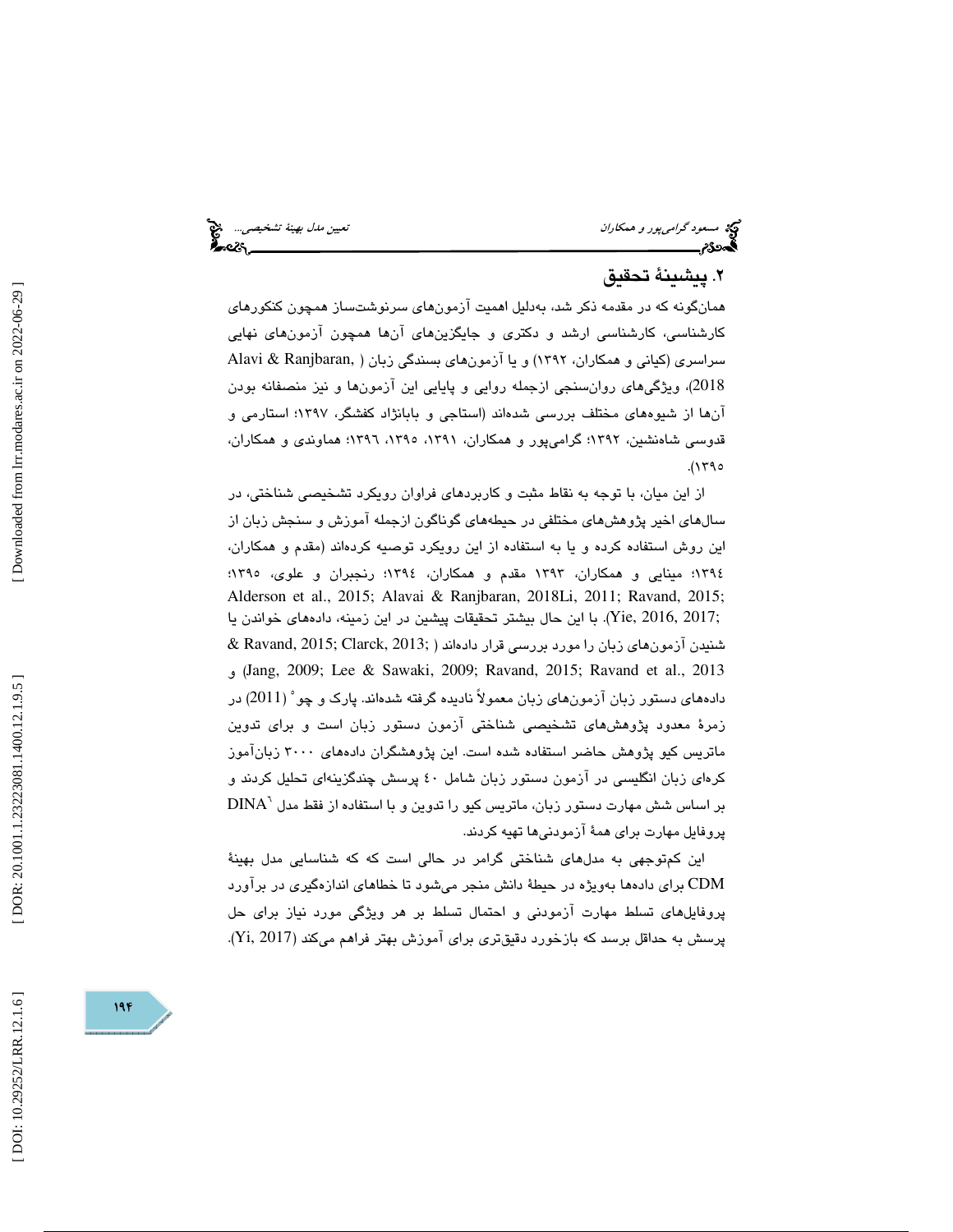## ۲. پیشینهٔ تحقیق

همان‌گونه که در مقدمه ذکر شد، به‌دلیل اهمیت آزمون‌های سرنوشت‌ساز همچون کنکورهای کارشناسی، کارشناسی ارشد و دکتری و جایگزین‌های آن‌ها همچون آزمون‌های نهایی سراسری (کیانی و همکاران، ۱۳۹۲) و یا آزمون‌های بسندگی زبان (Alavi & Ranjbaran, 2018)، ویژگی‌های روان‌سنجی ازجمله روایی و پایایی این آزمون‌ها و نیز منصفانه بودن آن‌ها از شیوه‌های مختلف بررسی شده‌اند (استاجی و بابانژاد کفشگر، ۱۳۹۷؛ استارمی و قدوسی شاه‌نشین، ۱۳۹۲؛ گرامی‌پور و همکاران، ۱۳۹۱، ۱۳۹۵، ۱۳۹٦؛ هماوندی و همکاران، ۱۳۹۵).

از این میان، با توجه به نقاط مثبت و کاربردهای فراوان رویکرد تشخیصی شناختی، در سال‌های اخیر پژوهش‌های مختلفی در حیطه‌های گوناگون ازجمله آموزش و سنجش زبان از این روش استفاده کرده و یا به استفاده از این رویکرد توصیه کرده‌اند (مقدم و همکاران، ۱۳۹٤؛ مینایی و همکاران، ۱۳۹۳ مقدم و همکاران، ۱۳۹٤؛ رنجبران و علوی، ۱۳۹۵؛ Alderson et al., 2015; Alavai & Ranjbaran, 2018Li, 2011; Ravand, 2015; Yie, 2016, 2017;). با این حال بیشتر تحقیقات پیشین در این زمینه، داده‌های خواندن یا شنیدن آزمون‌های زبان را مورد بررسی قرار داده‌اند (& Ravand, 2015; Clarck, 2013; Jang, 2009; Lee & Sawaki, 2009; Ravand, 2015; Ravand et al., 2013) و داده‌های دستور زبان آزمون‌های زبان معمولاً نادیده گرفته شده‌اند. پارک و چو[5] (2011) در زمرهٔ معدود پژوهش‌های تشخیصی شناختی آزمون دستور زبان است و برای تدوین ماتریس کیو پژوهش حاضر استفاده شده است. این پژوهشگران داده‌های ۳۰۰۰ زبان‌آموز کره‌ای زبان انگلیسی در آزمون دستور زبان شامل ٤۰ پرسش چندگزینه‌ای تحلیل کردند و بر اساس شش مهارت دستور زبان، ماتریس کیو را تدوین و با استفاده از فقط مدل DINA[6] پروفایل مهارت برای همهٔ آزمودنی‌ها تهیه کردند.

این کم‌توجهی به مدل‌های شناختی گرامر در حالی است که که شناسایی مدل بهینهٔ CDM برای داده‌ها به‌ویژه در حیطهٔ دانش منجر می‌شود تا خطاهای اندازه‌گیری در برآورد پروفایل‌های تسلط مهارت آزمودنی و احتمال تسلط بر هر ویژگی مورد نیاز برای حل پرسش به حداقل برسد که بازخورد دقیق‌تری برای آموزش بهتر فراهم می‌کند (Yi, 2017).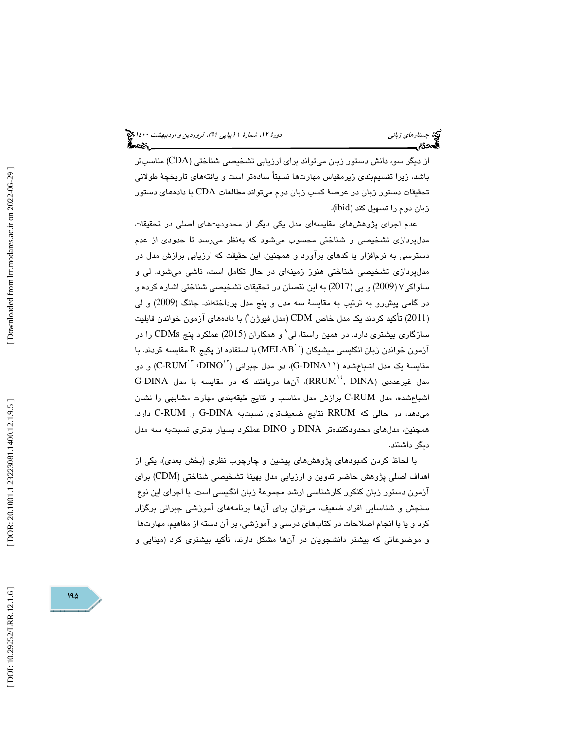از دیگر سو، دانش دستور زبان می‌تواند برای ارزیابی تشخیصی شناختی (CDA) مناسب‌تر باشد، زیرا تقسیم‌بندی زیرمقیاس مهارت‌ها نسبتاً ساده‌تر است و یافته‌های تاریخچهٔ طولانی تحقیقات دستور زبان در عرصهٔ کسب زبان دوم می‌تواند مطالعات CDA با داده‌های دستور زبان دوم را تسهیل کند (ibid).

عدم اجرای پژوهش‌های مقایسه‌ای مدل یکی دیگر از محدودیت‌های اصلی در تحقیقات مدل‌پردازی تشخیصی و شناختی محسوب می‌شود که به‌نظر می‌رسد تا حدودی از عدم دسترسی به نرم‌افزار یا کدهای برآورد و همچنین، این حقیقت که ارزیابی برازش مدل در مدل‌پردازی تشخیصی شناختی هنوز زمینه‌ای در حال تکامل است، ناشی می‌شود. لی و ساواکی[7] (2009) و یی (2017) به این نقصان در تحقیقات تشخیصی شناختی اشاره کرده و در گامی پیش‌رو به ترتیب به مقایسهٔ سه مدل و پنج مدل پرداخته‌اند. جانگ (2009) و لی (2011) تأکید کردند یک مدل خاص CDM (مدل فیوژن[8]) با داده‌های آزمون خواندن قابلیت سازگاری بیشتری دارد. در همین راستا، لی[9] و همکاران (2015) عملکرد پنج CDMs را در آزمون خواندن زبان انگلیسی میشیگان (MELAB[10]) با استفاده از پکیج R مقایسه کردند. با مقایسهٔ یک مدل اشباع‌شده (G-DINA[11])، دو مدل جبرانی (DINO[12]، C-RUM[13]) و دو مدل غیرعددی (RRUM[14], DINA)، آن‌ها دریافتند که در مقایسه با مدل G-DINA اشباع‌شده، مدل C-RUM برازش مدل مناسب و نتایج طبقه‌بندی مهارت مشابهی را نشان می‌دهد، در حالی که RRUM نتایج ضعیف‌تری نسبت‌به G-DINA و C-RUM دارد. همچنین، مدل‌های محدودکننده‌تر DINA و DINO عملکرد بسیار بدتری نسبت‌به سه مدل دیگر داشتند.

با لحاظ کردن کمبودهای پژوهش‌های پیشین و چارچوب نظری (بخش بعدی)، یکی از اهداف اصلی پژوهش حاضر تدوین و ارزیابی مدل بهینهٔ تشخیصی شناختی (CDM) برای آزمون دستور زبان کنکور کارشناسی ارشد مجموعهٔ زبان انگلیسی است. با اجرای این نوع سنجش و شناسایی افراد ضعیف، می‌توان برای آن‌ها برنامه‌های آموزشی جبرانی برگزار کرد و یا با انجام اصلاحات در کتاب‌های درسی و آموزشی، بر آن دسته از مفاهیم، مهارت‌ها و موضوعاتی که بیشتر دانشجویان در آن‌ها مشکل دارند، تأکید بیشتری کرد (مینایی و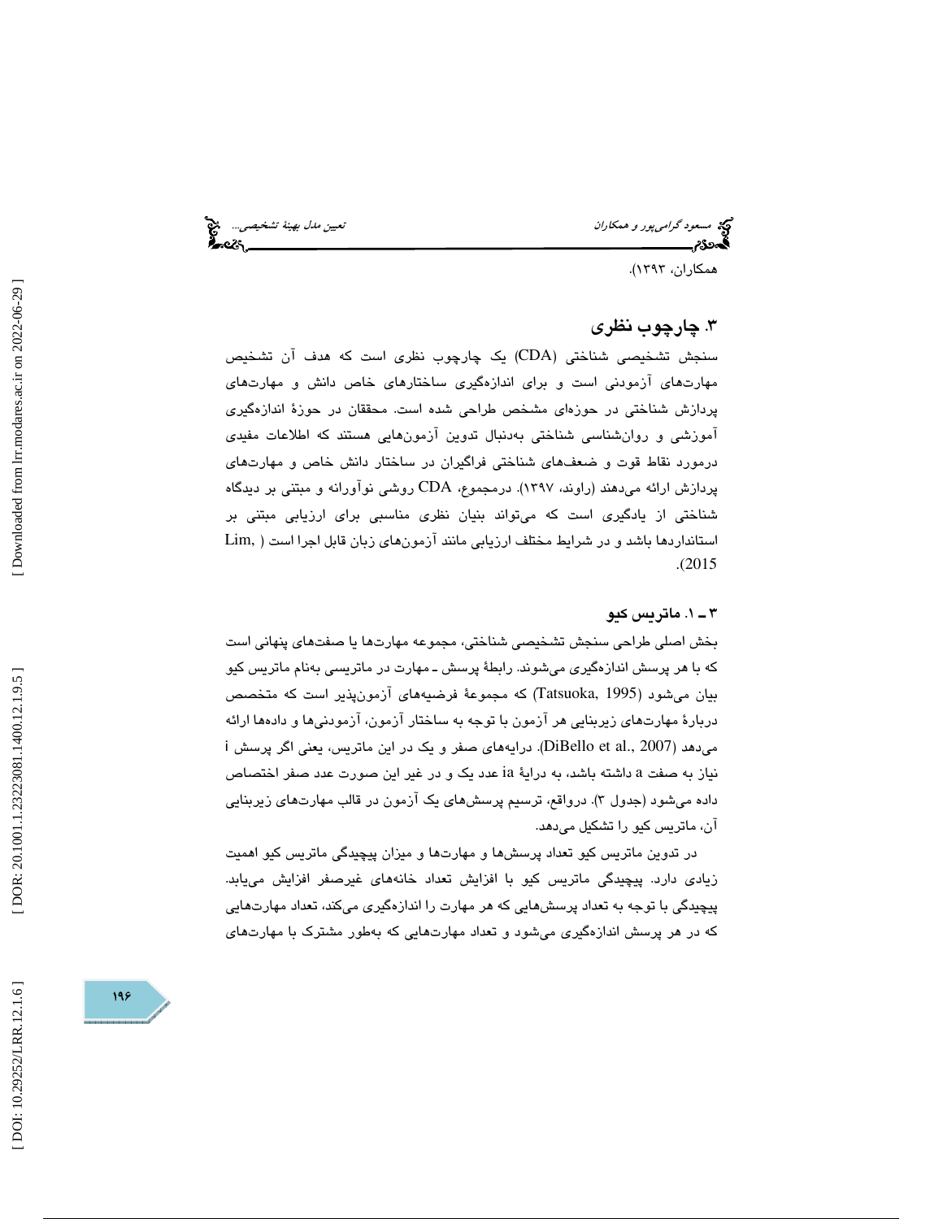همکاران، ۱۳۹۳).

## ۳. چارچوب نظری

سنجش تشخیصی شناختی (CDA) یک چارچوب نظری است که هدف آن تشخیص مهارت‌های آزمودنی است و برای اندازه‌گیری ساختارهای خاص دانش و مهارت‌های پردازش شناختی در حوزه‌ای مشخص طراحی شده است. محققان در حوزهٔ اندازه‌گیری آموزشی و روان‌شناسی شناختی به‌دنبال تدوین آزمون‌هایی هستند که اطلاعات مفیدی درمورد نقاط قوت و ضعف‌های شناختی فراگیران در ساختار دانش خاص و مهارت‌های پردازش ارائه می‌دهند (راوند، ۱۳۹۷). درمجموع، CDA روشی نوآورانه و مبتنی بر دیدگاه شناختی از یادگیری است که می‌تواند بنیان نظری مناسبی برای ارزیابی مبتنی بر استانداردها باشد و در شرایط مختلف ارزیابی مانند آزمون‌های زبان قابل اجرا است (Lim, 2015).

### ۳ ـ ۱. ماتریس کیو

بخش اصلی طراحی سنجش تشخیصی شناختی، مجموعه مهارت‌ها یا صفت‌های پنهانی است که با هر پرسش اندازه‌گیری می‌شوند. رابطهٔ پرسش ـ مهارت در ماتریسی به‌نام ماتریس کیو بیان می‌شود (Tatsuoka, 1995) که مجموعهٔ فرضیه‌های آزمون‌پذیر است که متخصص دربارهٔ مهارت‌های زیربنایی هر آزمون با توجه به ساختار آزمون، آزمودنی‌ها و داده‌ها ارائه می‌دهد (DiBello et al., 2007). درایه‌های صفر و یک در این ماتریس، یعنی اگر پرسش i نیاز به صفت a داشته باشد، به درایهٔ ia عدد یک و در غیر این صورت عدد صفر اختصاص داده می‌شود (جدول ۳). درواقع، ترسیم پرسش‌های یک آزمون در قالب مهارت‌های زیربنایی آن، ماتریس کیو را تشکیل می‌دهد.

در تدوین ماتریس کیو تعداد پرسش‌ها و مهارت‌ها و میزان پیچیدگی ماتریس کیو اهمیت زیادی دارد. پیچیدگی ماتریس کیو با افزایش تعداد خانه‌های غیرصفر افزایش می‌یابد. پیچیدگی با توجه به تعداد پرسش‌هایی که هر مهارت را اندازه‌گیری می‌کند، تعداد مهارت‌هایی که در هر پرسش اندازه‌گیری می‌شود و تعداد مهارت‌هایی که به‌طور مشترک با مهارت‌های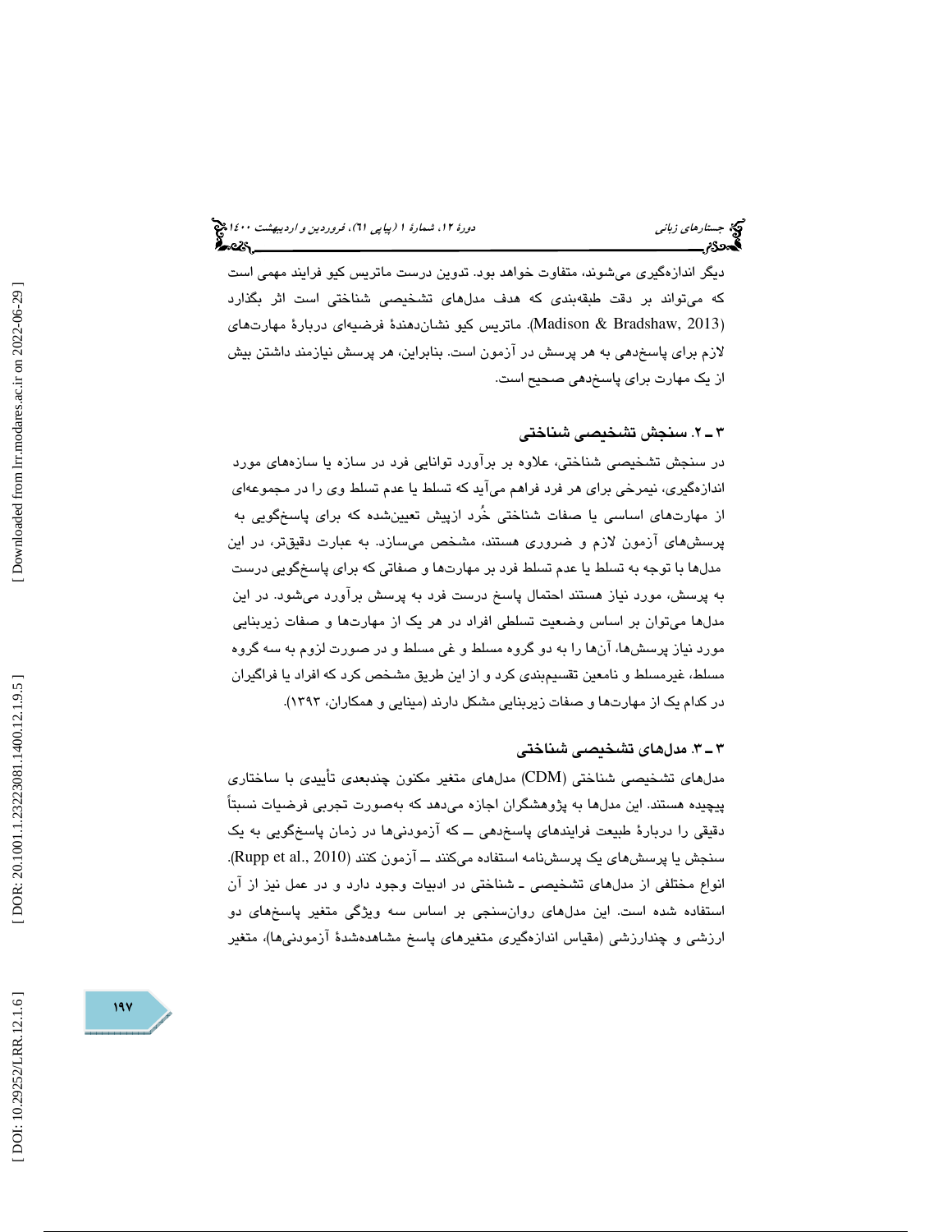دیگر اندازه‌گیری می‌شوند، متفاوت خواهد بود. تدوین درست ماتریس کیو فرایند مهمی است که می‌تواند بر دقت طبقه‌بندی که هدف مدل‌های تشخیصی شناختی است اثر بگذارد (Madison & Bradshaw, 2013). ماتریس کیو نشان‌دهندهٔ فرضیه‌ای دربارهٔ مهارت‌های لازم برای پاسخ‌دهی به هر پرسش در آزمون است. بنابراین، هر پرسش نیازمند داشتن بیش از یک مهارت برای پاسخ‌دهی صحیح است.

### ۳ ـ ۲. سنجش تشخیصی شناختی

در سنجش تشخیصی شناختی، علاوه بر برآورد توانایی فرد در سازه یا سازه‌های مورد اندازه‌گیری، نیمرخی برای هر فرد فراهم می‌آید که تسلط یا عدم تسلط وی را در مجموعه‌ای از مهارت‌های اساسی یا صفات شناختی خُرد ازپیش تعیین‌شده که برای پاسخگویی به پرسش‌های آزمون لازم و ضروری هستند، مشخص می‌سازد. به عبارت دقیق‌تر، در این مدل‌ها با توجه به تسلط یا عدم تسلط فرد بر مهارت‌ها و صفاتی که برای پاسخگویی درست به پرسش، مورد نیاز هستند احتمال پاسخ درست فرد به پرسش برآورد می‌شود. در این مدل‌ها می‌توان بر اساس وضعیت تسلطی افراد در هر یک از مهارت‌ها و صفات زیربنایی مورد نیاز پرسش‌ها، آن‌ها را به دو گروه مسلط و غی مسلط و در صورت لزوم به سه گروه مسلط، غیرمسلط و نامعین تقسیم‌بندی کرد و از این طریق مشخص کرد که افراد یا فراگیران در کدام یک از مهارت‌ها و صفات زیربنایی مشکل دارند (مینایی و همکاران، ۱۳۹۳).

### ۳ ـ ۳. مدل‌های تشخیصی شناختی

مدل‌های تشخیصی شناختی (CDM) مدل‌های متغیر مکنون چندبعدی تأییدی با ساختاری پیچیده هستند. این مدل‌ها به پژوهشگران اجازه می‌دهد که به‌صورت تجربی فرضیات نسبتاً دقیقی را دربارهٔ طبیعت فرایندهای پاسخ‌دهی ــ که آزمودنی‌ها در زمان پاسخگویی به یک سنجش یا پرسش‌های یک پرسش‌نامه استفاده می‌کنند ــ آزمون کنند (Rupp et al., 2010). انواع مختلفی از مدل‌های تشخیصی ـ شناختی در ادبیات وجود دارد و در عمل نیز از آن استفاده شده است. این مدل‌های روان‌سنجی بر اساس سه ویژگی متغیر پاسخ‌های دو ارزشی و چندارزشی (مقیاس اندازه‌گیری متغیرهای پاسخ مشاهده‌شدهٔ آزمودنی‌ها)، متغیر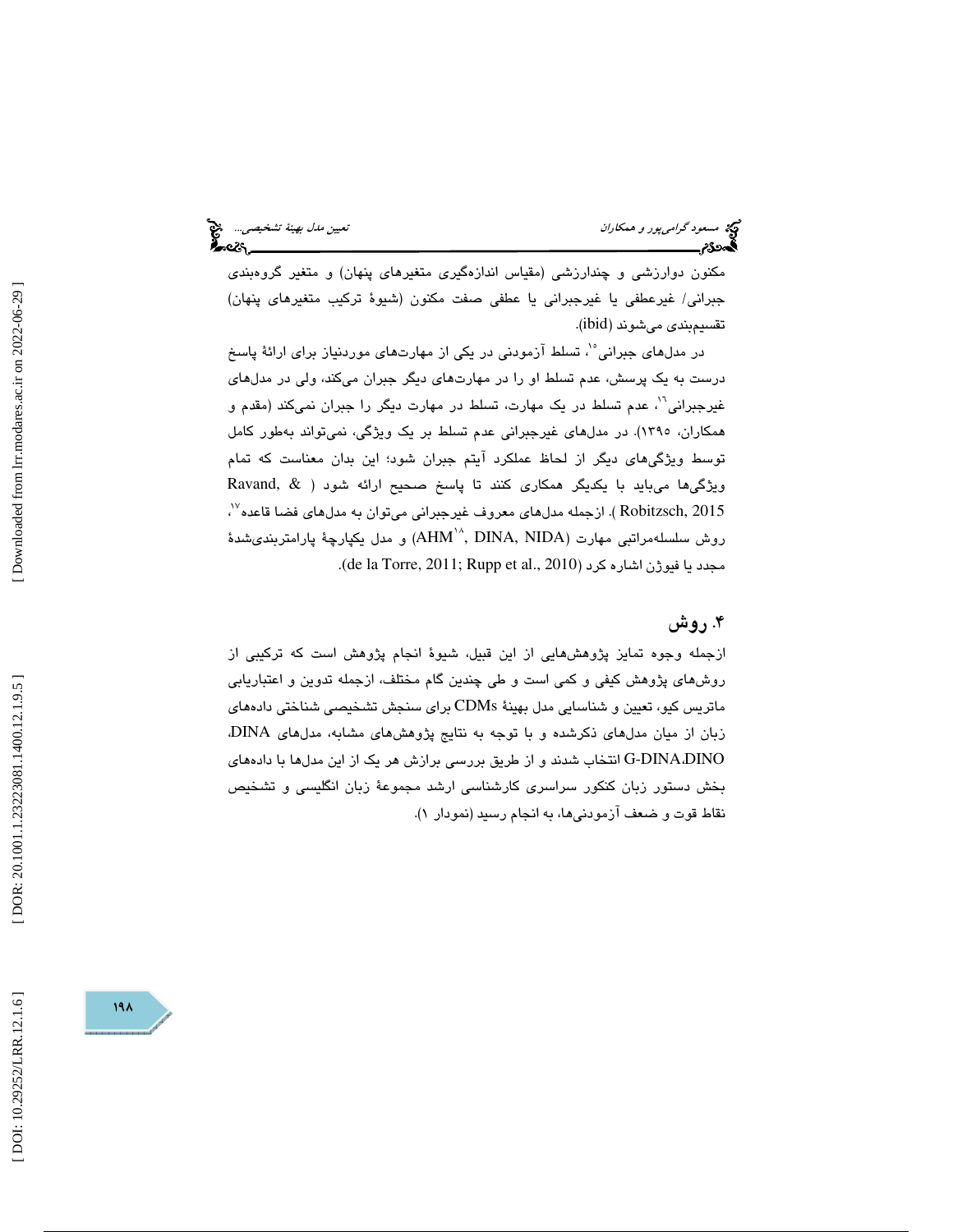مکنون دوارزشی و چندارزشی (مقیاس اندازه‌گیری متغیرهای پنهان) و متغیر گروه‌بندی جبرانی/ غیرعطفی یا غیرجبرانی یا عطفی صفت مکنون (شیوهٔ ترکیب متغیرهای پنهان) تقسیم‌بندی می‌شوند (ibid).

در مدل‌های جبرانی[15]، تسلط آزمودنی در یکی از مهارت‌های موردنیاز برای ارائهٔ پاسخ درست به یک پرسش، عدم تسلط او را در مهارت‌های دیگر جبران می‌کند، ولی در مدل‌های غیرجبرانی[16]، عدم تسلط در یک مهارت، تسلط در مهارت دیگر را جبران نمی‌کند (مقدم و همکاران، ۱۳۹۵). در مدل‌های غیرجبرانی عدم تسلط بر یک ویژگی، نمی‌تواند به‌طور کامل توسط ویژگی‌های دیگر از لحاظ عملکرد آیتم جبران شود؛ این بدان معناست که تمام ویژگی‌ها می‌باید با یکدیگر همکاری کنند تا پاسخ صحیح ارائه شود ( Ravand, & Robitzsch, 2015 ). ازجمله مدل‌های معروف غیرجبرانی می‌توان به مدل‌های فضا قاعده[17]، روش سلسله‌مراتبی مهارت (AHM[18], DINA, NIDA) و مدل یکپارچهٔ پارامتربندی‌شدهٔ مجدد یا فیوژن اشاره کرد (de la Torre, 2011; Rupp et al., 2010).

## ۴. روش

ازجمله وجوه تمایز پژوهش‌هایی از این قبیل، شیوهٔ انجام پژوهش است که ترکیبی از روش‌های پژوهش کیفی و کمی است و طی چندین گام مختلف، ازجمله تدوین و اعتباریابی ماتریس کیو، تعیین و شناسایی مدل بهینهٔ CDMs برای سنجش تشخیصی شناختی داده‌های زبان از میان مدل‌های ذکرشده و با توجه به نتایج پژوهش‌های مشابه، مدل‌های DINA، G-DINA،DINO انتخاب شدند و از طریق بررسی برازش هر یک از این مدل‌ها با داده‌های بخش دستور زبان کنکور سراسری کارشناسی ارشد مجموعهٔ زبان انگلیسی و تشخیص نقاط قوت و ضعف آزمودنی‌ها، به انجام رسید (نمودار ۱).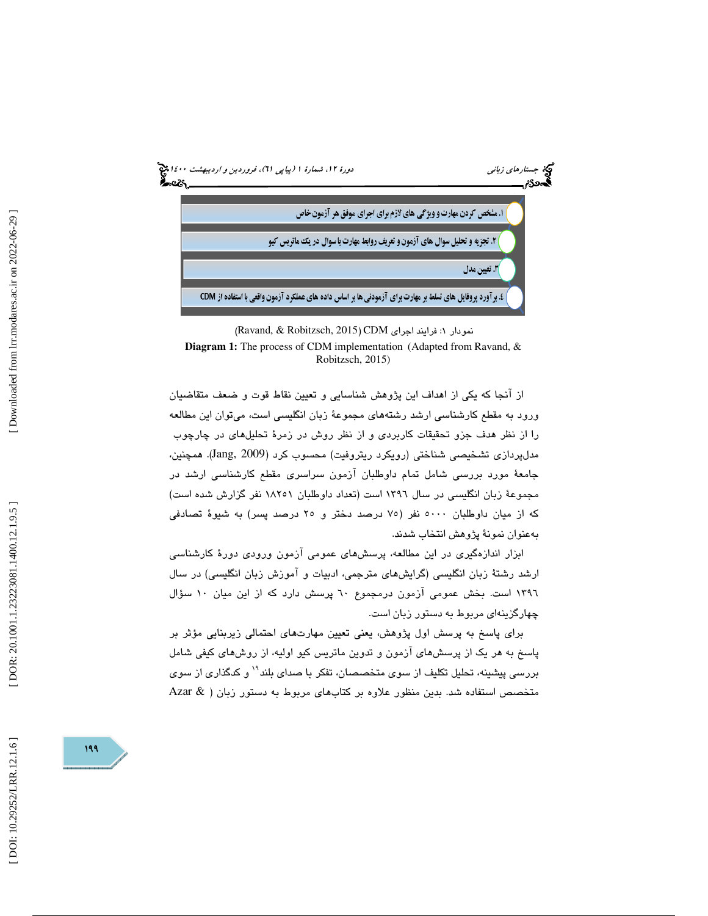۱. مشخص کردن مهارت و ویژگی های لازم برای اجرای موفق هر آزمون خاص

۲. تجزیه و تحلیل سوال های آزمون و تعریف روابط مهارت با سوال در یک ماتریس کیو

۳. تعیین مدل

۴. برآورد پروفایل های تسلط بر مهارت برای آزمودنی ها بر اساس داده های عملکرد آزمون واقعی با استفاده از CDM

نمودار ۱: فرایند اجرای CDM (Ravand, & Robitzsch, 2015)

**Diagram 1:** The process of CDM implementation (Adapted from Ravand, & Robitzsch, 2015)

از آنجا که یکی از اهداف این پژوهش شناسایی و تعیین نقاط قوت و ضعف متقاضیان ورود به مقطع کارشناسی ارشد رشته‌های مجموعهٔ زبان انگلیسی است، می‌توان این مطالعه را از نظر هدف جزو تحقیقات کاربردی و از نظر روش در زمرهٔ تحلیل‌های در چارچوب مدل‌پردازی تشخیصی شناختی (رویکرد ریتروفیت) محسوب کرد (Jang, 2009). همچنین، جامعهٔ مورد بررسی شامل تمام داوطلبان آزمون سراسری مقطع کارشناسی ارشد در مجموعهٔ زبان انگلیسی در سال ۱۳۹۶ است (تعداد داوطلبان ۱۸۲۵۱ نفر گزارش شده است) که از میان داوطلبان ۵۰۰۰ نفر (۷۵ درصد دختر و ۲۵ درصد پسر) به شیوهٔ تصادفی به‌عنوان نمونهٔ پژوهش انتخاب شدند.

ابزار اندازه‌گیری در این مطالعه، پرسش‌های عمومی آزمون ورودی دورهٔ کارشناسی ارشد رشتهٔ زبان انگلیسی (گرایش‌های مترجمی، ادبیات و آموزش زبان انگلیسی) در سال ۱۳۹۶ است. بخش عمومی آزمون درمجموع ۶۰ پرسش دارد که از این میان ۱۰ سؤال چهارگزینه‌ای مربوط به دستور زبان است.

برای پاسخ به پرسش اول پژوهش، یعنی تعیین مهارت‌های احتمالی زیربنایی مؤثر بر پاسخ به هر یک از پرسش‌های آزمون و تدوین ماتریس کیو اولیه، از روش‌های کیفی شامل بررسی پیشینه، تحلیل تکلیف از سوی متخصصان، تفکر با صدای بلند[۱۹] و کدگذاری از سوی متخصص استفاده شد. بدین منظور علاوه بر کتاب‌های مربوط به دستور زبان ( Azar &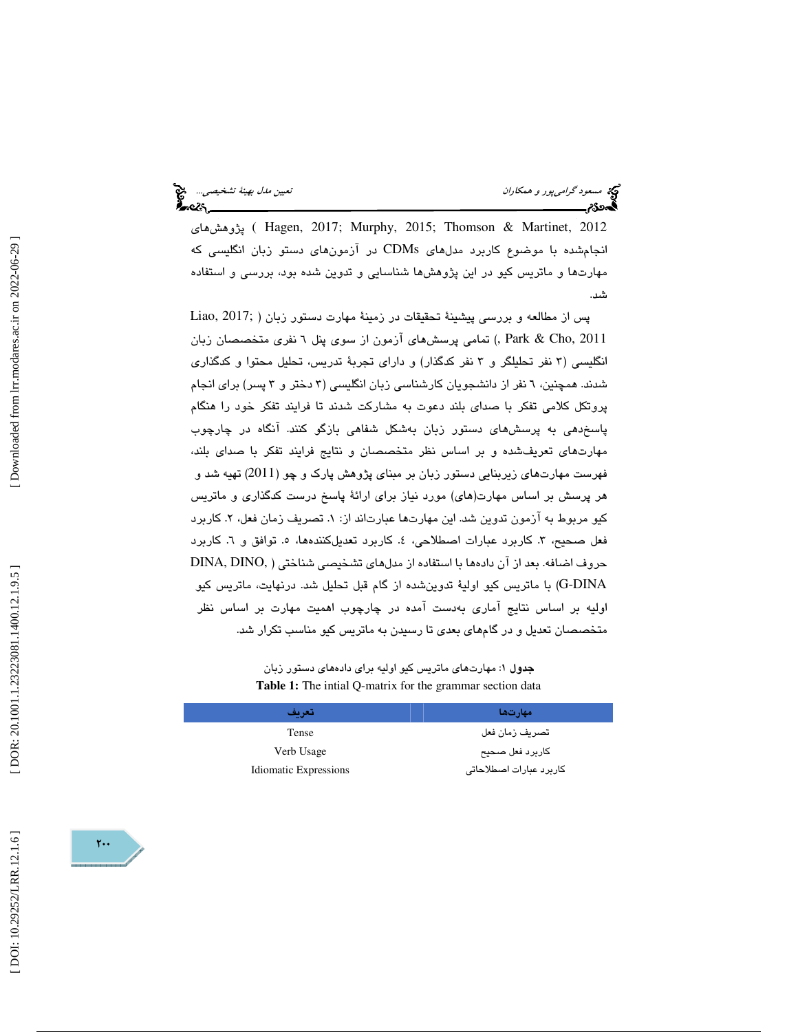پژوهش‌های (Hagen, 2017; Murphy, 2015; Thomson & Martinet, 2012) انجام‌شده با موضوع کاربرد مدل‌های CDMs در آزمون‌های دستو زبان انگلیسی که مهارت‌ها و ماتریس کیو در این پژوهش‌ها شناسایی و تدوین شده بود، بررسی و استفاده شد.

پس از مطالعه و بررسی پیشینهٔ تحقیقات در زمینهٔ مهارت دستور زبان (Liao, 2017; Park & Cho, 2011)، تمامی پرسش‌های آزمون از سوی پنل ٦ نفری متخصصان زبان انگلیسی (٣ نفر تحلیلگر و ٣ نفر کدگذار) و دارای تجربهٔ تدریس، تحلیل محتوا و کدگذاری شدند. همچنین، ٦ نفر از دانشجویان کارشناسی زبان انگلیسی (٣ دختر و ٣ پسر) برای انجام پروتکل کلامی تفکر با صدای بلند دعوت به مشارکت شدند تا فرایند تفکر خود را هنگام پاسخ‌دهی به پرسش‌های دستور زبان به‌شکل شفاهی بازگو کنند. آنگاه در چارچوب مهارت‌های تعریف‌شده و بر اساس نظر متخصصان و نتایج فرایند تفکر با صدای بلند، فهرست مهارت‌های زیربنایی دستور زبان بر مبنای پژوهش پارک و چو (2011) تهیه شد و هر پرسش بر اساس مهارت(های) مورد نیاز برای ارائهٔ پاسخ درست کدگذاری و ماتریس کیو مربوط به آزمون تدوین شد. این مهارت‌ها عبارت‌اند از: ١. تصریف زمان فعل، ٢. کاربرد فعل صحیح، ٣. کاربرد عبارات اصطلاحی، ٤. کاربرد تعدیل‌کننده‌ها، ٥. توافق و ٦. کاربرد حروف اضافه. بعد از آن داده‌ها با استفاده از مدل‌های تشخیصی شناختی (DINA, DINO, G-DINA) با ماتریس کیو اولیهٔ تدوین‌شده از گام قبل تحلیل شد. درنهایت، ماتریس کیو اولیه بر اساس نتایج آماری به‌دست آمده در چارچوب اهمیت مهارت بر اساس نظر متخصصان تعدیل و در گام‌های بعدی تا رسیدن به ماتریس کیو مناسب تکرار شد.

**جدول ١:** مهارت‌های ماتریس کیو اولیه برای داده‌های دستور زبان

**Table 1:** The intial Q-matrix for the grammar section data

| مهارت‌ها | تعریف |
|---|---|
| تصریف زمان فعل | Tense |
| کاربرد فعل صحیح | Verb Usage |
| کاربرد عبارات اصطلاحاتی | Idiomatic Expressions |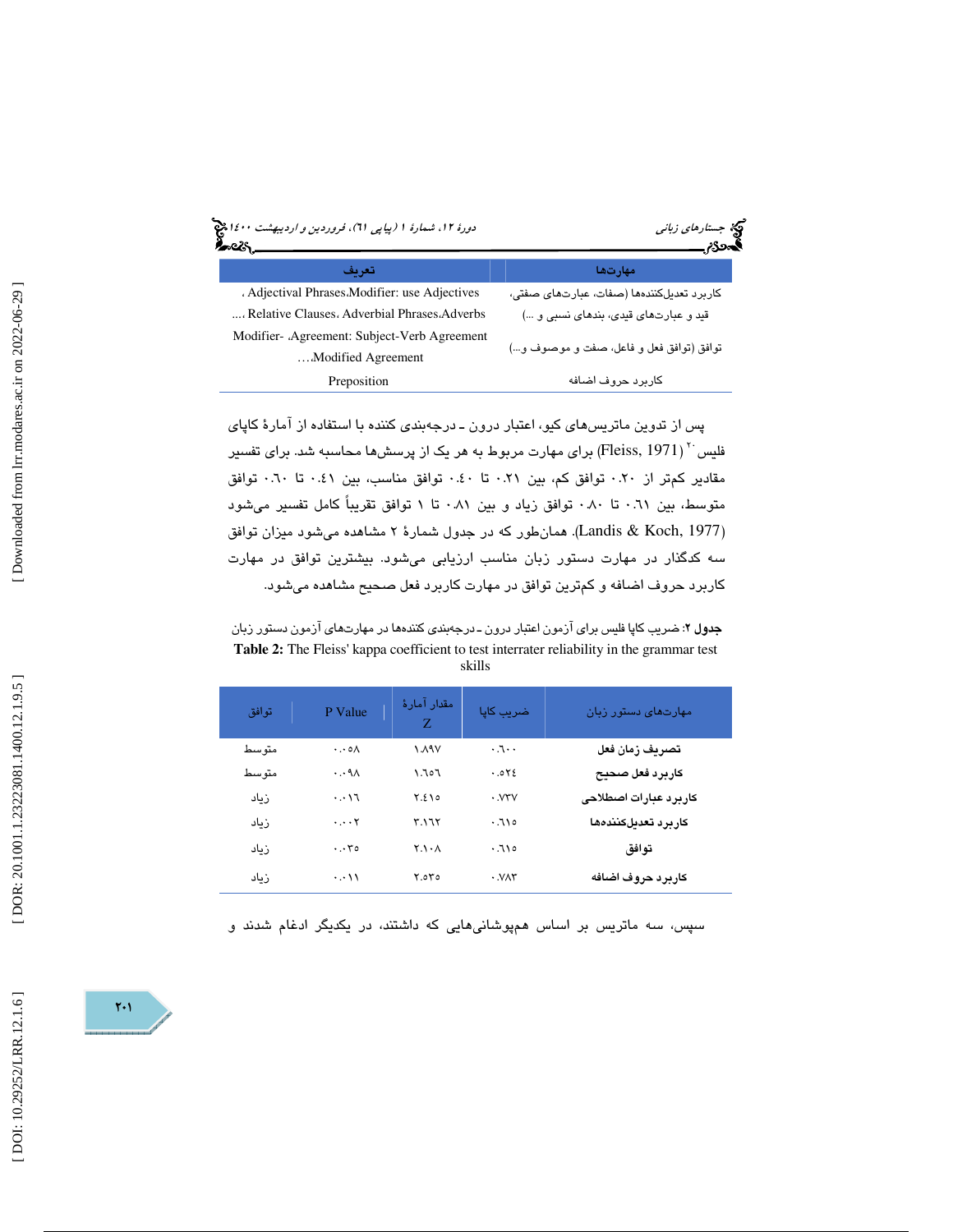| مهارت‌ها | تعریف |
|---|---|
| کاربرد تعدیل‌کننده‌ها (صفات، عبارت‌های صفتی، قید و عبارت‌های قیدی، بندهای نسبی و ...) | Modifier: use Adjectives، Adjectival Phrases، Adverbs، Adverbial Phrases، Relative Clauses ... |
| توافق (توافق فعل و فاعل، صفت و موصوف و...) | Agreement: Subject-Verb Agreement، Modifier-Modified Agreement... |
| کاربرد حروف اضافه | Preposition |

پس از تدوین ماتریس‌های کیو، اعتبار درون ـ درجه‌بندی کننده با استفاده از آمارهٔ کاپای فلیس[20] (Fleiss, 1971) برای مهارت مربوط به هر یک از پرسش‌ها محاسبه شد. برای تفسیر مقادیر کمتر از ۰.۲۰ توافق کم، بین ۰.۲۱ تا ۰.۴۰ توافق مناسب، بین ۰.۴۱ تا ۰.۶۰ توافق متوسط، بین ۰.۶۱ تا ۰.۸۰ توافق زیاد و بین ۰.۸۱ تا ۱ توافق تقریباً کامل تفسیر می‌شود (Landis & Koch, 1977). همان‌طور که در جدول شمارهٔ ۲ مشاهده می‌شود میزان توافق سه کدگذار در مهارت دستور زبان مناسب ارزیابی می‌شود. بیشترین توافق در مهارت کاربرد حروف اضافه و کمترین توافق در مهارت کاربرد فعل صحیح مشاهده می‌شود.

**جدول ۲:** ضریب کاپا فلیس برای آزمون اعتبار درون ـ درجه‌بندی کننده‌ها در مهارت‌های آزمون دستور زبان

**Table 2:** The Fleiss' kappa coefficient to test interrater reliability in the grammar test skills

| مهارت‌های دستور زبان | ضریب کاپا | مقدار آمارهٔ Z | P Value | توافق |
|---|---|---|---|---|
| **تصریف زمان فعل** | ۰.٦۰۰ | ۱.۸۹۷ | ۰.۰۵۸ | متوسط |
| **کاربرد فعل صحیح** | ۰.۵۲٤ | ۱.٦۵٦ | ۰.۰۹۸ | متوسط |
| **کاربرد عبارات اصطلاحی** | ۰.۷۳۷ | ۲.٤۱۵ | ۰.۰۱٦ | زیاد |
| **کاربرد تعدیل‌کننده‌ها** | ۰.٦۱۵ | ۳.۱٦۲ | ۰.۰۰۲ | زیاد |
| **توافق** | ۰.٦۱۵ | ۲.۱۰۸ | ۰.۰۳۵ | زیاد |
| **کاربرد حروف اضافه** | ۰.۷۸۳ | ۲.۵۳۵ | ۰.۰۱۱ | زیاد |

سپس، سه ماتریس بر اساس هم‌پوشانی‌هایی که داشتند، در یکدیگر ادغام شدند و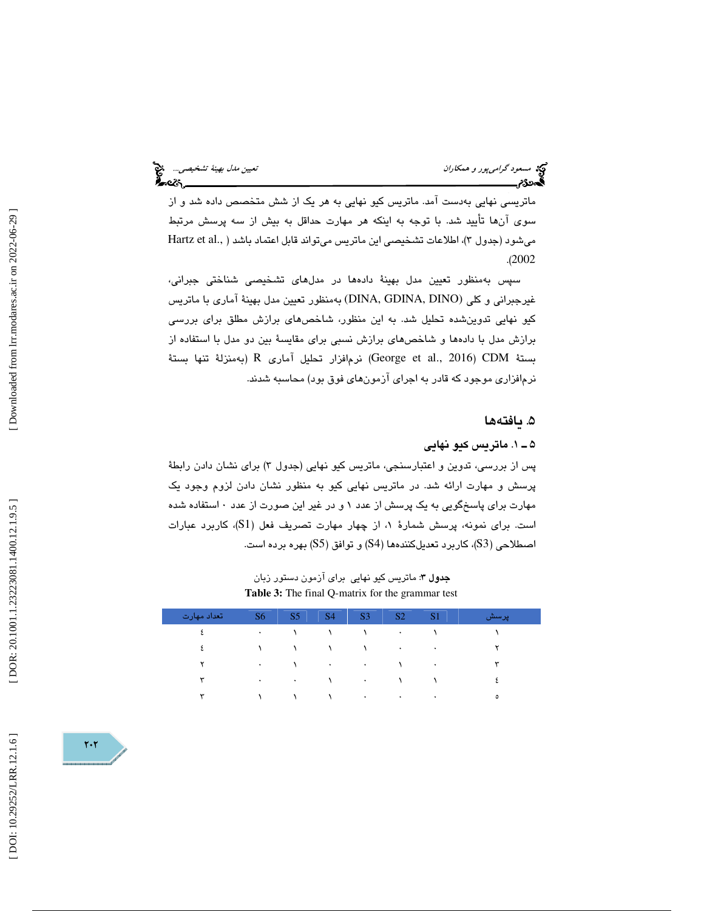ماتریسی نهایی به‌دست آمد. ماتریس کیو نهایی به هر یک از شش متخصص داده شد و از سوی آن‌ها تأیید شد. با توجه به اینکه هر مهارت حداقل به بیش از سه پرسش مرتبط می‌شود (جدول ۳)، اطلاعات تشخیصی این ماتریس می‌تواند قابل اعتماد باشد (Hartz et al., 2002).

سپس به‌منظور تعیین مدل بهینهٔ داده‌ها در مدل‌های تشخیصی شناختی جبرانی، غیرجبرانی و کلی (DINA, GDINA, DINO) به‌منظور تعیین مدل بهینهٔ آماری با ماتریس کیو نهایی تدوین‌شده تحلیل شد. به این منظور، شاخص‌های برازش مطلق برای بررسی برازش مدل با داده‌ها و شاخص‌های برازش نسبی برای مقایسهٔ بین دو مدل با استفاده از بستهٔ CDM (George et al., 2016) نرم‌افزار تحلیل آماری R (به‌منزلهٔ تنها بستهٔ نرم‌افزاری موجود که قادر به اجرای آزمون‌های فوق بود) محاسبه شدند.

## ۵. یافته‌ها

### ۵ ـ ۱. ماتریس کیو نهایی

پس از بررسی، تدوین و اعتبارسنجی، ماتریس کیو نهایی (جدول ۳) برای نشان دادن رابطهٔ پرسش و مهارت ارائه شد. در ماتریس نهایی کیو به منظور نشان دادن لزوم وجود یک مهارت برای پاسخ‌گویی به یک پرسش از عدد ۱ و در غیر این صورت از عدد ۰ استفاده شده است. برای نمونه، پرسش شمارهٔ ۱، از چهار مهارت تصریف فعل (S1)، کاربرد عبارات اصطلاحی (S3)، کاربرد تعدیل‌کننده‌ها (S4) و توافق (S5) بهره برده است.

**جدول ۳**: ماتریس کیو نهایی برای آزمون دستور زبان

**Table 3:** The final Q-matrix for the grammar test

| پرسش | S1 | S2 | S3 | S4 | S5 | S6 | تعداد مهارت |
|---|---|---|---|---|---|---|---|
| ۱ | ۱ | ۰ | ۱ | ۱ | ۱ | ۰ | ٤ |
| ۲ | ۰ | ۰ | ۱ | ۱ | ۱ | ۱ | ٤ |
| ۳ | ۰ | ۱ | ۰ | ۰ | ۱ | ۰ | ۲ |
| ٤ | ۱ | ۱ | ۰ | ۱ | ۰ | ۰ | ۳ |
| ٥ | ۰ | ۰ | ۰ | ۱ | ۱ | ۱ | ۳ |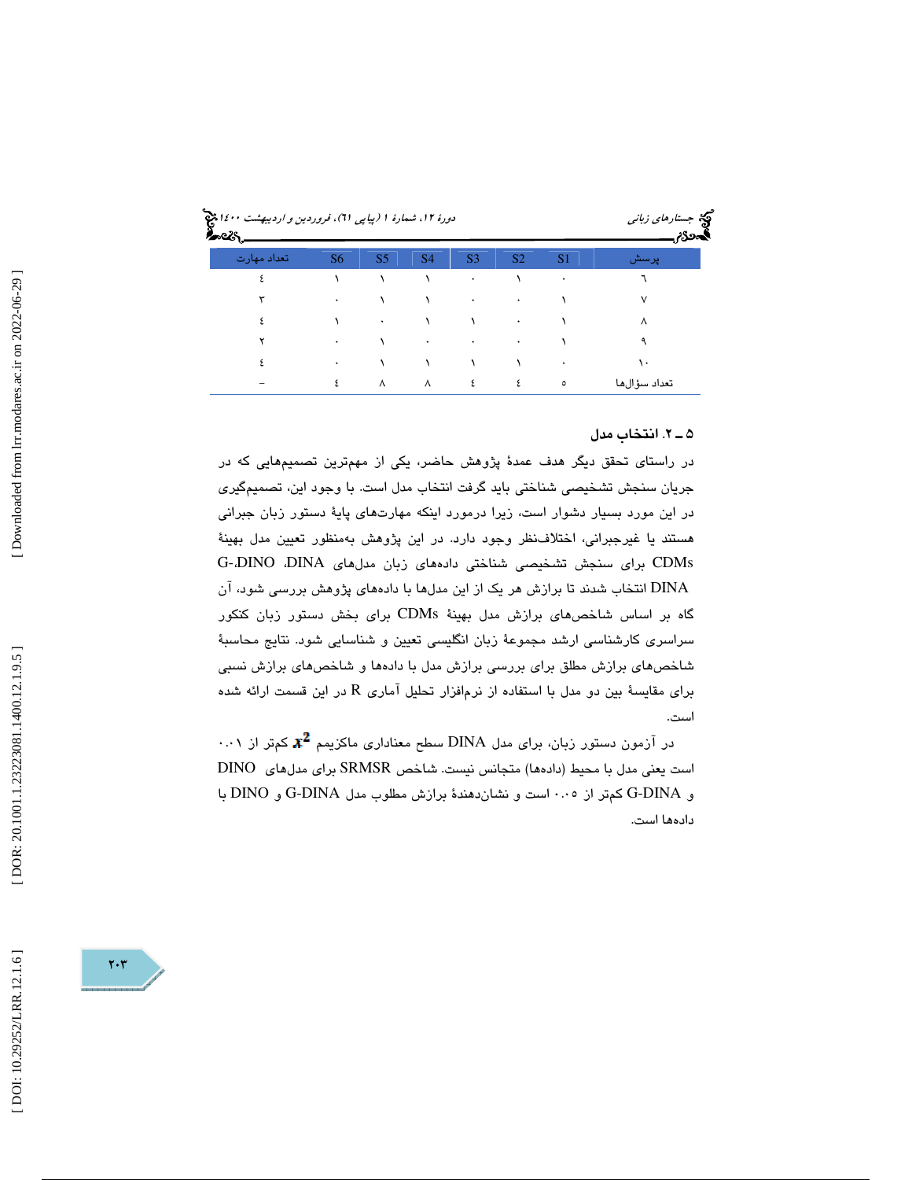| پرسش | S1 | S2 | S3 | S4 | S5 | S6 | تعداد مهارت |
|---|---|---|---|---|---|---|---|
| ٦ | ٠ | ١ | ٠ | ١ | ١ | ١ | ٤ |
| ٧ | ١ | ٠ | ٠ | ١ | ١ | ٠ | ٣ |
| ٨ | ١ | ٠ | ١ | ١ | ٠ | ١ | ٤ |
| ٩ | ١ | ٠ | ٠ | ٠ | ١ | ٠ | ٢ |
| ١٠ | ٠ | ١ | ١ | ١ | ١ | ٠ | ٤ |
| تعداد سؤال‌ها | ٥ | ٤ | ٤ | ٨ | ٨ | ٤ | – |

### ۵ ـ ۲. انتخاب مدل

در راستای تحقق هدف عمدهٔ پژوهش حاضر، یکی از مهم‌ترین تصمیم‌هایی که در جریان سنجش تشخیصی شناختی باید گرفت انتخاب مدل است. با وجود این، تصمیم‌گیری در این مورد بسیار دشوار است، زیرا درمورد اینکه مهارت‌های پایهٔ دستور زبان جبرانی هستند یا غیرجبرانی، اختلاف‌نظر وجود دارد. در این پژوهش به‌منظور تعیین مدل بهینهٔ CDMs برای سنجش تشخیصی شناختی داده‌های زبان مدل‌های DINA، DINO و G-DINA انتخاب شدند تا برازش هر یک از این مدل‌ها با داده‌های پژوهش بررسی شود، آن گاه بر اساس شاخص‌های برازش مدل بهینهٔ CDMs برای بخش دستور زبان کنکور سراسری کارشناسی ارشد مجموعهٔ زبان انگلیسی تعیین و شناسایی شود. نتایج محاسبهٔ شاخص‌های برازش مطلق برای بررسی برازش مدل با داده‌ها و شاخص‌های برازش نسبی برای مقایسهٔ بین دو مدل با استفاده از نرم‌افزار تحلیل آماری R در این قسمت ارائه شده است.

در آزمون دستور زبان، برای مدل DINA سطح معناداری ماکزیمم $\chi^2$ کمتر از ۰.۰۱ است یعنی مدل با محیط (داده‌ها) متجانس نیست. شاخص SRMSR برای مدل‌های DINO و G-DINA کمتر از ۰.۰۵ است و نشان‌دهندهٔ برازش مطلوب مدل G-DINA و DINO با داده‌ها است.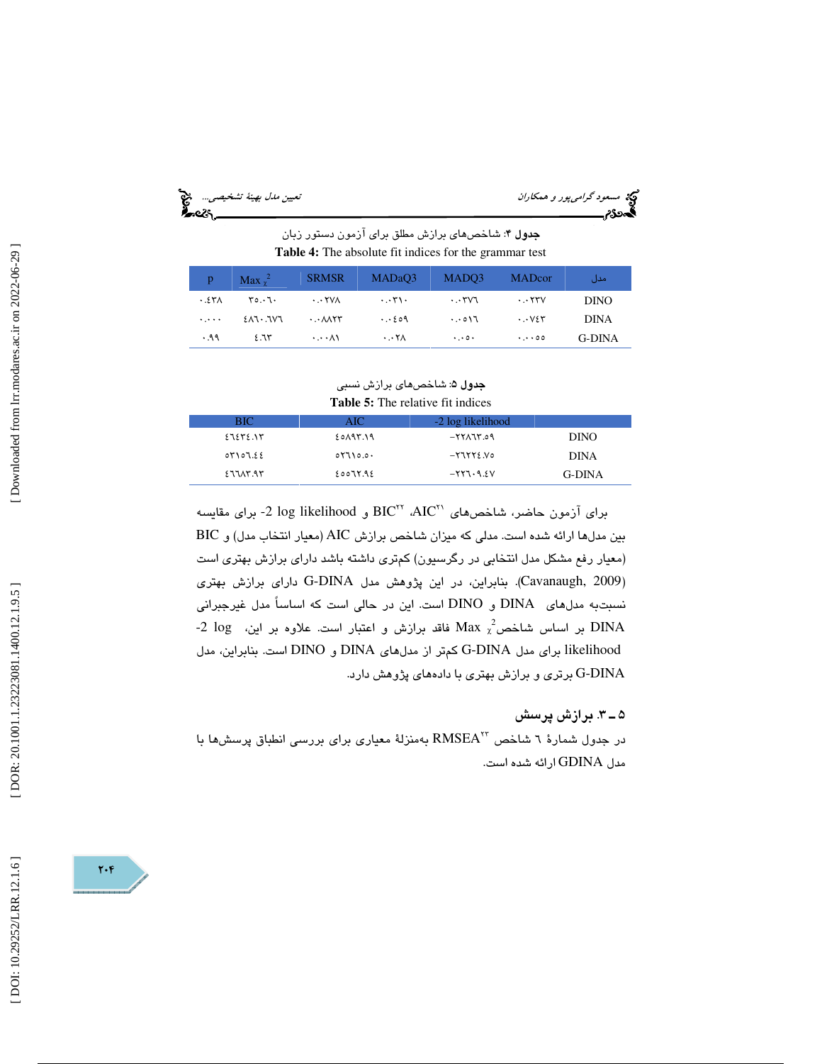**جدول ۴**: شاخص‌های برازش مطلق برای آزمون دستور زبان

**Table 4:** The absolute fit indices for the grammar test

| مدل | MADcor | MADQ3 | MADaQ3 | SRMSR | $Max\ \chi^2$ | p |
|---|---|---|---|---|---|---|
| DINO | ۰.۰۲۳۷ | ۰.۰۳۷٦ | ۰.۰۳۱۰ | ۰.۰۲۷۸ | ۳٥.۰٦۰ | ۰.٤۳۸ |
| DINA | ۰.۰۷٤۳ | ۰.۰٥۱٦ | ۰.۰٤٥۹ | ۰.۰۸۸۲۳ | ٤۸٦۰.٦۷٦ | ۰.۰۰۰ |
| G-DINA | ۰.۰۰٥٥ | ۰.۰٥۰ | ۰.۰۲۸ | ۰.۰۰۸۱ | ٤.٦۳ | ۰.۹۹ |

**جدول ۵**: شاخص‌های برازش نسبی

**Table 5:** The relative fit indices

| | -2 log likelihood | AIC | BIC |
|---|---|---|---|
| DINO | -۲۲۸٦۳.٥۹ | ٤٥۸۹۳.۱۹ | ٤٦٤۳٤.۱۳ |
| DINA | -۲٦۲۲٤.۷٥ | ٥۲٦۱٥.٥۰ | ٥۳۱٥٦.٤٤ |
| G-DINA | -۲۲٦۰۹.٤۷ | ٤٥٥٦۲.۹٤ | ٤٦٦۸۳.۹۳ |

برای آزمون حاضر، شاخص‌های AIC[21]، BIC[22] و ‎-2 log likelihood‎ برای مقایسه بین مدل‌ها ارائه شده است. مدلی که میزان شاخص برازش AIC (معیار انتخاب مدل) و BIC (معیار رفع مشکل مدل انتخابی در رگرسیون) کم‌تری داشته باشد دارای برازش بهتری است (Cavanaugh, 2009). بنابراین، در این پژوهش مدل G-DINA دارای برازش بهتری نسبت‌به مدل‌های DINA و DINO است. این در حالی است که اساساً مدل غیرجبرانی DINA بر اساس شاخص $Max\ \chi^2$ فاقد برازش و اعتبار است. علاوه بر این، ‎-2 log likelihood‎ برای مدل G-DINA کم‌تر از مدل‌های DINA و DINO است. بنابراین، مدل G-DINA برتری و برازش بهتری با داده‌های پژوهش دارد.

### ۵ ـ ۳. برازش پرسش

در جدول شمارهٔ ٦ شاخص RMSEA[23] به‌منزلهٔ معیاری برای بررسی انطباق پرسش‌ها با مدل GDINA ارائه شده است.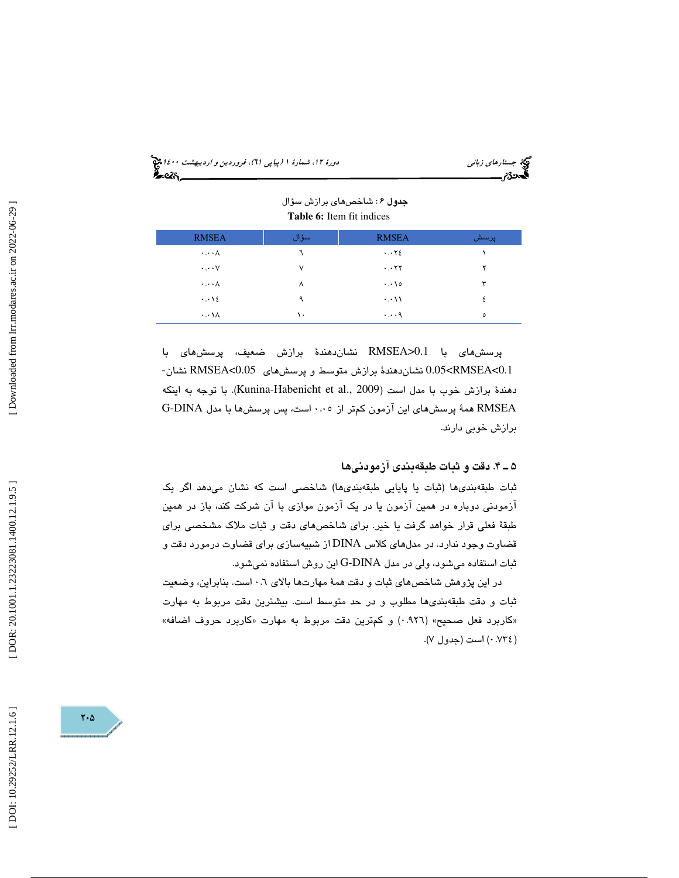**جدول ۶**: شاخص‌های برازش سؤال

**Table 6:** Item fit indices

| پرسش | RMSEA | سؤال | RMSEA |
|---|---|---|---|
| ۱ | ۰.۰۲٤ | ٦ | ۰.۰۰۸ |
| ۲ | ۰.۰۲۲ | ۷ | ۰.۰۰۷ |
| ۳ | ۰.۰۱۵ | ۸ | ۰.۰۰۸ |
| ٤ | ۰.۰۱۱ | ۹ | ۰.۰۱٤ |
| ۵ | ۰.۰۰۹ | ۱۰ | ۰.۰۱۸ |

پرسش‌های با RMSEA>0.1 نشان‌دهندهٔ برازش ضعیف، پرسش‌های با 0.05<RMSEA<0.1 نشان‌دهندهٔ برازش متوسط و پرسش‌های RMSEA<0.05 نشان‌دهندهٔ برازش خوب با مدل است (Kunina-Habenicht et al., 2009). با توجه به اینکه RMSEA همهٔ پرسش‌های این آزمون کمتر از ۰.۰۵ است، پس پرسش‌ها با مدل G-DINA برازش خوبی دارند.

## ۵ ـ ۴. دقت و ثبات طبقه‌بندی آزمودنی‌ها

ثبات طبقه‌بندی‌ها (ثبات یا پایایی طبقه‌بندی‌ها) شاخصی است که نشان می‌دهد اگر یک آزمودنی دوباره در همین آزمون یا در یک آزمون موازی با آن شرکت کند، باز در همین طبقهٔ فعلی قرار خواهد گرفت یا خیر. برای شاخص‌های دقت و ثبات ملاک مشخصی برای قضاوت وجود ندارد. در مدل‌های کلاس DINA از شبیه‌سازی برای قضاوت درمورد دقت و ثبات استفاده می‌شود، ولی در مدل G-DINA این روش استفاده نمی‌شود.

در این پژوهش شاخص‌های ثبات و دقت همهٔ مهارت‌ها بالای ۰.٦ است. بنابراین، وضعیت ثبات و دقت طبقه‌بندی‌ها مطلوب و در حد متوسط است. بیشترین دقت مربوط به مهارت «کاربرد فعل صحیح» (۰.۹۲٦) و کمترین دقت مربوط به مهارت «کاربرد حروف اضافه» (۰.۷۳٤) است (جدول ۷).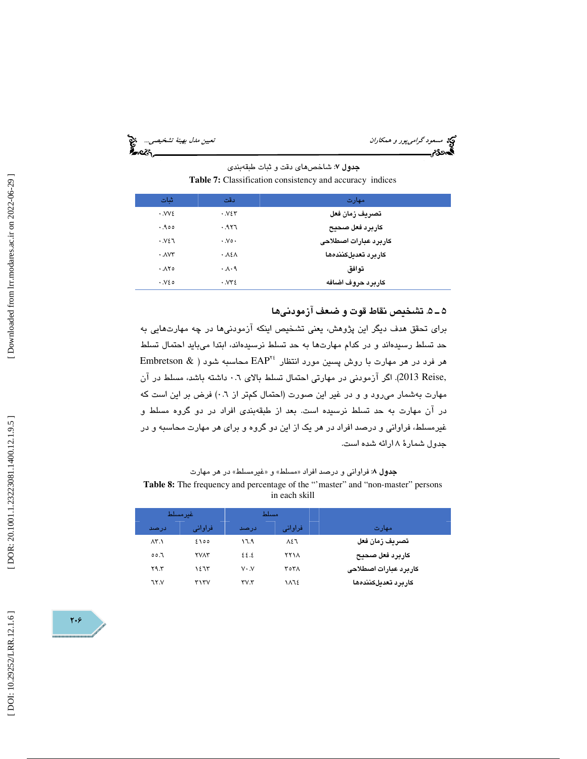**جدول ۷**: شاخص‌های دقت و ثبات طبقه‌بندی

**Table 7:** Classification consistency and accuracy indices

| مهارت | دقت | ثبات |
|---|---|---|
| تصریف زمان فعل | ۰.۷۴۳ | ۰.۷۷۴ |
| کاربرد فعل صحیح | ۰.۹۳۶ | ۰.۹۵۵ |
| کاربرد عبارات اصطلاحی | ۰.۷۵۰ | ۰.۷۴۶ |
| کاربرد تعدیل‌کننده‌ها | ۰.۸۴۸ | ۰.۸۷۳ |
| توافق | ۰.۸۰۹ | ۰.۸۲۵ |
| کاربرد حروف اضافه | ۰.۷۳۴ | ۰.۷۴۵ |

## ۵ ـ ۵. تشخیص نقاط قوت و ضعف آزمودنی‌ها

برای تحقق هدف دیگر این پژوهش، یعنی تشخیص اینکه آزمودنی‌ها در چه مهارت‌هایی به حد تسلط رسیده‌اند و در کدام مهارت‌ها به حد تسلط نرسیده‌اند، ابتدا می‌باید احتمال تسلط هر فرد در هر مهارت با روش پسین مورد انتظار EAP[۲۴] محاسبه شود (Embretson & Reise, 2013). اگر آزمودنی در مهارتی احتمال تسلط بالای ۰.۶ داشته باشد، مسلط در آن مهارت به‌شمار می‌رود و در غیر این صورت (احتمال کمتر از ۰.۶) فرض بر این است که در آن مهارت به حد تسلط نرسیده است. بعد از طبقه‌بندی افراد در دو گروه مسلط و غیرمسلط، فراوانی و درصد افراد در هر یک از این دو گروه و برای هر مهارت محاسبه و در جدول شمارهٔ ۸ ارائه شده است.

**جدول ۸**: فراوانی و درصد افراد «مسلط» و «غیرمسلط» در هر مهارت

**Table 8:** The frequency and percentage of the "'master" and "non-master" persons in each skill

| مهارت | مسلط | | غیرمسلط | |
|---|---|---|---|---|
| | فراوانی | درصد | فراوانی | درصد |
| تصریف زمان فعل | ۸۴۶ | ۱۶.۹ | ۴۱۵۵ | ۸۳.۱ |
| کاربرد فعل صحیح | ۲۲۱۸ | ۴۴.۴ | ۲۷۸۳ | ۵۵.۶ |
| کاربرد عبارات اصطلاحی | ۳۵۳۸ | ۷۰.۷ | ۱۴۶۳ | ۲۹.۳ |
| کاربرد تعدیل‌کننده‌ها | ۱۸۶۴ | ۳۷.۳ | ۳۱۳۷ | ۶۲.۷ |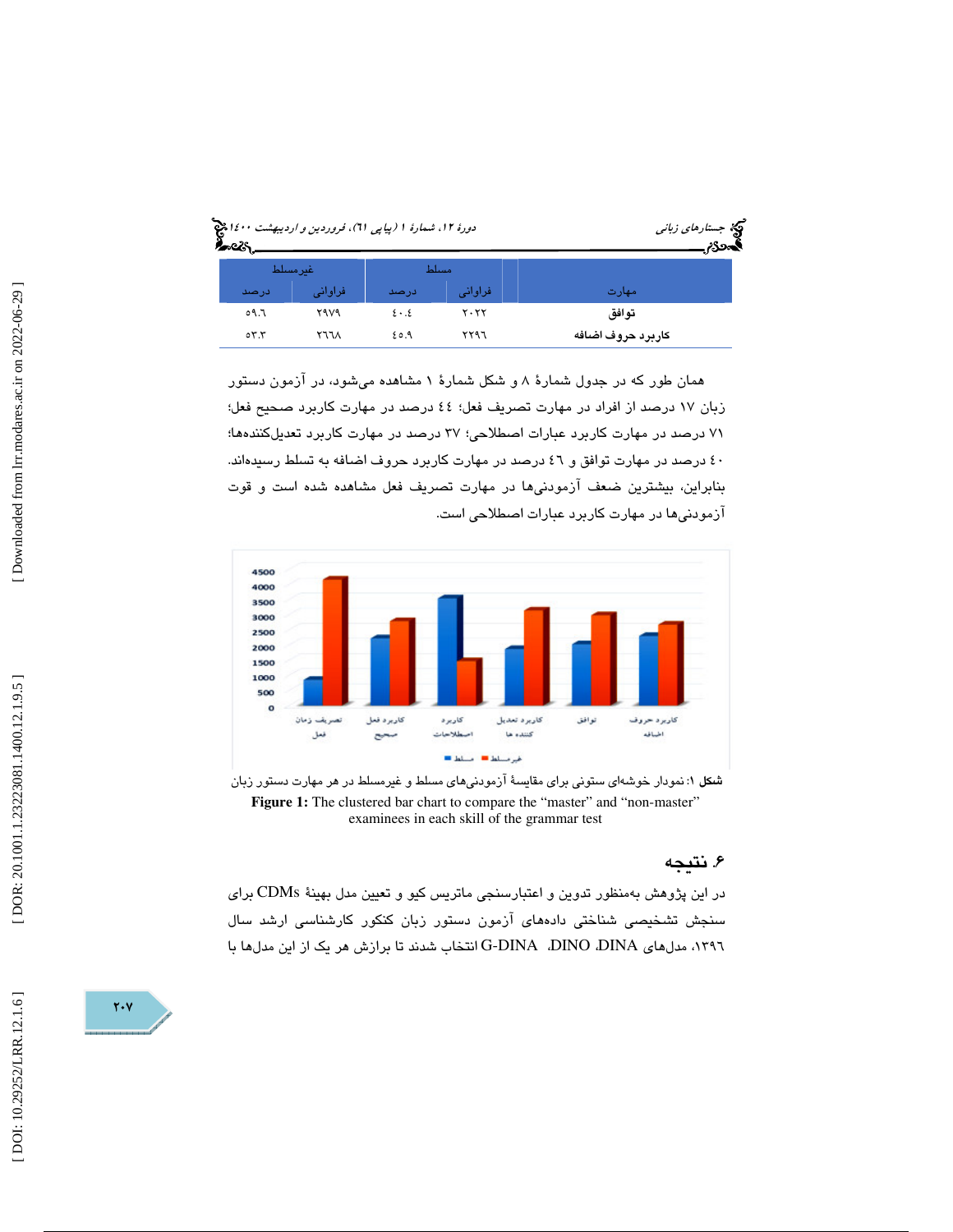| مهارت | | مسلط | | غیرمسلط | |
|---|---|---|---|---|---|
| | | فراوانی | درصد | فراوانی | درصد |
| **توافق** | | ۲۰۲۲ | ٤۰.٤ | ۲۹۷۹ | ٥۹.٦ |
| **کاربرد حروف اضافه** | | ۲۲۹٦ | ٤٥.۹ | ۲٦٦۸ | ٥۳.۳ |

همان طور که در جدول شمارۀ ۸ و شکل شمارۀ ۱ مشاهده می‌شود، در آزمون دستور زبان ۱۷ درصد از افراد در مهارت تصریف فعل؛ ٤٤ درصد در مهارت کاربرد صحیح فعل؛ ۷۱ درصد در مهارت کاربرد عبارات اصطلاحی؛ ۳۷ درصد در مهارت کاربرد تعدیل‌کننده‌ها؛ ٤۰ درصد در مهارت توافق و ٤٦ درصد در مهارت کاربرد حروف اضافه به تسلط رسیده‌اند. بنابراین، بیشترین ضعف آزمودنی‌ها در مهارت تصریف فعل مشاهده شده است و قوت آزمودنی‌ها در مهارت کاربرد عبارات اصطلاحی است.

**شکل ۱**: نمودار خوشه‌ای ستونی برای مقایسۀ آزمودنی‌های مسلط و غیرمسلط در هر مهارت دستور زبان

**Figure 1:** The clustered bar chart to compare the "master" and "non-master" examinees in each skill of the grammar test

## ۶. نتیجه

در این پژوهش به‌منظور تدوین و اعتبارسنجی ماتریس کیو و تعیین مدل بهینۀ CDMs برای سنجش تشخیصی شناختی داده‌های آزمون دستور زبان کنکور کارشناسی ارشد سال ۱۳۹٦، مدل‌های DINA، DINO، G-DINA انتخاب شدند تا برازش هر یک از این مدل‌ها با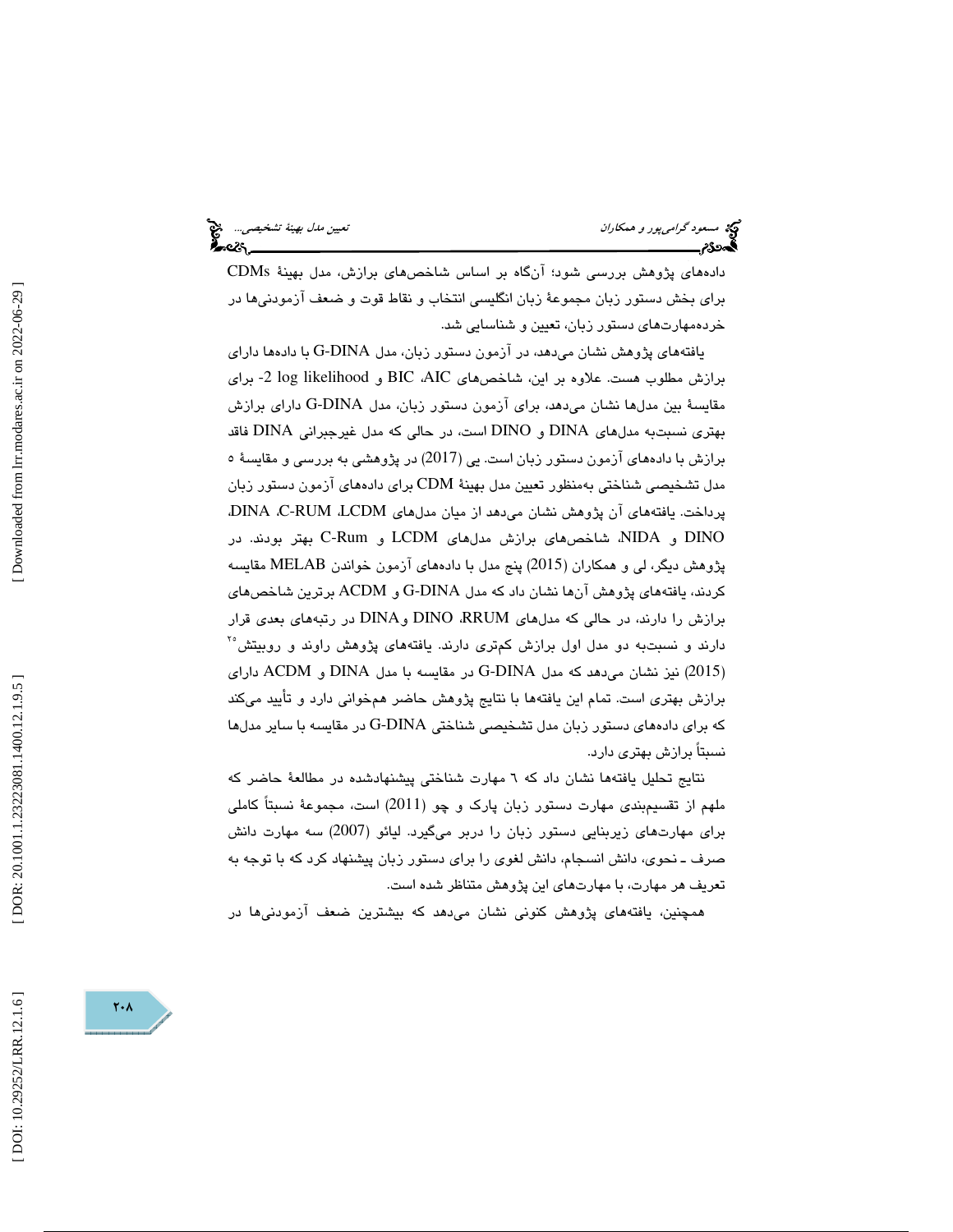داده‌های پژوهش بررسی شود؛ آنگاه بر اساس شاخص‌های برازش، مدل بهینهٔ CDMs برای بخش دستور زبان انگلیسی مجموعهٔ زبان انگلیسی انتخاب و نقاط قوت و ضعف آزمودنی‌ها در خرده‌مهارت‌های دستور زبان، تعیین و شناسایی شد.

یافته‌های پژوهش نشان می‌دهد، در آزمون دستور زبان، مدل G-DINA با داده‌ها دارای برازش مطلوب هست. علاوه بر این، شاخص‌های BIC ،AIC و 2- log likelihood برای مقایسهٔ بین مدل‌ها نشان می‌دهد، برای آزمون دستور زبان، مدل G-DINA دارای برازش بهتری نسبت‌به مدل‌های DINA و DINO است، در حالی که مدل غیرجبرانی DINA فاقد برازش با داده‌های آزمون دستور زبان است. یی (2017) در پژوهشی به بررسی و مقایسهٔ ۵ مدل تشخیصی شناختی به‌منظور تعیین مدل بهینهٔ CDM برای داده‌های آزمون دستور زبان پرداخت. یافته‌های آن پژوهش نشان می‌دهد از میان مدل‌های LCDM، C-RUM، DINA، NIDA و DINO، شاخص‌های برازش مدل‌های LCDM و C-Rum بهتر بودند. در پژوهش دیگر، لی و همکاران (2015) پنج مدل با داده‌های آزمون خواندن MELAB مقایسه کردند، یافته‌های پژوهش آن‌ها نشان داد که مدل G-DINA و ACDM برترین شاخص‌های برازش را دارند، در حالی که مدل‌های RRUM، DINO و DINA در رتبه‌های بعدی قرار دارند و نسبت‌به دو مدل اول برازش کم‌تری دارند. یافته‌های پژوهش راوند و روبیتش[25] (2015) نیز نشان می‌دهد که مدل G-DINA در مقایسه با مدل DINA و ACDM دارای برازش بهتری است. تمام این یافته‌ها با نتایج پژوهش حاضر همخوانی دارد و تأیید می‌کند که برای داده‌های دستور زبان مدل تشخیصی شناختی G-DINA در مقایسه با سایر مدل‌ها نسبتاً برازش بهتری دارد.

نتایج تحلیل یافته‌ها نشان داد که ٦ مهارت شناختی پیشنهادشده در مطالعهٔ حاضر که ملهم از تقسیم‌بندی مهارت دستور زبان پارک و چو (2011) است، مجموعهٔ نسبتاً کاملی برای مهارت‌های زیربنایی دستور زبان را دربر می‌گیرد. لیائو (2007) سه مهارت دانش صرف ـ نحوی، دانش انسجام، دانش لغوی را برای دستور زبان پیشنهاد کرد که با توجه به تعریف هر مهارت، با مهارت‌های این پژوهش متناظر شده است.

همچنین، یافته‌های پژوهش کنونی نشان می‌دهد که بیشترین ضعف آزمودنی‌ها در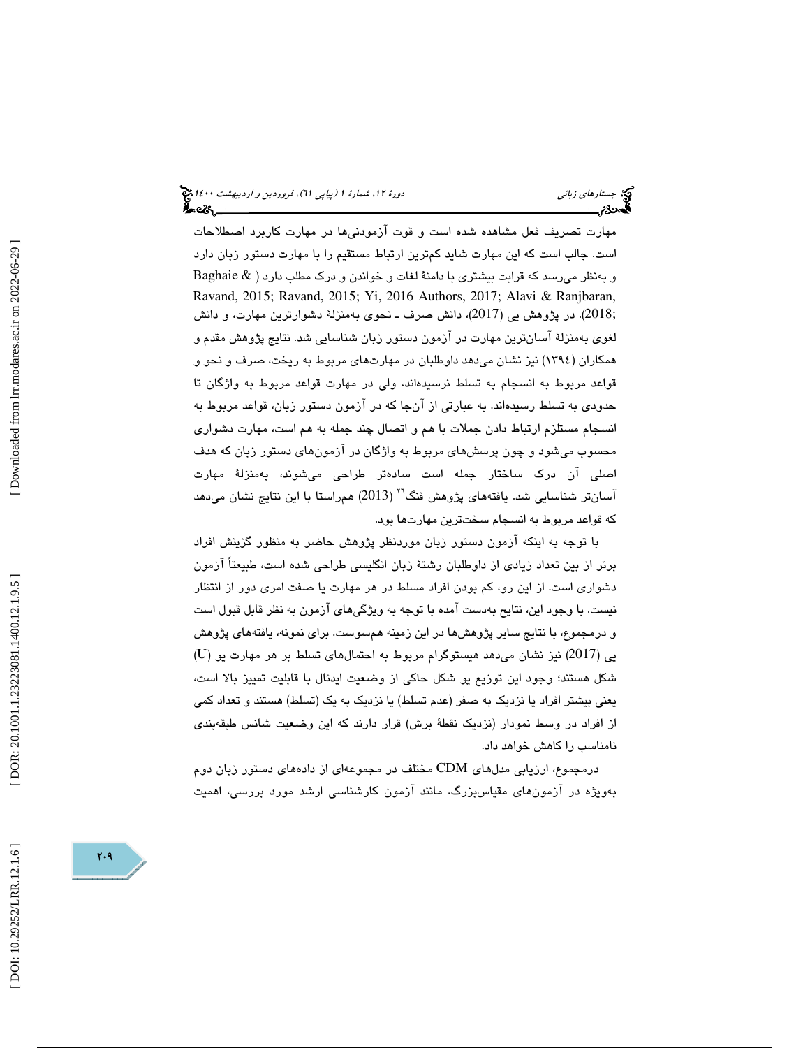مهارت تصریف فعل مشاهده شده است و قوت آزمودنی‌ها در مهارت کاربرد اصطلاحات است. جالب است که این مهارت شاید کم‌ترین ارتباط مستقیم را با مهارت دستور زبان دارد و به‌نظر می‌رسد که قرابت بیشتری با دامنهٔ لغات و خواندن و درک مطلب دارد ( Baghaie & Ravand, 2015; Ravand, 2015; Yi, 2016 Authors, 2017; Alavi & Ranjbaran, 2018;). در پژوهش یی (2017)، دانش صرف ـ نحوی به‌منزلهٔ دشوارترین مهارت، و دانش لغوی به‌منزلهٔ آسان‌ترین مهارت در آزمون دستور زبان شناسایی شد. نتایج پژوهش مقدم و همکاران (۱۳۹۴) نیز نشان می‌دهد داوطلبان در مهارت‌های مربوط به ریخت، صرف و نحو و قواعد مربوط به انسجام به تسلط نرسیده‌اند، ولی در مهارت قواعد مربوط به واژگان تا حدودی به تسلط رسیده‌اند. به عبارتی از آن‌جا که در آزمون دستور زبان، قواعد مربوط به انسجام مستلزم ارتباط دادن جملات با هم و اتصال چند جمله به هم است، مهارت دشواری محسوب می‌شود و چون پرسش‌های مربوط به واژگان در آزمون‌های دستور زبان که هدف اصلی آن درک ساختار جمله است ساده‌تر طراحی می‌شوند، به‌منزلهٔ مهارت آسان‌تر شناسایی شد. یافته‌های پژوهش فنگ[26] (2013) هم‌راستا با این نتایج نشان می‌دهد که قواعد مربوط به انسجام سخت‌ترین مهارت‌ها بود.

با توجه به اینکه آزمون دستور زبان موردنظر پژوهش حاضر به منظور گزینش افراد برتر از بین تعداد زیادی از داوطلبان رشتهٔ زبان انگلیسی طراحی شده است، طبیعتاً آزمون دشواری است. از این رو، کم بودن افراد مسلط در هر مهارت یا صفت امری دور از انتظار نیست. با وجود این، نتایج به‌دست آمده با توجه به ویژگی‌های آزمون به نظر قابل قبول است و درمجموع، با نتایج سایر پژوهش‌ها در این زمینه هم‌سوست. برای نمونه، یافته‌های پژوهش یی (2017) نیز نشان می‌دهد هیستوگرام مربوط به احتمال‌های تسلط بر هر مهارت یو (U) شکل هستند؛ وجود این توزیع یو شکل حاکی از وضعیت ایدئال با قابلیت تمییز بالا است، یعنی بیشتر افراد یا نزدیک به صفر (عدم تسلط) یا نزدیک به یک (تسلط) هستند و تعداد کمی از افراد در وسط نمودار (نزدیک نقطهٔ برش) قرار دارند که این وضعیت شانس طبقه‌بندی نامناسب را کاهش خواهد داد.

درمجموع، ارزیابی مدل‌های CDM مختلف در مجموعه‌ای از داده‌های دستور زبان دوم به‌ویژه در آزمون‌های مقیاس‌بزرگ، مانند آزمون کارشناسی ارشد مورد بررسی، اهمیت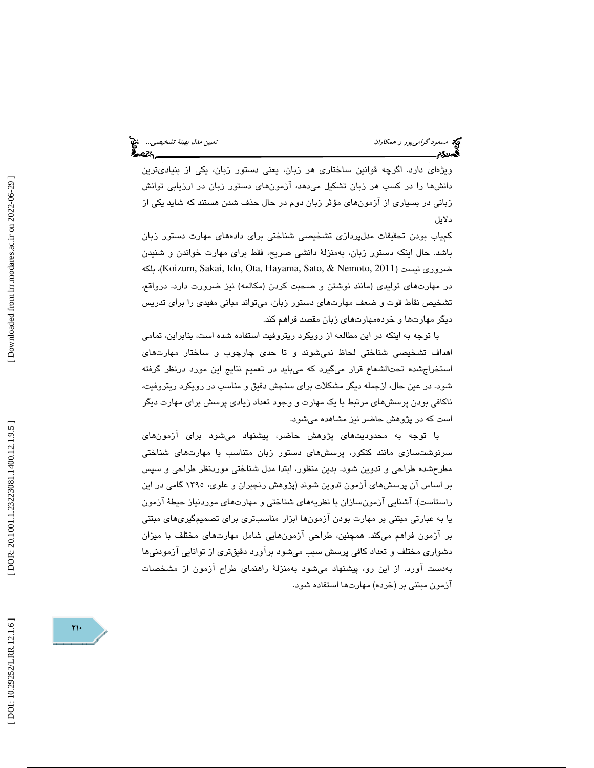ویژه‌ای دارد. اگرچه قوانین ساختاری هر زبان، یعنی دستور زبان، یکی از بنیادی‌ترین دانش‌ها را در کسب هر زبان تشکیل می‌دهد، آزمون‌های دستور زبان در ارزیابی توانش زبانی در بسیاری از آزمون‌های مؤثر زبان دوم در حال حذف شدن هستند که شاید یکی از دلایل کم‌یاب بودن تحقیقات مدل‌پردازی تشخیصی شناختی برای داده‌های مهارت دستور زبان باشد. حال اینکه دستور زبان، به‌منزلهٔ دانشی صریح، فقط برای مهارت خواندن و شنیدن ضروری نیست (Koizum, Sakai, Ido, Ota, Hayama, Sato, & Nemoto, 2011)، بلکه در مهارت‌های تولیدی (مانند نوشتن و صحبت کردن (مکالمه) نیز ضرورت دارد. درواقع، تشخیص نقاط قوت و ضعف مهارت‌های دستور زبان، می‌تواند مبانی مفیدی را برای تدریس دیگر مهارت‌ها و خرده‌مهارت‌های زبان مقصد فراهم کند.

با توجه به اینکه در این مطالعه از رویکرد ریتروفیت استفاده شده است، بنابراین، تمامی اهداف تشخیصی شناختی لحاظ نمی‌شوند و تا حدی چارچوب و ساختار مهارت‌های استخراج‌شده تحت‌الشعاع قرار می‌گیرد که می‌باید در تعمیم نتایج این مورد درنظر گرفته شود. در عین حال، ازجمله دیگر مشکلات برای سنجش دقیق و مناسب در رویکرد ریتروفیت، ناکافی بودن پرسش‌های مرتبط با یک مهارت و وجود تعداد زیادی پرسش برای مهارت دیگر است که در پژوهش حاضر نیز مشاهده می‌شود.

با توجه به محدودیت‌های پژوهش حاضر، پیشنهاد می‌شود برای آزمون‌های سرنوشت‌سازی مانند کنکور، پرسش‌های دستور زبان متناسب با مهارت‌های شناختی مطرح‌شده طراحی و تدوین شود. بدین منظور، ابتدا مدل شناختی موردنظر طراحی و سپس بر اساس آن پرسش‌های آزمون تدوین شوند (پژوهش رنجبران و علوی، ۱۳۹۵ گامی در این راستاست). آشنایی آزمون‌سازان با نظریه‌های شناختی و مهارت‌های موردنیاز حیطهٔ آزمون یا به عبارتی مبتنی بر مهارت بودن آزمون‌ها ابزار مناسب‌تری برای تصمیم‌گیری‌های مبتنی بر آزمون فراهم می‌کند. همچنین، طراحی آزمون‌هایی شامل مهارت‌های مختلف با میزان دشواری مختلف و تعداد کافی پرسش سبب می‌شود برآورد دقیق‌تری از توانایی آزمودنی‌ها به‌دست آورد. از این رو، پیشنهاد می‌شود به‌منزلهٔ راهنمای طراح آزمون از مشخصات آزمون مبتنی بر (خرده) مهارت‌ها استفاده شود.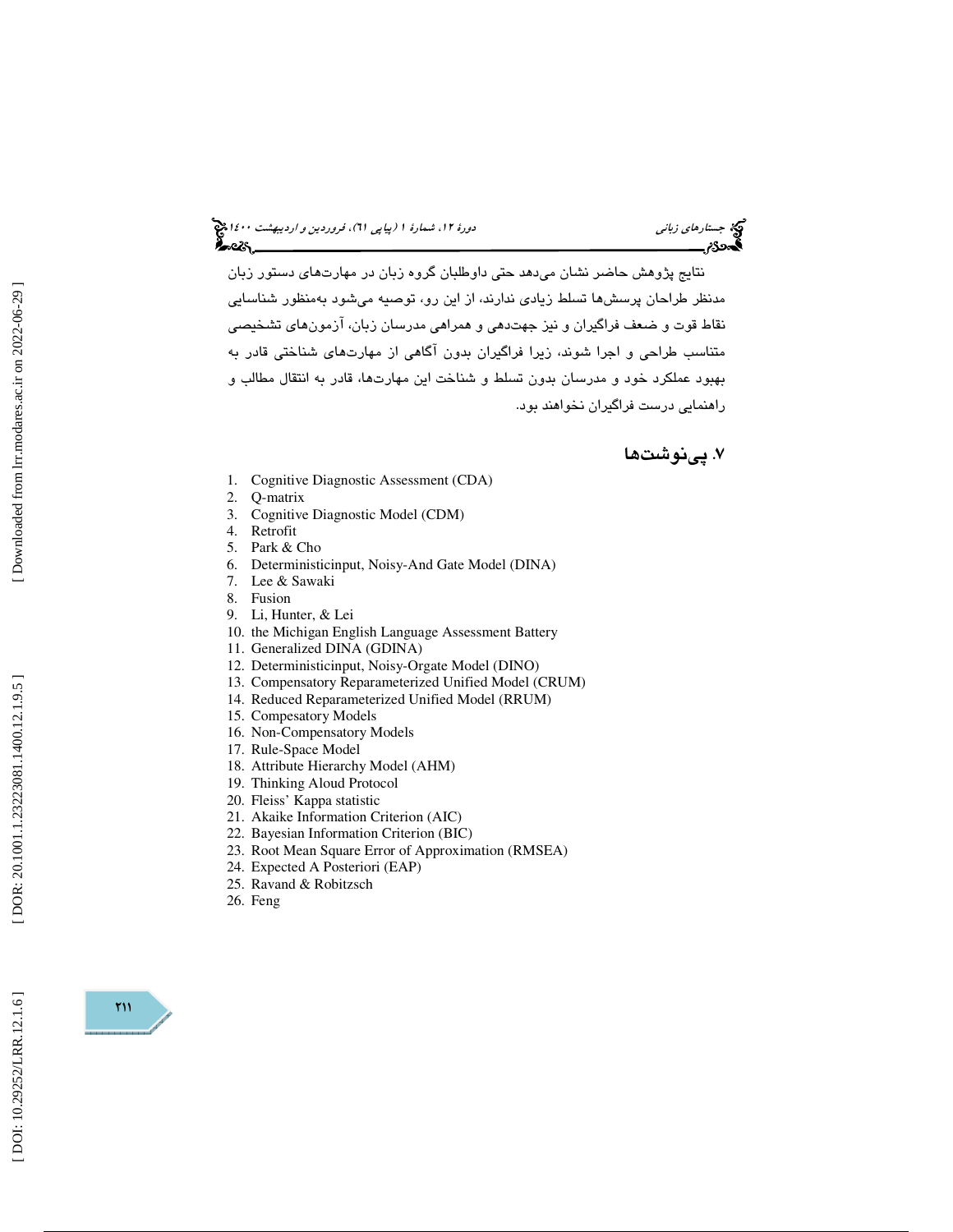نتایج پژوهش حاضر نشان می‌دهد حتی داوطلبان گروه زبان در مهارت‌های دستور زبان مدنظر طراحان پرسش‌ها تسلط زیادی ندارند، از این رو، توصیه می‌شود به‌منظور شناسایی نقاط قوت و ضعف فراگیران و نیز جهت‌دهی و همراهی مدرسان زبان، آزمون‌های تشخیصی متناسب طراحی و اجرا شوند، زیرا فراگیران بدون آگاهی از مهارت‌های شناختی قادر به بهبود عملکرد خود و مدرسان بدون تسلط و شناخت این مهارت‌ها، قادر به انتقال مطالب و راهنمایی درست فراگیران نخواهند بود.

## ۷. پی‌نوشت‌ها

1. Cognitive Diagnostic Assessment (CDA)
2. Q-matrix
3. Cognitive Diagnostic Model (CDM)
4. Retrofit
5. Park & Cho
6. Deterministicinput, Noisy-And Gate Model (DINA)
7. Lee & Sawaki
8. Fusion
9. Li, Hunter, & Lei
10. the Michigan English Language Assessment Battery
11. Generalized DINA (GDINA)
12. Deterministicinput, Noisy-Orgate Model (DINO)
13. Compensatory Reparameterized Unified Model (CRUM)
14. Reduced Reparameterized Unified Model (RRUM)
15. Compesatory Models
16. Non-Compensatory Models
17. Rule-Space Model
18. Attribute Hierarchy Model (AHM)
19. Thinking Aloud Protocol
20. Fleiss' Kappa statistic
21. Akaike Information Criterion (AIC)
22. Bayesian Information Criterion (BIC)
23. Root Mean Square Error of Approximation (RMSEA)
24. Expected A Posteriori (EAP)
25. Ravand & Robitzsch
26. Feng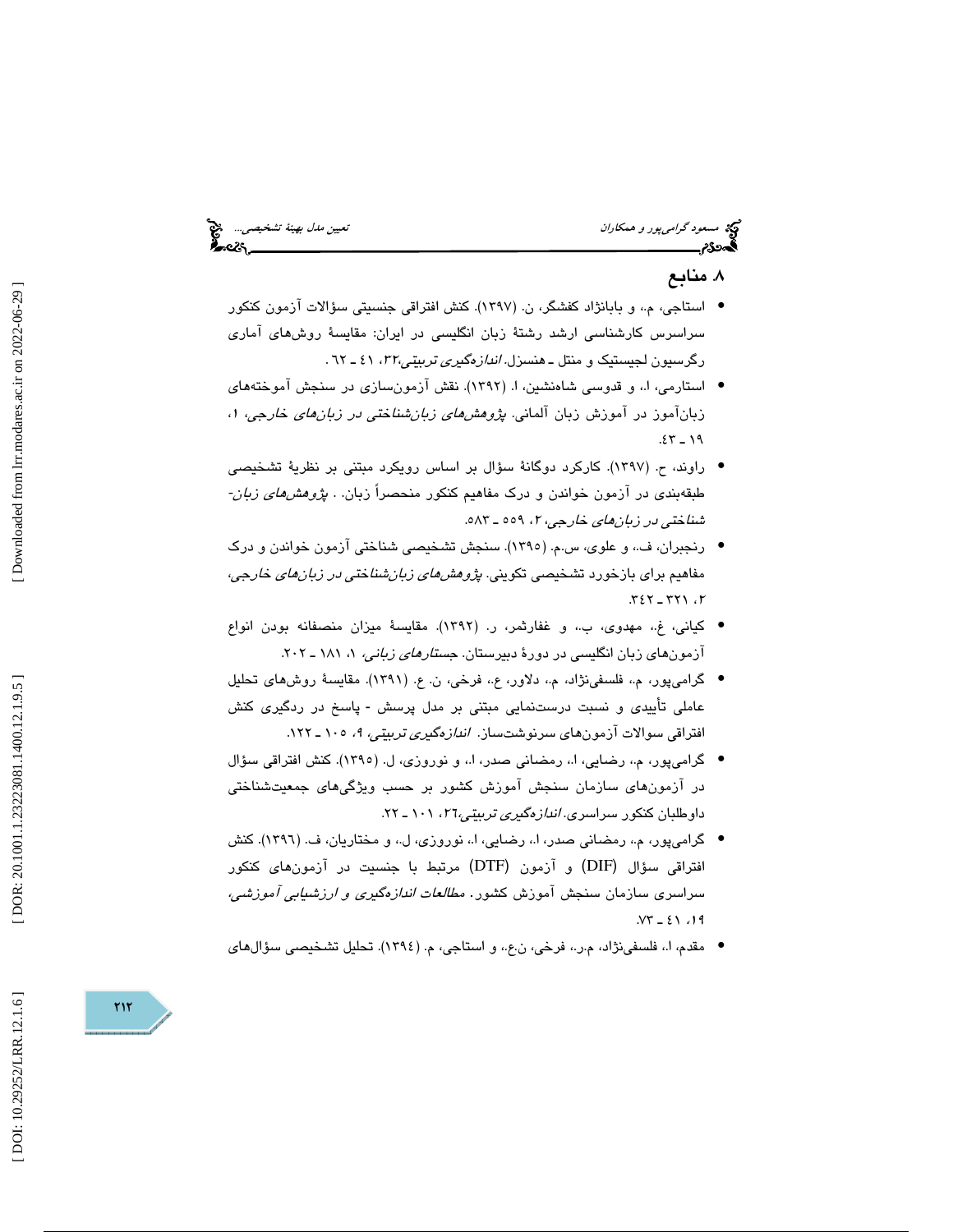## ۸. منابع

- استاجی، م.، و بابانژاد کفشگر، ن. (۱۳۹۷). کنش افتراقی جنسیتی سؤالات آزمون کنکور سراسرس کارشناسی ارشد رشتهٔ زبان انگلیسی در ایران: مقایسهٔ روش‌های آماری رگرسیون لجیستیک و منتل ـ هنسزل. *اندازه‌گیری تربیتی*،۳۲، ٤١ ـ ٦٢ .
- استارمی، ا.، و قدوسی شاه‌نشین، ا. (۱۳۹۲). نقش آزمون‌سازی در سنجش آموخته‌های زبان‌آموز در آموزش زبان آلمانی. *پژوهش‌های زبان‌شناختی در زبان‌های خارجی*، ۱، ۱۹ ـ ٤٣.
- راوند، ح. (۱۳۹۷). کارکرد دوگانهٔ سؤال بر اساس رویکرد مبتنی بر نظریهٔ تشخیصی طبقه‌بندی در آزمون خواندن و درک مفاهیم کنکور منحصراً زبان. . *پژوهش‌های زبان-شناختی در زبان‌های خارجی*، ۲، ۵۵۹ ـ ۵۸۳.
- رنجبران، ف.، و علوی، س.م. (۱۳۹۵). سنجش تشخیصی شناختی آزمون خواندن و درک مفاهیم برای بازخورد تشخیصی تکوینی. *پژوهش‌های زبان‌شناختی در زبان‌های خارجی*، ۲، ۳۲۱ ـ ۳٤۲.
- کیانی، غ.، مهدوی، ب.، و غفارثمر، ر. (۱۳۹۲). مقایسهٔ میزان منصفانه بودن انواع آزمون‌های زبان انگلیسی در دورهٔ دبیرستان. *جستارهای زبانی*، ۱، ۱۸۱ ـ ۲۰۲.
- گرامی‌پور، م.، فلسفی‌نژاد، م.، دلاور، ع.، فرخی، ن. ع. (۱۳۹۱). مقایسهٔ روش‌های تحلیل عاملی تأییدی و نسبت درست‌نمایی مبتنی بر مدل پرسش - پاسخ در ردگیری کنش افتراقی سوالات آزمون‌های سرنوشت‌ساز. *اندازه‌گیری تربیتی*، ۹، ۱۰۵ ـ ۱۲۲.
- گرامی‌پور، م.، رضایی، ا.، رمضانی صدر، ا.، و نوروزی، ل. (۱۳۹۵). کنش افتراقی سؤال در آزمون‌های سازمان سنجش آموزش کشور بر حسب ویژگی‌های جمعیت‌شناختی داوطلبان کنکور سراسری. *اندازه‌گیری تربیتی*،۲٦، ۱۰۱ ـ ۲۲.
- گرامی‌پور، م.، رمضانی صدر، ا.، رضایی، ا.، نوروزی، ل.، و مختاریان، ف. (۱۳۹٦). کنش افتراقی سؤال (DIF) و آزمون (DTF) مرتبط با جنسیت در آزمون‌های کنکور سراسری سازمان سنجش آموزش کشور. *مطالعات اندازه‌گیری و ارزشیابی آموزشی*، ۱۹، ٤١ ـ ۷۳.
- مقدم، ا.، فلسفی‌نژاد، م.ر.، فرخی، ن.ع.، و استاجی، م. (۱۳۹٤). تحلیل تشخیصی سؤال‌های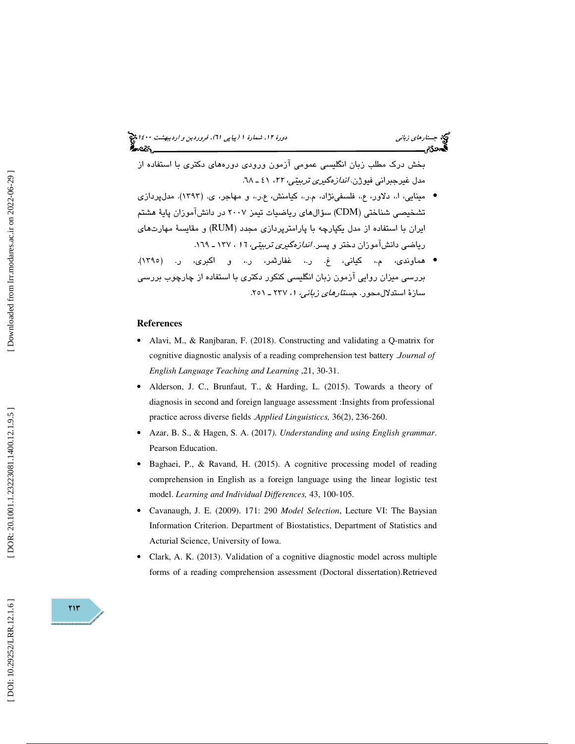بخش درک مطلب زبان انگلیسی عمومی آزمون ورودی دوره‌های دکتری با استفاده از مدل غیرجبرانی فیوژن. *اندازه‌گیری تربیتی*، ۲۲، ٤١ ـ ٦٨.

- مینایی، ا.، دلاور، ع.، فلسفی‌نژاد، م.ر.، کیامنش، ع.ر.، و مهاجر، ی. (۱۳۹۳). مدل‌پردازی تشخیصی شناختی (CDM) سؤال‌های ریاضیات تیمز ۲۰۰۷ در دانش‌آموزان پایهٔ هشتم ایران با استفاده از مدل یکپارچه با پارامترپردازی مجدد (RUM) و مقایسهٔ مهارت‌های ریاضی دانش‌آموزان دختر و پسر. *اندازه‌گیری تربیتی*، ١٦ ، ۱۳۷ ـ ١٦٩.
- هماوندی، م.، کیانی، غ. ر.، غفارثمر، ر.، و اکبری، ر. (۱۳۹٥). بررسی میزان روایی آزمون زبان انگلیسی کنکور دکتری با استفاده از چارچوب بررسی سازهٔ استدلال‌محور. *جستارهای زبانی*، ۱، ۲۳۷ ـ ۲٥۱.

## References

- Alavi, M., & Ranjbaran, F. (2018). Constructing and validating a Q-matrix for cognitive diagnostic analysis of a reading comprehension test battery .*Journal of English Language Teaching and Learning* ,21, 30-31.
- Alderson, J. C., Brunfaut, T., & Harding, L. (2015). Towards a theory of diagnosis in second and foreign language assessment :Insights from professional practice across diverse fields .*Applied Linguisticcs,* 36(2), 236-260.
- Azar, B. S., & Hagen, S. A. (2017*). Understanding and using English grammar*. Pearson Education.
- Baghaei, P., & Ravand, H. (2015). A cognitive processing model of reading comprehension in English as a foreign language using the linear logistic test model. *Learning and Individual Differences,* 43, 100-105.
- Cavanaugh, J. E. (2009). 171: 290 *Model Selection*, Lecture VI: The Baysian Information Criterion. Department of Biostatistics, Department of Statistics and Acturial Science, University of Iowa.
- Clark, A. K. (2013). Validation of a cognitive diagnostic model across multiple forms of a reading comprehension assessment (Doctoral dissertation).Retrieved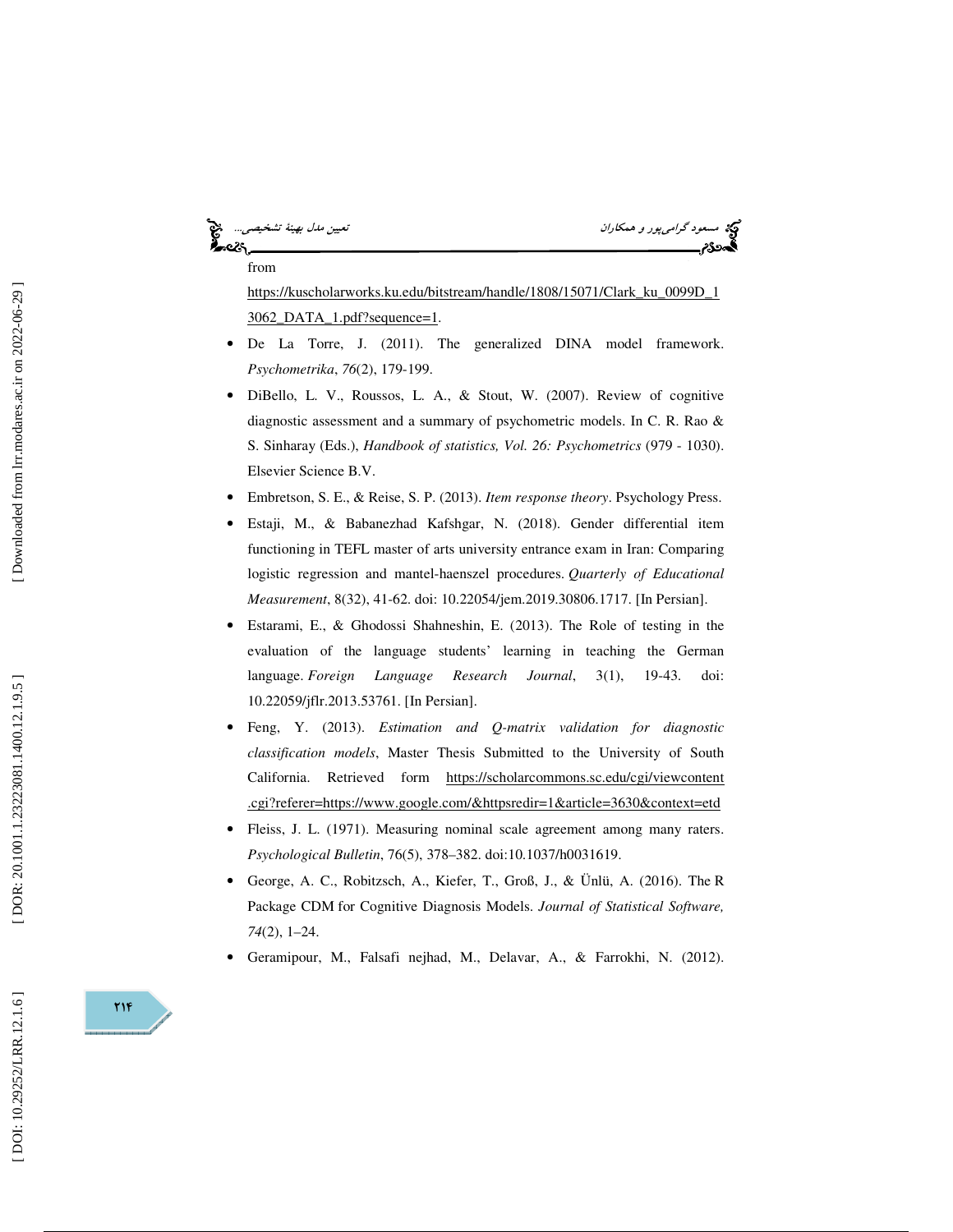from https://kuscholarworks.ku.edu/bitstream/handle/1808/15071/Clark_ku_0099D_13062_DATA_1.pdf?sequence=1.

- De La Torre, J. (2011). The generalized DINA model framework. *Psychometrika*, *76*(2), 179-199.
- DiBello, L. V., Roussos, L. A., & Stout, W. (2007). Review of cognitive diagnostic assessment and a summary of psychometric models. In C. R. Rao & S. Sinharay (Eds.), *Handbook of statistics, Vol. 26: Psychometrics* (979 - 1030). Elsevier Science B.V.
- Embretson, S. E., & Reise, S. P. (2013). *Item response theory*. Psychology Press.
- Estaji, M., & Babanezhad Kafshgar, N. (2018). Gender differential item functioning in TEFL master of arts university entrance exam in Iran: Comparing logistic regression and mantel-haenszel procedures. *Quarterly of Educational Measurement*, 8(32), 41-62. doi: 10.22054/jem.2019.30806.1717. [In Persian].
- Estarami, E., & Ghodossi Shahneshin, E. (2013). The Role of testing in the evaluation of the language students' learning in teaching the German language. *Foreign Language Research Journal*, 3(1), 19-43. doi: 10.22059/jflr.2013.53761. [In Persian].
- Feng, Y. (2013). *Estimation and Q-matrix validation for diagnostic classification models*, Master Thesis Submitted to the University of South California. Retrieved form https://scholarcommons.sc.edu/cgi/viewcontent.cgi?referer=https://www.google.com/&httpsredir=1&article=3630&context=etd
- Fleiss, J. L. (1971). Measuring nominal scale agreement among many raters. *Psychological Bulletin*, 76(5), 378–382. doi:10.1037/h0031619.
- George, A. C., Robitzsch, A., Kiefer, T., Groß, J., & Ünlü, A. (2016). The R Package CDM for Cognitive Diagnosis Models. *Journal of Statistical Software, 74*(2), 1–24.
- Geramipour, M., Falsafi nejhad, M., Delavar, A., & Farrokhi, N. (2012).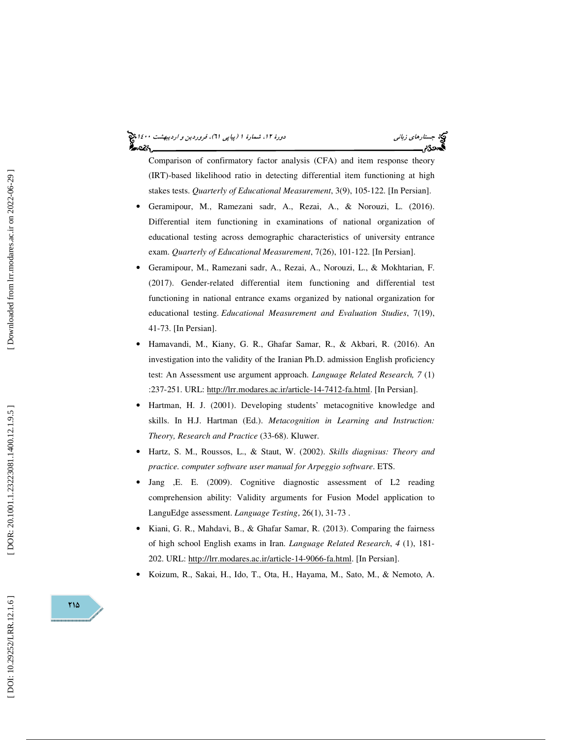Comparison of confirmatory factor analysis (CFA) and item response theory (IRT)-based likelihood ratio in detecting differential item functioning at high stakes tests. *Quarterly of Educational Measurement*, 3(9), 105-122. [In Persian].

- Geramipour, M., Ramezani sadr, A., Rezai, A., & Norouzi, L. (2016). Differential item functioning in examinations of national organization of educational testing across demographic characteristics of university entrance exam. *Quarterly of Educational Measurement*, 7(26), 101-122. [In Persian].
- Geramipour, M., Ramezani sadr, A., Rezai, A., Norouzi, L., & Mokhtarian, F. (2017). Gender-related differential item functioning and differential test functioning in national entrance exams organized by national organization for educational testing. *Educational Measurement and Evaluation Studies*, 7(19), 41-73. [In Persian].
- Hamavandi, M., Kiany, G. R., Ghafar Samar, R., & Akbari, R. (2016). An investigation into the validity of the Iranian Ph.D. admission English proficiency test: An Assessment use argument approach. *Language Related Research, 7* (1) :237-251. URL: http://lrr.modares.ac.ir/article-14-7412-fa.html. [In Persian].
- Hartman, H. J. (2001). Developing students' metacognitive knowledge and skills. In H.J. Hartman (Ed.). *Metacognition in Learning and Instruction: Theory, Research and Practice* (33-68). Kluwer.
- Hartz, S. M., Roussos, L., & Staut, W. (2002). *Skills diagnisus: Theory and practice. computer software user manual for Arpeggio software*. ETS.
- Jang ,E. E. (2009). Cognitive diagnostic assessment of L2 reading comprehension ability: Validity arguments for Fusion Model application to LanguEdge assessment. *Language Testing*, 26(1), 31-73 .
- Kiani, G. R., Mahdavi, B., & Ghafar Samar, R. (2013). Comparing the fairness of high school English exams in Iran. *Language Related Research*, *4* (1), 181-202. URL: http://lrr.modares.ac.ir/article-14-9066-fa.html. [In Persian].
- Koizum, R., Sakai, H., Ido, T., Ota, H., Hayama, M., Sato, M., & Nemoto, A.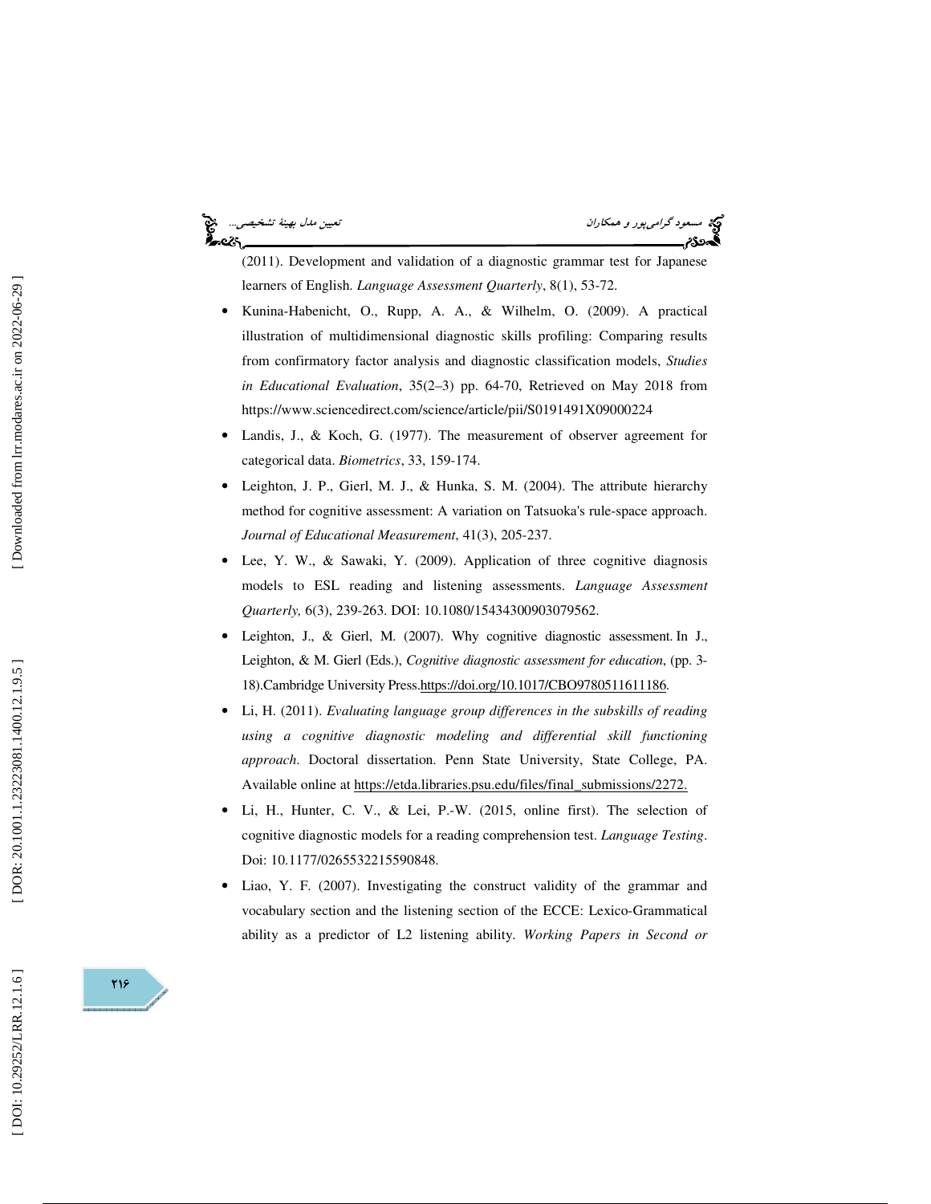(2011). Development and validation of a diagnostic grammar test for Japanese learners of English. *Language Assessment Quarterly*, 8(1), 53-72.

- Kunina-Habenicht, O., Rupp, A. A., & Wilhelm, O. (2009). A practical illustration of multidimensional diagnostic skills profiling: Comparing results from confirmatory factor analysis and diagnostic classification models, *Studies in Educational Evaluation*, 35(2–3) pp. 64-70, Retrieved on May 2018 from https://www.sciencedirect.com/science/article/pii/S0191491X09000224
- Landis, J., & Koch, G. (1977). The measurement of observer agreement for categorical data. *Biometrics*, 33, 159-174.
- Leighton, J. P., Gierl, M. J., & Hunka, S. M. (2004). The attribute hierarchy method for cognitive assessment: A variation on Tatsuoka's rule-space approach. *Journal of Educational Measurement*, 41(3), 205-237.
- Lee, Y. W., & Sawaki, Y. (2009). Application of three cognitive diagnosis models to ESL reading and listening assessments. *Language Assessment Quarterly,* 6(3), 239-263. DOI: 10.1080/15434300903079562.
- Leighton, J., & Gierl, M. (2007). Why cognitive diagnostic assessment. In J., Leighton, & M. Gierl (Eds.), *Cognitive diagnostic assessment for education*, (pp. 3-18).Cambridge University Press.https://doi.org/10.1017/CBO9780511611186.
- Li, H. (2011). *Evaluating language group differences in the subskills of reading using a cognitive diagnostic modeling and differential skill functioning approach.* Doctoral dissertation. Penn State University, State College, PA. Available online at https://etda.libraries.psu.edu/files/final_submissions/2272.
- Li, H., Hunter, C. V., & Lei, P.-W. (2015, online first). The selection of cognitive diagnostic models for a reading comprehension test. *Language Testing*. Doi: 10.1177/0265532215590848.
- Liao, Y. F. (2007). Investigating the construct validity of the grammar and vocabulary section and the listening section of the ECCE: Lexico-Grammatical ability as a predictor of L2 listening ability. *Working Papers in Second or*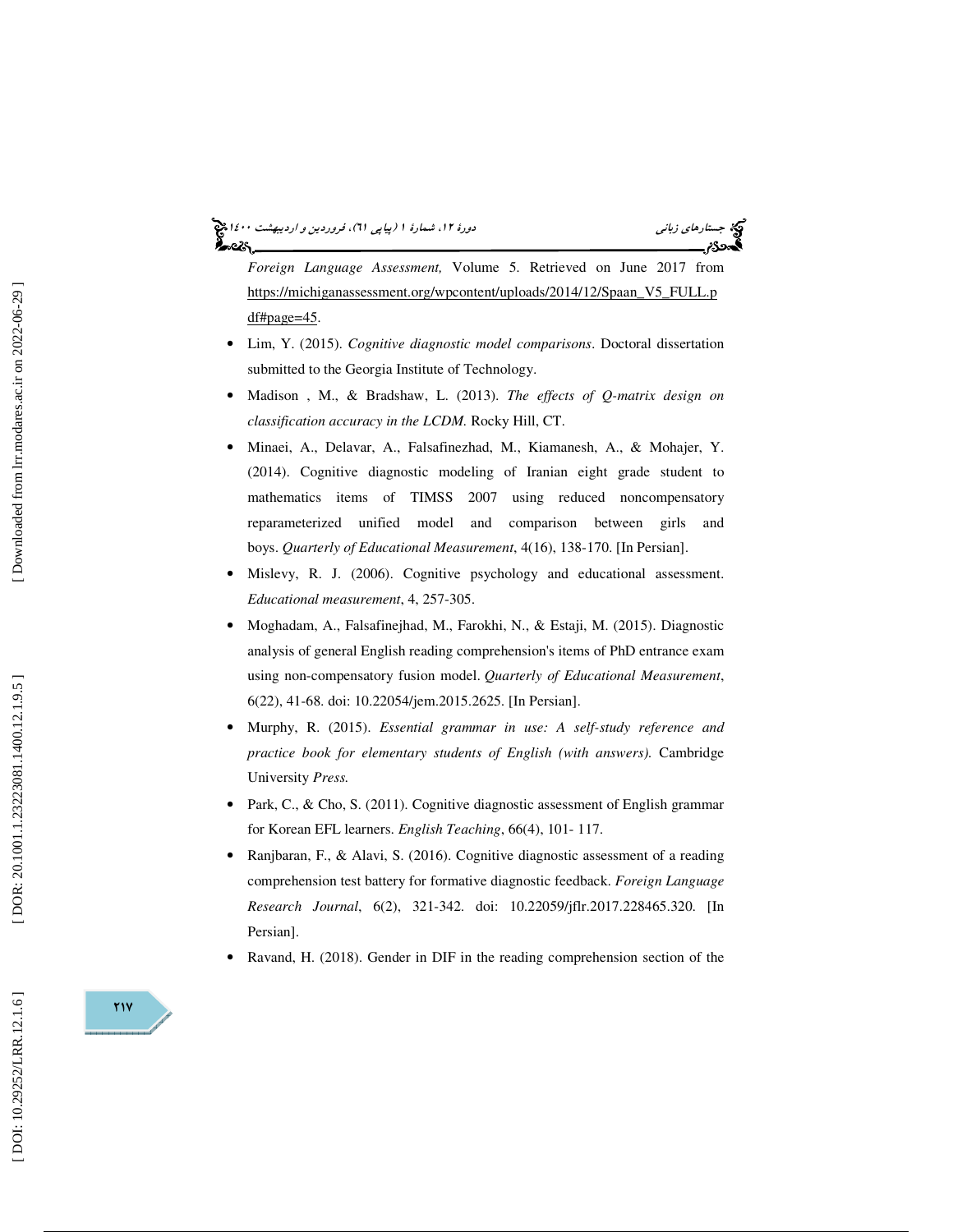*Foreign Language Assessment,* Volume 5. Retrieved on June 2017 from https://michiganassessment.org/wpcontent/uploads/2014/12/Spaan_V5_FULL.pdf#page=45.

- Lim, Y. (2015). *Cognitive diagnostic model comparisons*. Doctoral dissertation submitted to the Georgia Institute of Technology.
- Madison , M., & Bradshaw, L. (2013). *The effects of Q-matrix design on classification accuracy in the LCDM.* Rocky Hill, CT.
- Minaei, A., Delavar, A., Falsafinezhad, M., Kiamanesh, A., & Mohajer, Y. (2014). Cognitive diagnostic modeling of Iranian eight grade student to mathematics items of TIMSS 2007 using reduced noncompensatory reparameterized unified model and comparison between girls and boys. *Quarterly of Educational Measurement*, 4(16), 138-170. [In Persian].
- Mislevy, R. J. (2006). Cognitive psychology and educational assessment. *Educational measurement*, 4, 257-305.
- Moghadam, A., Falsafinejhad, M., Farokhi, N., & Estaji, M. (2015). Diagnostic analysis of general English reading comprehension's items of PhD entrance exam using non-compensatory fusion model. *Quarterly of Educational Measurement*, 6(22), 41-68. doi: 10.22054/jem.2015.2625. [In Persian].
- Murphy, R. (2015). *Essential grammar in use: A self-study reference and practice book for elementary students of English (with answers).* Cambridge University *Press.*
- Park, C., & Cho, S. (2011). Cognitive diagnostic assessment of English grammar for Korean EFL learners. *English Teaching*, 66(4), 101- 117.
- Ranjbaran, F., & Alavi, S. (2016). Cognitive diagnostic assessment of a reading comprehension test battery for formative diagnostic feedback. *Foreign Language Research Journal*, 6(2), 321-342. doi: 10.22059/jflr.2017.228465.320. [In Persian].
- Ravand, H. (2018). Gender in DIF in the reading comprehension section of the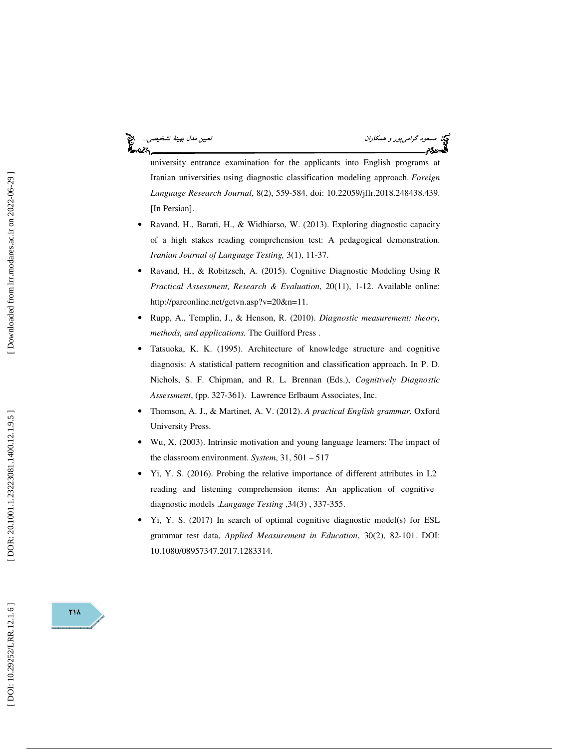university entrance examination for the applicants into English programs at Iranian universities using diagnostic classification modeling approach. *Foreign Language Research Journal*, 8(2), 559-584. doi: 10.22059/jflr.2018.248438.439. [In Persian].

- Ravand, H., Barati, H., & Widhiarso, W. (2013). Exploring diagnostic capacity of a high stakes reading comprehension test: A pedagogical demonstration. *Iranian Journal of Language Testing,* 3(1), 11-37.
- Ravand, H., & Robitzsch, A. (2015). Cognitive Diagnostic Modeling Using R *Practical Assessment, Research & Evaluation*, 20(11), 1-12. Available online: http://pareonline.net/getvn.asp?v=20&n=11.
- Rupp, A., Templin, J., & Henson, R. (2010). *Diagnostic measurement: theory, methods, and applications.* The Guilford Press .
- Tatsuoka, K. K. (1995). Architecture of knowledge structure and cognitive diagnosis: A statistical pattern recognition and classification approach. In P. D. Nichols, S. F. Chipman, and R. L. Brennan (Eds.), *Cognitively Diagnostic Assessment*, (pp. 327-361). Lawrence Erlbaum Associates, Inc.
- Thomson, A. J., & Martinet, A. V. (2012). *A practical English grammar*. Oxford University Press.
- Wu, X. (2003). Intrinsic motivation and young language learners: The impact of the classroom environment. *System*, 31, 501 – 517
- Yi, Y. S. (2016). Probing the relative importance of different attributes in L2 reading and listening comprehension items: An application of cognitive diagnostic models .*Langauge Testing* ,34(3) , 337-355.
- Yi, Y. S. (2017) In search of optimal cognitive diagnostic model(s) for ESL grammar test data, *Applied Measurement in Education*, 30(2), 82-101. DOI: 10.1080/08957347.2017.1283314.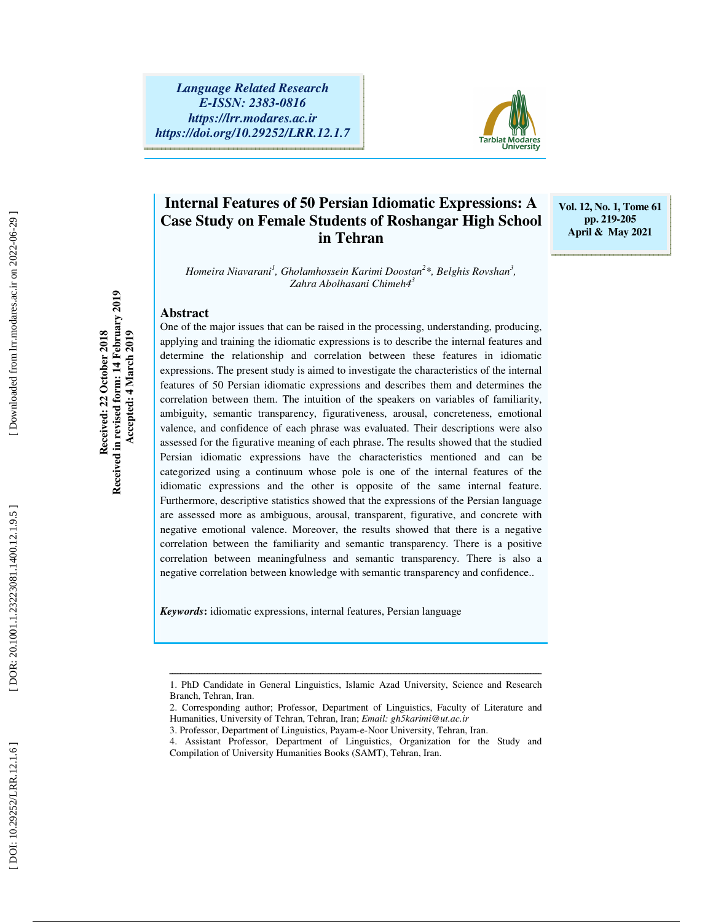# Internal Features of 50 Persian Idiomatic Expressions: A Case Study on Female Students of Roshangar High School in Tehran

*Homeira Niavarani[1], Gholamhossein Karimi Doostan[2]*, Belghis Rovshan[3], Zahra Abolhasani Chimeh4[3]*

Received: 22 October 2018
Received in revised form: 14 February 2019
Accepted: 4 March 2019

## Abstract

One of the major issues that can be raised in the processing, understanding, producing, applying and training the idiomatic expressions is to describe the internal features and determine the relationship and correlation between these features in idiomatic expressions. The present study is aimed to investigate the characteristics of the internal features of 50 Persian idiomatic expressions and describes them and determines the correlation between them. The intuition of the speakers on variables of familiarity, ambiguity, semantic transparency, figurativeness, arousal, concreteness, emotional valence, and confidence of each phrase was evaluated. Their descriptions were also assessed for the figurative meaning of each phrase. The results showed that the studied Persian idiomatic expressions have the characteristics mentioned and can be categorized using a continuum whose pole is one of the internal features of the idiomatic expressions and the other is opposite of the same internal feature. Furthermore, descriptive statistics showed that the expressions of the Persian language are assessed more as ambiguous, arousal, transparent, figurative, and concrete with negative emotional valence. Moreover, the results showed that there is a negative correlation between the familiarity and semantic transparency. There is a positive correlation between meaningfulness and semantic transparency. There is also a negative correlation between knowledge with semantic transparency and confidence..

***Keywords*:** idiomatic expressions, internal features, Persian language

---

1. PhD Candidate in General Linguistics, Islamic Azad University, Science and Research Branch, Tehran, Iran.
2. Corresponding author; Professor, Department of Linguistics, Faculty of Literature and Humanities, University of Tehran, Tehran, Iran; *Email: gh5karimi@ut.ac.ir*
3. Professor, Department of Linguistics, Payam-e-Noor University, Tehran, Iran.
4. Assistant Professor, Department of Linguistics, Organization for the Study and Compilation of University Humanities Books (SAMT), Tehran, Iran.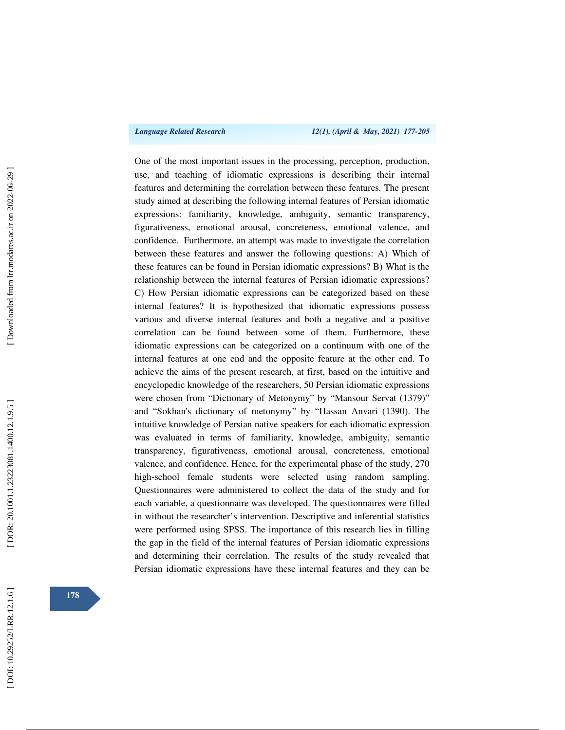One of the most important issues in the processing, perception, production, use, and teaching of idiomatic expressions is describing their internal features and determining the correlation between these features. The present study aimed at describing the following internal features of Persian idiomatic expressions: familiarity, knowledge, ambiguity, semantic transparency, figurativeness, emotional arousal, concreteness, emotional valence, and confidence. Furthermore, an attempt was made to investigate the correlation between these features and answer the following questions: A) Which of these features can be found in Persian idiomatic expressions? B) What is the relationship between the internal features of Persian idiomatic expressions? C) How Persian idiomatic expressions can be categorized based on these internal features? It is hypothesized that idiomatic expressions possess various and diverse internal features and both a negative and a positive correlation can be found between some of them. Furthermore, these idiomatic expressions can be categorized on a continuum with one of the internal features at one end and the opposite feature at the other end. To achieve the aims of the present research, at first, based on the intuitive and encyclopedic knowledge of the researchers, 50 Persian idiomatic expressions were chosen from "Dictionary of Metonymy" by "Mansour Servat (1379)" and "Sokhan's dictionary of metonymy" by "Hassan Anvari (1390). The intuitive knowledge of Persian native speakers for each idiomatic expression was evaluated in terms of familiarity, knowledge, ambiguity, semantic transparency, figurativeness, emotional arousal, concreteness, emotional valence, and confidence. Hence, for the experimental phase of the study, 270 high-school female students were selected using random sampling. Questionnaires were administered to collect the data of the study and for each variable, a questionnaire was developed. The questionnaires were filled in without the researcher's intervention. Descriptive and inferential statistics were performed using SPSS. The importance of this research lies in filling the gap in the field of the internal features of Persian idiomatic expressions and determining their correlation. The results of the study revealed that Persian idiomatic expressions have these internal features and they can be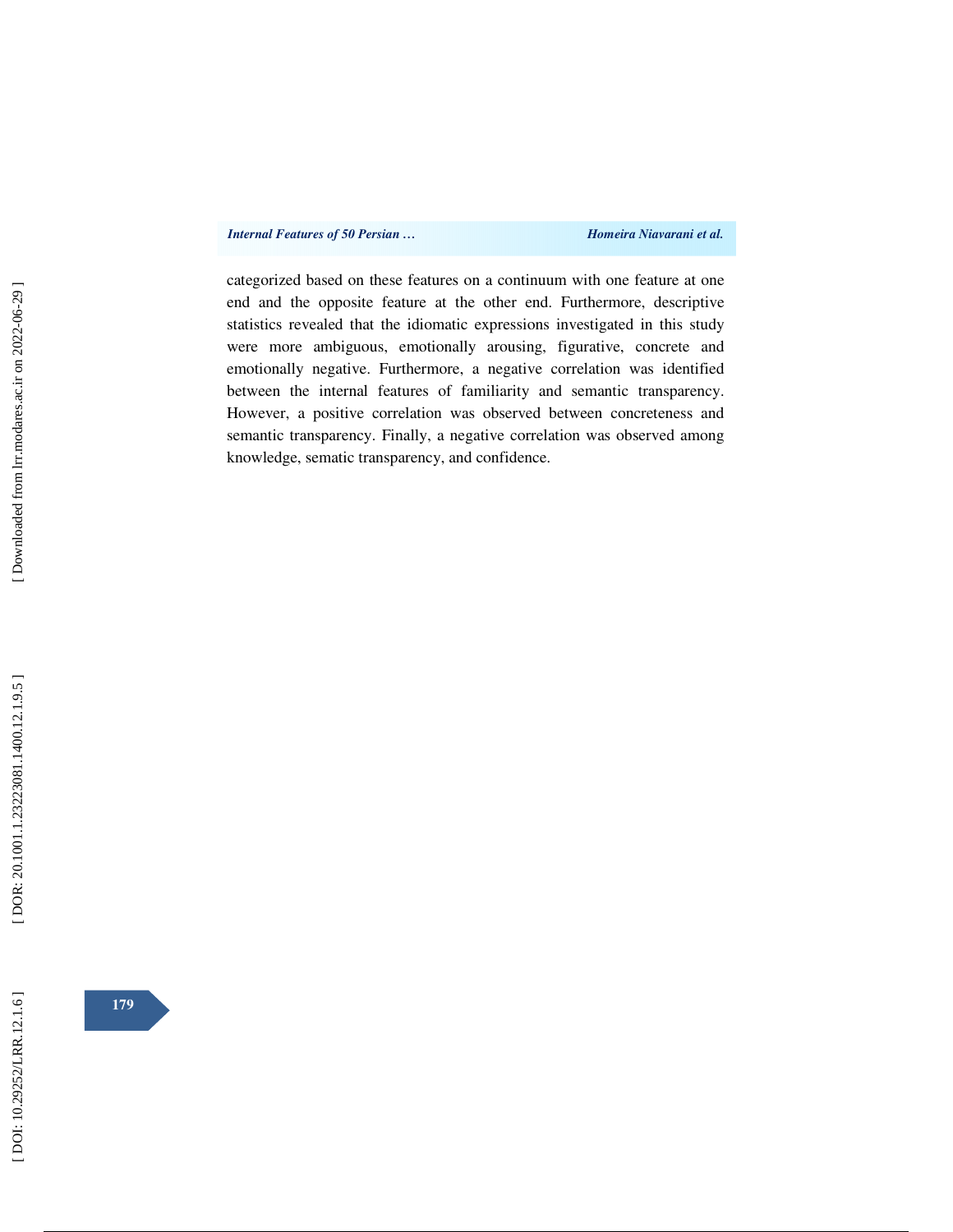categorized based on these features on a continuum with one feature at one end and the opposite feature at the other end. Furthermore, descriptive statistics revealed that the idiomatic expressions investigated in this study were more ambiguous, emotionally arousing, figurative, concrete and emotionally negative. Furthermore, a negative correlation was identified between the internal features of familiarity and semantic transparency. However, a positive correlation was observed between concreteness and semantic transparency. Finally, a negative correlation was observed among knowledge, sematic transparency, and confidence.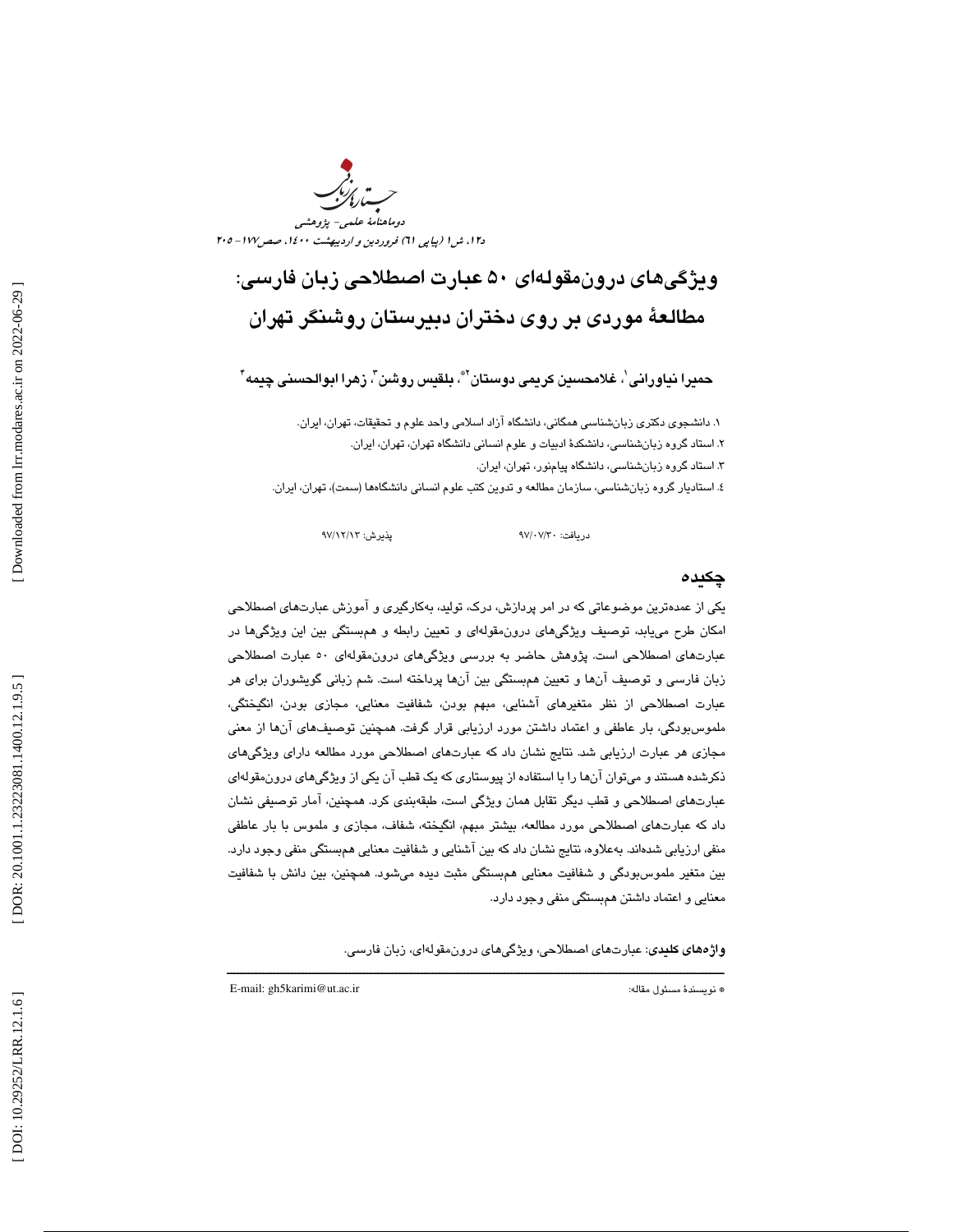# ویژگی‌های درون‌مقوله‌ای ۵۰ عبارت اصطلاحی زبان فارسی: مطالعهٔ موردی بر روی دختران دبیرستان روشنگر تهران

**حمیرا نیاورانی[۱]، غلامحسین کریمی دوستان[۲*]، بلقیس روشن[۳]، زهرا ابوالحسنی چیمه[۴]**

۱. دانشجوی دکتری زبان‌شناسی همگانی، دانشگاه آزاد اسلامی واحد علوم و تحقیقات، تهران، ایران.

۲. استاد گروه زبان‌شناسی، دانشکدهٔ ادبیات و علوم انسانی دانشگاه تهران، تهران، ایران.

۳. استاد گروه زبان‌شناسی، دانشگاه پیام‌نور، تهران، ایران.

۴. استادیار گروه زبان‌شناسی، سازمان مطالعه و تدوین کتب علوم انسانی دانشگاه‌ها (سمت)، تهران، ایران.

دریافت: ۹۷/۰۷/۳۰ &nbsp;&nbsp;&nbsp;&nbsp; پذیرش: ۹۷/۱۲/۱۳

## چکیده

یکی از عمده‌ترین موضوعاتی که در امر پردازش، درک، تولید، به‌کارگیری و آموزش عبارت‌های اصطلاحی امکان طرح می‌یابد، توصیف ویژگی‌های درون‌مقوله‌ای و تعیین رابطه و همبستگی بین این ویژگی‌ها در عبارت‌های اصطلاحی است. پژوهش حاضر به بررسی ویژگی‌های درون‌مقوله‌ای ۵۰ عبارت اصطلاحی زبان فارسی و توصیف آن‌ها و تعیین همبستگی بین آن‌ها پرداخته است. شم زبانی گویشوران برای هر عبارت اصطلاحی از نظر متغیرهای آشنایی، مبهم بودن، شفافیت معنایی، مجازی بودن، انگیختگی، ملموس‌بودگی، بار عاطفی و اعتماد داشتن مورد ارزیابی قرار گرفت. همچنین توصیف‌های آن‌ها از معنی مجازی هر عبارت ارزیابی شد. نتایج نشان داد که عبارت‌های اصطلاحی مورد مطالعه دارای ویژگی‌های ذکرشده هستند و می‌توان آن‌ها را با استفاده از پیوستاری که یک قطب آن یکی از ویژگی‌های درون‌مقوله‌ای عبارت‌های اصطلاحی و قطب دیگر تقابل همان ویژگی است، طبقه‌بندی کرد. همچنین، آمار توصیفی نشان داد که عبارت‌های اصطلاحی مورد مطالعه، بیشتر مبهم، انگیخته، شفاف، مجازی و ملموس با بار عاطفی منفی ارزیابی شده‌اند. به‌علاوه، نتایج نشان داد که بین آشنایی و شفافیت معنایی همبستگی منفی وجود دارد. بین متغیر ملموس‌بودگی و شفافیت معنایی همبستگی مثبت دیده می‌شود. همچنین، بین دانش با شفافیت معنایی و اعتماد داشتن همبستگی منفی وجود دارد.

**واژه‌های کلیدی**: عبارت‌های اصطلاحی، ویژگی‌های درون‌مقوله‌ای، زبان فارسی.

---

* نویسندهٔ مسئول مقاله: E-mail: gh5karimi@ut.ac.ir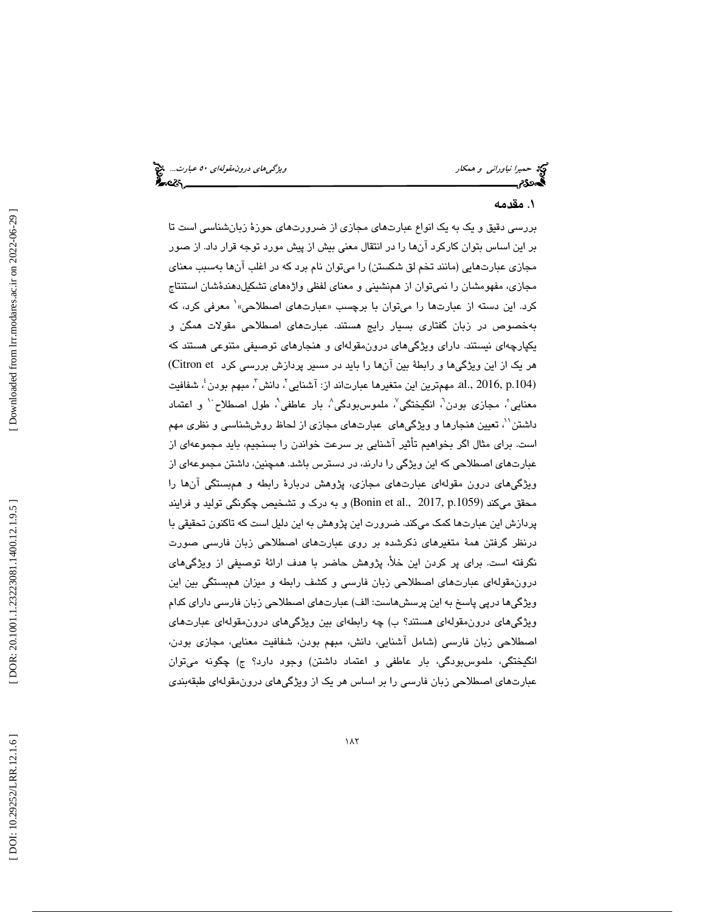## ۱. مقدمه

بررسی دقیق و یک به یک انواع عبارت‌های مجازی از ضرورت‌های حوزۀ زبان‌شناسی است تا بر این اساس بتوان کارکرد آن‌ها را در انتقال معنی بیش از پیش مورد توجه قرار داد. از صور مجازی عبارت‌هایی (مانند تخم لق شکستن) را می‌توان نام برد که در اغلب آن‌ها به‌سبب معنای مجازی، مفهومشان را نمی‌توان از هم‌نشینی و معنای لفظی واژه‌های تشکیل‌دهنده‌شان استنتاج کرد. این دسته از عبارت‌ها را می‌توان با برچسب «عبارت‌های اصطلاحی»[۱] معرفی کرد، که به‌خصوص در زبان گفتاری بسیار رایج هستند. عبارت‌های اصطلاحی مقولات همگن و یکپارچه‌ای نیستند. دارای ویژگی‌های درون‌مقوله‌ای و هنجارهای توصیفی متنوعی هستند که هر یک از این ویژگی‌ها و رابطۀ بین آن‌ها را باید در مسیر پردازش بررسی کرد (Citron et al., 2016, p.104). مهم‌ترین این متغیرها عبارت‌اند از: آشنایی[۲]، دانش[۳]، مبهم بودن[۴]، شفافیت معنایی[۵]، مجازی بودن[۶]، انگیختگی[۷]، ملموس‌بودگی[۸]، بار عاطفی[۹]، طول اصطلاح[۱۰] و اعتماد داشتن[۱۱]، تعیین هنجارها و ویژگی‌های عبارت‌های مجازی از لحاظ روش‌شناسی و نظری مهم است. برای مثال اگر بخواهیم تأثیر آشنایی بر سرعت خواندن را بسنجیم، باید مجموعه‌ای از عبارت‌های اصطلاحی که این ویژگی را دارند، در دسترس باشد. همچنین، داشتن مجموعه‌ای از ویژگی‌های درون مقوله‌ای عبارت‌های مجازی، پژوهش دربارۀ رابطه و هم‌بستگی آن‌ها را محقق می‌کند (Bonin et al., 2017, p.1059) و به درک و تشخیص چگونگی تولید و فرایند پردازش این عبارت‌ها کمک می‌کند. ضرورت این پژوهش به این دلیل است که تاکنون تحقیقی با درنظر گرفتن همۀ متغیرهای ذکرشده بر روی عبارت‌های اصطلاحی زبان فارسی صورت نگرفته است. برای پر کردن این خلأ، پژوهش حاضر با هدف ارائۀ توصیفی از ویژگی‌های درون‌مقوله‌ای عبارت‌های اصطلاحی زبان فارسی و کشف رابطه و میزان هم‌بستگی بین این ویژگی‌ها درپی پاسخ به این پرسش‌هاست: الف) عبارت‌های اصطلاحی زبان فارسی دارای کدام ویژگی‌های درون‌مقوله‌ای هستند؟ ب) چه رابطه‌ای بین ویژگی‌های درون‌مقوله‌ای عبارت‌های اصطلاحی زبان فارسی (شامل آشنایی، دانش، مبهم بودن، شفافیت معنایی، مجازی بودن، انگیختگی، ملموس‌بودگی، بار عاطفی و اعتماد داشتن) وجود دارد؟ ج) چگونه می‌توان عبارت‌های اصطلاحی زبان فارسی را بر اساس هر یک از ویژگی‌های درون‌مقوله‌ای طبقه‌بندی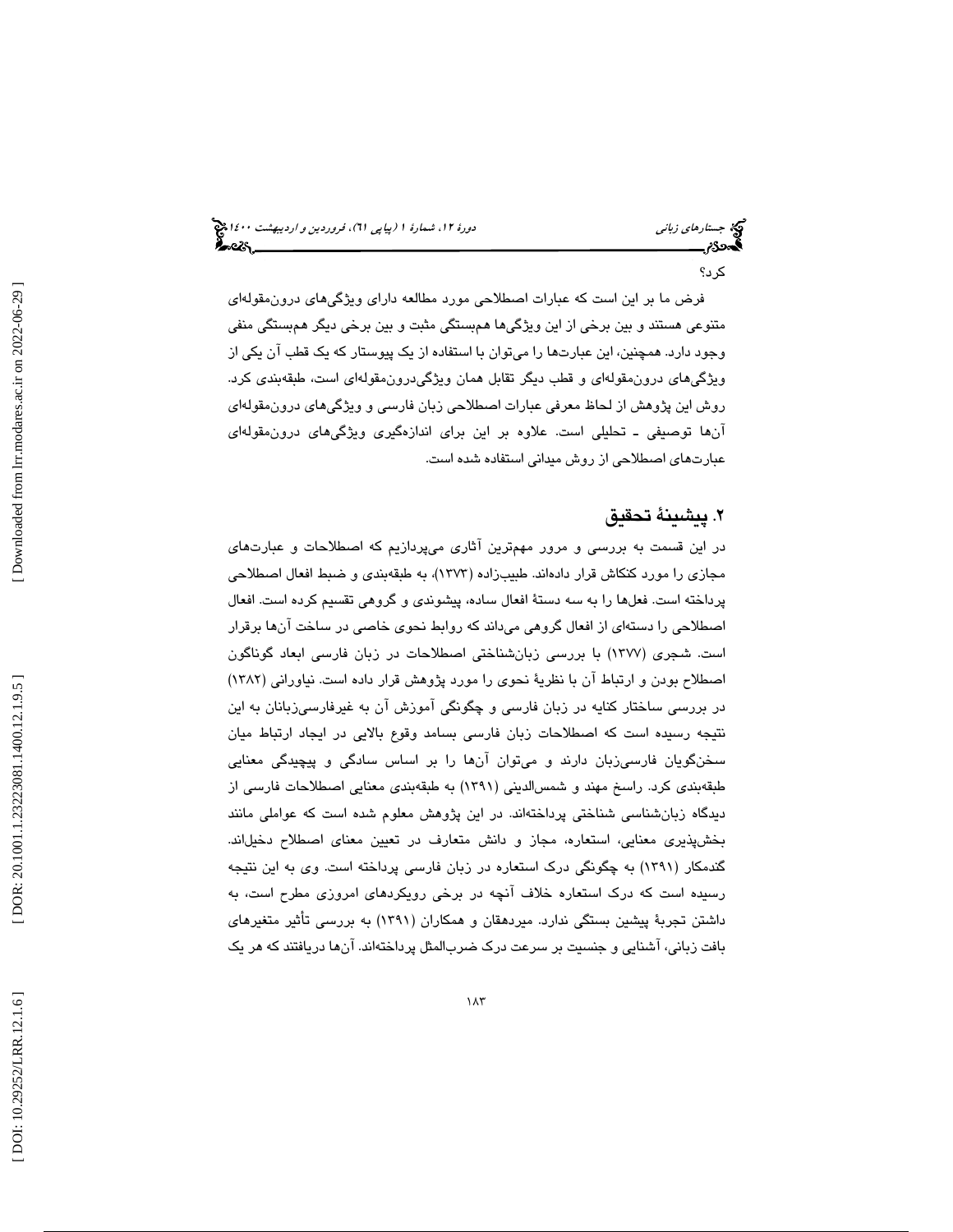کرد؟

فرض ما بر این است که عبارات اصطلاحی مورد مطالعه دارای ویژگی‌های درون‌مقوله‌ای متنوعی هستند و بین برخی از این ویژگی‌ها هم‌بستگی مثبت و بین برخی دیگر هم‌بستگی منفی وجود دارد. همچنین، این عبارت‌ها را می‌توان با استفاده از یک پیوستار که یک قطب آن یکی از ویژگی‌های درون‌مقوله‌ای و قطب دیگر تقابل همان ویژگی‌درون‌مقوله‌ای است، طبقه‌بندی کرد. روش این پژوهش از لحاظ معرفی عبارات اصطلاحی زبان فارسی و ویژگی‌های درون‌مقوله‌ای آن‌ها توصیفی ـ تحلیلی است. علاوه بر این برای اندازه‌گیری ویژگی‌های درون‌مقوله‌ای عبارت‌های اصطلاحی از روش میدانی استفاده شده است.

## ۲. پیشینهٔ تحقیق

در این قسمت به بررسی و مرور مهم‌ترین آثاری می‌پردازیم که اصطلاحات و عبارت‌های مجازی را مورد کنکاش قرار داده‌اند. طبیب‌زاده (۱۳۷۳)، به طبقه‌بندی و ضبط افعال اصطلاحی پرداخته است. فعل‌ها را به سه دستهٔ افعال ساده، پیشوندی و گروهی تقسیم کرده است. افعال اصطلاحی را دسته‌ای از افعال گروهی می‌داند که روابط نحوی خاصی در ساخت آن‌ها برقرار است. شجری (۱۳۷۷) با بررسی زبان‌شناختی اصطلاحات در زبان فارسی ابعاد گوناگون اصطلاح بودن و ارتباط آن با نظریهٔ نحوی را مورد پژوهش قرار داده است. نیاورانی (۱۳۸۲) در بررسی ساختار کنایه در زبان فارسی و چگونگی آموزش آن به غیرفارسی‌زبانان به این نتیجه رسیده است که اصطلاحات زبان فارسی بسامد وقوع بالایی در ایجاد ارتباط میان سخن‌گویان فارسی‌زبان دارند و می‌توان آن‌ها را بر اساس سادگی و پیچیدگی معنایی طبقه‌بندی کرد. راسخ مهند و شمس‌الدینی (۱۳۹۱) به طبقه‌بندی معنایی اصطلاحات فارسی از دیدگاه زبان‌شناسی شناختی پرداخته‌اند. در این پژوهش معلوم شده است که عواملی مانند بخش‌پذیری معنایی، استعاره، مجاز و دانش متعارف در تعیین معنای اصطلاح دخیل‌اند. گندمکار (۱۳۹۱) به چگونگی درک استعاره در زبان فارسی پرداخته است. وی به این نتیجه رسیده است که درک استعاره خلاف آنچه در برخی رویکردهای امروزی مطرح است، به داشتن تجربهٔ پیشین بستگی ندارد. میردهقان و همکاران (۱۳۹۱) به بررسی تأثیر متغیرهای بافت زبانی، آشنایی و جنسیت بر سرعت درک ضرب‌المثل پرداخته‌اند. آن‌ها دریافتند که هر یک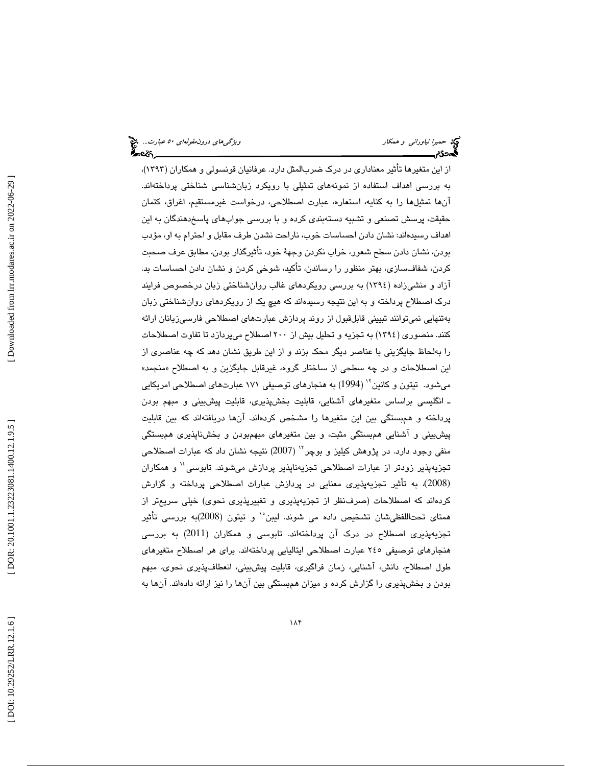از این متغیرها تأثیر معناداری در درک ضرب‌المثل دارد. عرفانیان قونسولی و همکاران (۱۳۹۳)، به بررسی اهداف استفاده از نمونه‌های تمثیلی با رویکرد زبان‌شناسی شناختی پرداخته‌اند. آن‌ها تمثیل‌ها را به کنایه، استعاره، عبارت اصطلاحی، درخواست غیرمستقیم، اغراق، کتمان حقیقت، پرسش تصنعی و تشبیه دسته‌بندی کرده و با بررسی جواب‌های پاسخ‌دهندگان به این اهداف رسیده‌اند: نشان دادن احساسات خوب، ناراحت نشدن طرف مقابل و احترام به او، مؤدب بودن، نشان دادن سطح شعور، خراب نکردن وجههٔ خود، تأثیرگذار بودن، مطابق عرف صحبت کردن، شفاف‌سازی، بهتر منظور را رساندن، تأکید، شوخی کردن و نشان دادن احساسات بد. آزاد و منشی‌زاده (۱۳۹٤) به بررسی رویکردهای غالب روان‌شناختی زبان درخصوص فرایند درک اصطلاح پرداخته و به این نتیجه رسیده‌اند که هیچ یک از رویکردهای روان‌شناختی زبان به‌تنهایی نمی‌توانند تبیینی قابل‌قبول از روند پردازش عبارت‌های اصطلاحی فارسی‌زبانان ارائه کنند. منصوری (۱۳۹٤) به تجزیه و تحلیل بیش از ۲۰۰ اصطلاح می‌پردازد تا تفاوت اصطلاحات را به‌لحاظ جایگزینی با عناصر دیگر محک بزند و از این طریق نشان دهد که چه عناصری از این اصطلاحات و در چه سطحی از ساختار گروه، غیرقابل جایگزین و به اصطلاح «منجمد» می‌شود. تیتون و کانین[۱۲] (1994) به هنجارهای توصیفی ۱۷۱ عبارت‌های اصطلاحی امریکایی ـ انگلیسی براساس متغیرهای آشنایی، قابلیت بخش‌پذیری، قابلیت پیش‌بینی و مبهم بودن پرداخته و هم‌بستگی بین این متغیرها را مشخص کرده‌اند. آن‌ها دریافته‌اند که بین قابلیت پیش‌بینی و آشنایی هم‌بستگی مثبت، و بین متغیرهای مبهم‌بودن و بخش‌ناپذیری هم‌بستگی منفی وجود دارد. در پژوهش کلیز و بوچر[۱۳] (2007) نتیجه نشان داد که عبارات اصطلاحی تجزیه‌پذیر زودتر از عبارات اصطلاحی تجزیه‌ناپذیر پردازش می‌شوند. تابوسی[۱٤] و همکاران (2008)، به تأثیر تجزیه‌پذیری معنایی در پردازش عبارات اصطلاحی پرداخته و گزارش کرده‌اند که اصطلاحات (صرف‌نظر از تجزیه‌پذیری و تغییرپذیری نحوی) خیلی سریع‌تر از همتای تحت‌اللفظی‌شان تشخیص داده می شوند. لیبن[۱٥] و تیتون (2008)به بررسی تأثیر تجزیه‌پذیری اصطلاح در درک آن پرداخته‌اند. تابوسی و همکاران (2011) به بررسی هنجارهای توصیفی ۲٤٥ عبارت اصطلاحی ایتالیایی پرداخته‌اند. برای هر اصطلاح متغیرهای طول اصطلاح، دانش، آشنایی، زمان فراگیری، قابلیت پیش‌بینی، انعطاف‌پذیری نحوی، مبهم بودن و بخش‌پذیری را گزارش کرده و میزان هم‌بستگی بین آن‌ها را نیز ارائه داده‌اند. آن‌ها به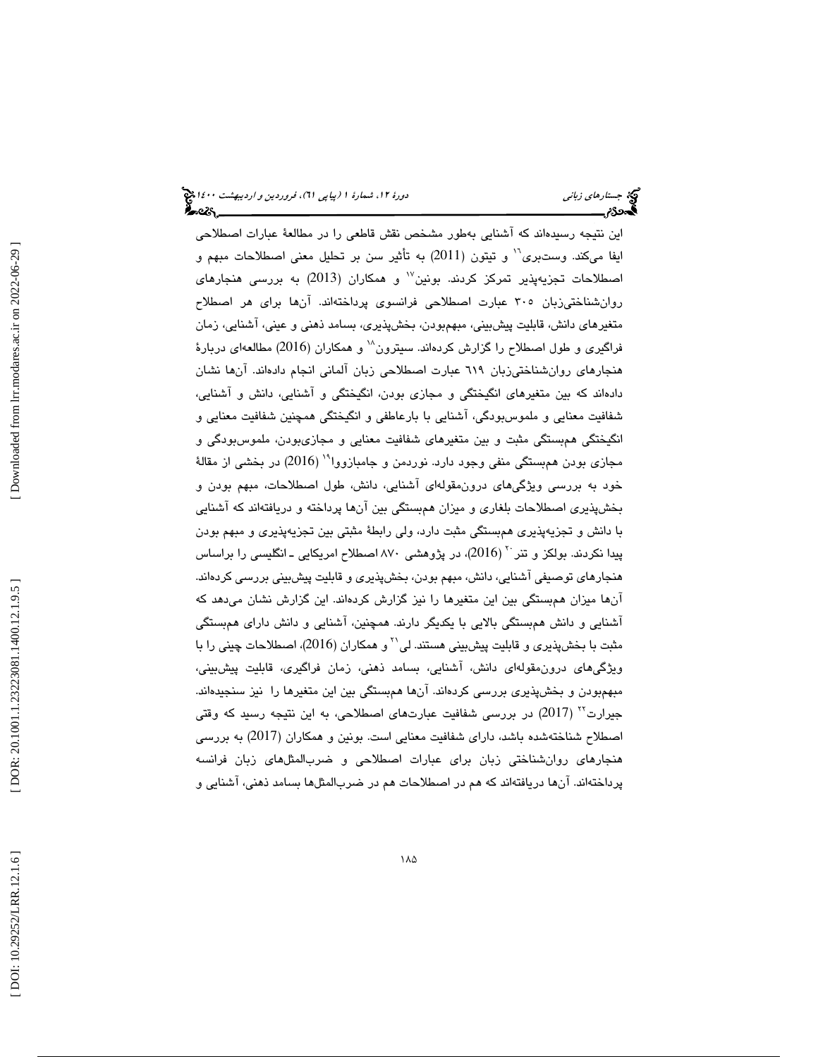این نتیجه رسیده‌اند که آشنایی به‌طور مشخص نقش قاطعی را در مطالعهٔ عبارات اصطلاحی ایفا می‌کند. وست‌بری[16] و تیتون (2011) به تأثیر سن بر تحلیل معنی اصطلاحات مبهم و اصطلاحات تجزیه‌پذیر تمرکز کردند. بونین[17] و همکاران (2013) به بررسی هنجارهای روان‌شناختی‌زبان ۳۰۵ عبارت اصطلاحی فرانسوی پرداخته‌اند. آن‌ها برای هر اصطلاح متغیرهای دانش، قابلیت پیش‌بینی، مبهم‌بودن، بخش‌پذیری، بسامد ذهنی و عینی، آشنایی، زمان فراگیری و طول اصطلاح را گزارش کرده‌اند. سیترون[18] و همکاران (2016) مطالعه‌ای دربارهٔ هنجارهای روان‌شناختی‌زبان ٦١٩ عبارت اصطلاحی زبان آلمانی انجام داده‌اند. آن‌ها نشان داده‌اند که بین متغیرهای انگیختگی و مجازی بودن، انگیختگی و آشنایی، دانش و آشنایی، شفافیت معنایی و ملموس‌بودگی، آشنایی با بارعاطفی و انگیختگی همچنین شفافیت معنایی و انگیختگی هم‌بستگی مثبت و بین متغیرهای شفافیت معنایی و مجازی‌بودن، ملموس‌بودگی و مجازی بودن هم‌بستگی منفی وجود دارد. نوردمن و جامبازووا[19] (2016) در بخشی از مقالهٔ خود به بررسی ویژگی‌های درون‌مقوله‌ای آشنایی، دانش، طول اصطلاحات، مبهم بودن و بخش‌پذیری اصطلاحات بلغاری و میزان هم‌بستگی بین آن‌ها پرداخته و دریافته‌اند که آشنایی با دانش و تجزیه‌پذیری هم‌بستگی مثبت دارد، ولی رابطهٔ مثبتی بین تجزیه‌پذیری و مبهم بودن پیدا نکردند. بولکز و تنز[20] (2016)، در پژوهشی ۸۷۰ اصطلاح امریکایی ـ انگلیسی را براساس هنجارهای توصیفی آشنایی، دانش، مبهم بودن، بخش‌پذیری و قابلیت پیش‌بینی بررسی کرده‌اند. آن‌ها میزان هم‌بستگی بین این متغیرها را نیز گزارش کرده‌اند. این گزارش نشان می‌دهد که آشنایی و دانش هم‌بستگی بالایی با یکدیگر دارند. همچنین، آشنایی و دانش دارای هم‌بستگی مثبت با بخش‌پذیری و قابلیت پیش‌بینی هستند. لی[21] و همکاران (2016)، اصطلاحات چینی را با ویژگی‌های درون‌مقوله‌ای دانش، آشنایی، بسامد ذهنی، زمان فراگیری، قابلیت پیش‌بینی، مبهم‌بودن و بخش‌پذیری بررسی کرده‌اند. آن‌ها هم‌بستگی بین این متغیرها را نیز سنجیده‌اند. جیرارت[22] (2017) در بررسی شفافیت عبارت‌های اصطلاحی، به این نتیجه رسید که وقتی اصطلاح شناخته‌شده باشد، دارای شفافیت معنایی است. بونین و همکاران (2017) به بررسی هنجارهای روان‌شناختی زبان برای عبارات اصطلاحی و ضرب‌المثل‌های زبان فرانسه پرداخته‌اند. آن‌ها دریافته‌اند که هم در اصطلاحات هم در ضرب‌المثل‌ها بسامد ذهنی، آشنایی و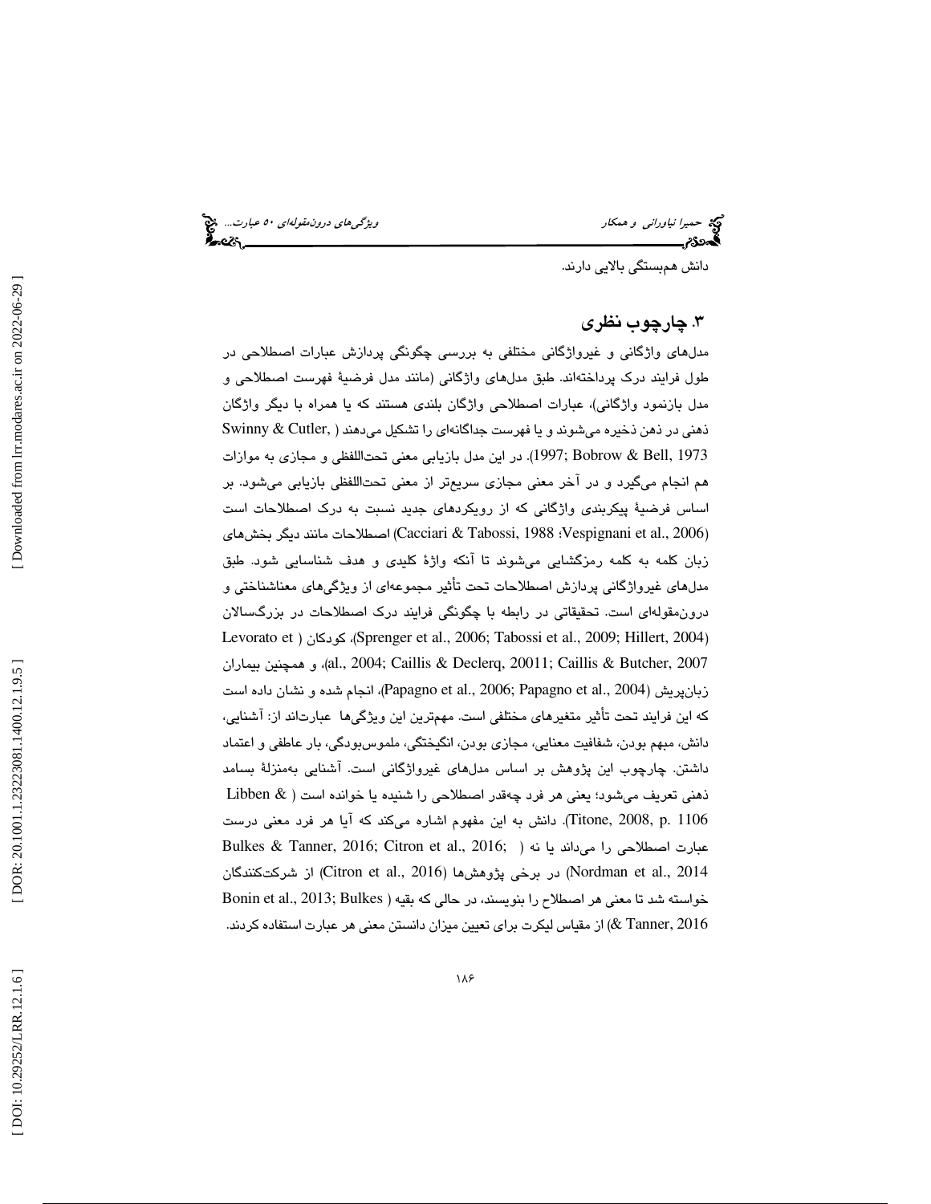دانش هم‌بستگی بالایی دارند.

## ۳. چارچوب نظری

مدل‌های واژگانی و غیرواژگانی مختلفی به بررسی چگونگی پردازش عبارات اصطلاحی در طول فرایند درک پرداخته‌اند. طبق مدل‌های واژگانی (مانند مدل فرضیهٔ فهرست اصطلاحی و مدل بازنمود واژگانی)، عبارات اصطلاحی واژگان بلندی هستند که یا همراه با دیگر واژگان ذهنی در ذهن ذخیره می‌شوند و یا فهرست جداگانه‌ای را تشکیل می‌دهند (Swinny & Cutler, 1997; Bobrow & Bell, 1973). در این مدل بازیابی معنی تحت‌اللفظی و مجازی به موازات هم انجام می‌گیرد و در آخر معنی مجازی سریع‌تر از معنی تحت‌اللفظی بازیابی می‌شود. بر اساس فرضیهٔ پیکربندی واژگانی که از رویکردهای جدید نسبت به درک اصطلاحات است (Cacciari & Tabossi, 1988؛ Vespignani et al., 2006) اصطلاحات مانند دیگر بخش‌های زبان کلمه به کلمه رمزگشایی می‌شوند تا آنکه واژهٔ کلیدی و هدف شناسایی شود. طبق مدل‌های غیرواژگانی پردازش اصطلاحات تحت تأثیر مجموعه‌ای از ویژگی‌های معناشناختی و درون‌مقوله‌ای است. تحقیقاتی در رابطه با چگونگی فرایند درک اصطلاحات در بزرگسالان (Sprenger et al., 2006; Tabossi et al., 2009; Hillert, 2004)، کودکان (Levorato et al., 2004; Caillis & Declerq, 20011; Caillis & Butcher, 2007)، و همچنین بیماران زبان‌پریش (Papagno et al., 2006; Papagno et al., 2004)، انجام شده و نشان داده است که این فرایند تحت تأثیر متغیرهای مختلفی است. مهم‌ترین این ویژگی‌ها عبارت‌اند از: آشنایی، دانش، مبهم بودن، شفافیت معنایی، مجازی بودن، انگیختگی، ملموس‌بودگی، بار عاطفی و اعتماد داشتن. چارچوب این پژوهش بر اساس مدل‌های غیرواژگانی است. آشنایی به‌منزلهٔ بسامد ذهنی تعریف می‌شود؛ یعنی هر فرد چه‌قدر اصطلاحی را شنیده یا خوانده است (Libben & Titone, 2008, p. 1106). دانش به این مفهوم اشاره می‌کند که آیا هر فرد معنی درست عبارت اصطلاحی را می‌داند یا نه (Bulkes & Tanner, 2016; Citron et al., 2016; Nordman et al., 2014) در برخی پژوهش‌ها (Citron et al., 2016) از شرکت‌کنندگان خواسته شد تا معنی هر اصطلاح را بنویسند، در حالی که بقیه (Bonin et al., 2013; Bulkes & Tanner, 2016) از مقیاس لیکرت برای تعیین میزان دانستن معنی هر عبارت استفاده کردند.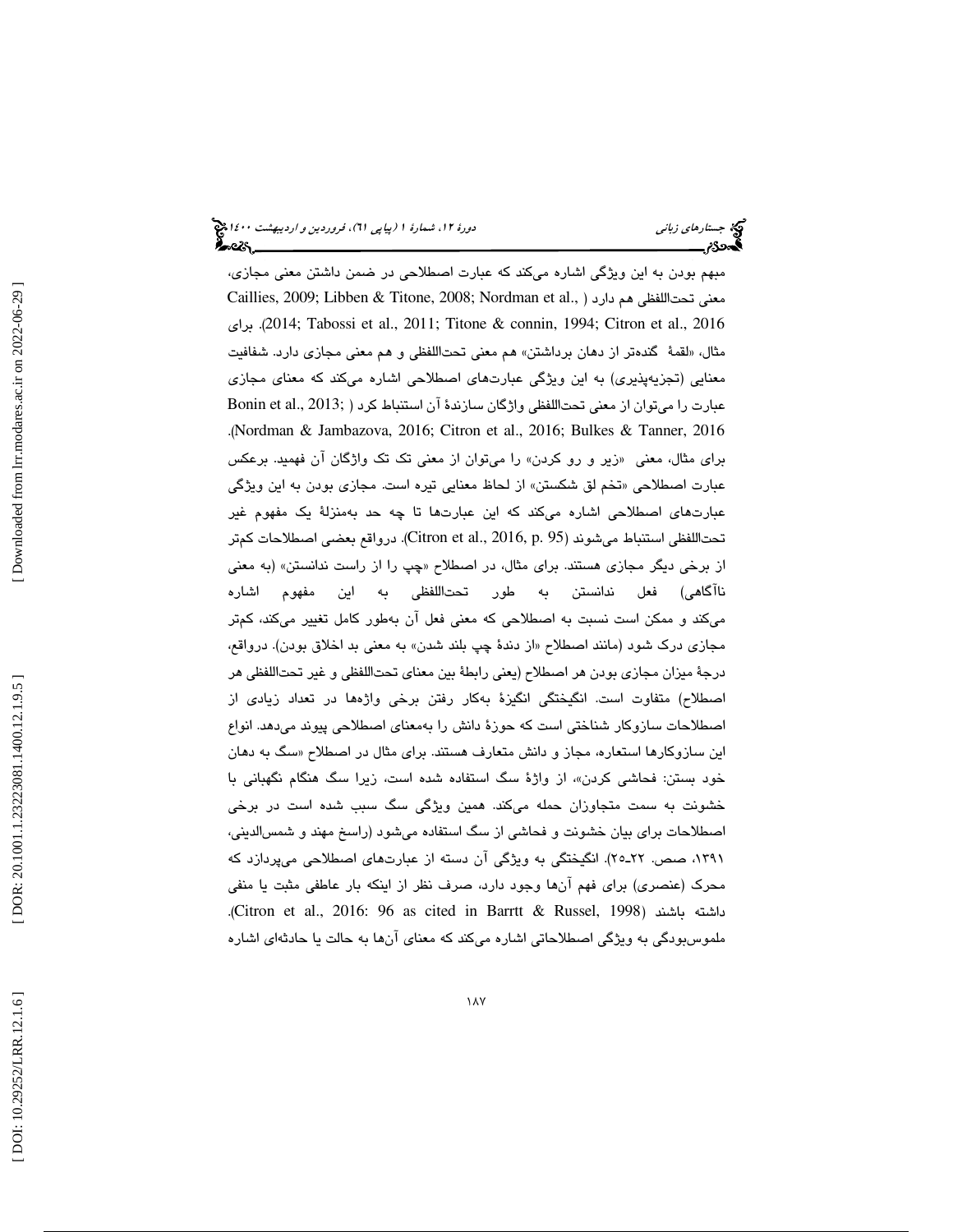مبهم بودن به این ویژگی اشاره می‌کند که عبارت اصطلاحی در ضمن داشتن معنی مجازی، معنی تحت‌اللفظی هم دارد (Caillies, 2009; Libben & Titone, 2008; Nordman et al., 2014; Tabossi et al., 2011; Titone & connin, 1994; Citron et al., 2016). برای مثال، «لقمهٔ گنده‌تر از دهان برداشتن» هم معنی تحت‌اللفظی و هم معنی مجازی دارد. شفافیت معنایی (تجزیه‌پذیری) به این ویژگی عبارت‌های اصطلاحی اشاره می‌کند که معنای مجازی عبارت را می‌توان از معنی تحت‌اللفظی واژگان سازندهٔ آن استنباط کرد (Bonin et al., 2013; Nordman & Jambazova, 2016; Citron et al., 2016; Bulkes & Tanner, 2016). برای مثال، معنی «زیر و رو کردن» را می‌توان از معنی تک تک واژگان آن فهمید. برعکس عبارت اصطلاحی «تخم لق شکستن» از لحاظ معنایی تیره است. مجازی بودن به این ویژگی عبارت‌های اصطلاحی اشاره می‌کند که این عبارت‌ها تا چه حد به‌منزلهٔ یک مفهوم غیر تحت‌اللفظی استنباط می‌شوند (Citron et al., 2016, p. 95). درواقع بعضی اصطلاحات کم‌تر از برخی دیگر مجازی هستند. برای مثال، در اصطلاح «چپ را از راست ندانستن» (به معنی ناآگاهی) فعل ندانستن به طور تحت‌اللفظی به این مفهوم اشاره می‌کند و ممکن است نسبت به اصطلاحی که معنی فعل آن به‌طور کامل تغییر می‌کند، کم‌تر مجازی درک شود (مانند اصطلاح «از دندهٔ چپ بلند شدن» به معنی بد اخلاق بودن). درواقع، درجهٔ میزان مجازی بودن هر اصطلاح (یعنی رابطهٔ بین معنای تحت‌اللفظی و غیر تحت‌اللفظی هر اصطلاح) متفاوت است. انگیختگی انگیزهٔ به‌کار رفتن برخی واژه‌ها در تعداد زیادی از اصطلاحات سازوکار شناختی است که حوزهٔ دانش را به‌معنای اصطلاحی پیوند می‌دهد. انواع این سازوکارها استعاره، مجاز و دانش متعارف هستند. برای مثال در اصطلاح «سگ به دهان خود بستن: فحاشی کردن»، از واژهٔ سگ استفاده شده است، زیرا سگ هنگام نگهبانی با خشونت به سمت متجاوزان حمله می‌کند. همین ویژگی سگ سبب شده است در برخی اصطلاحات برای بیان خشونت و فحاشی از سگ استفاده می‌شود (راسخ مهند و شمس‌الدینی، ۱۳۹۱، صص. ۲۲ـ۲۵). انگیختگی به ویژگی آن دسته از عبارت‌های اصطلاحی می‌پردازد که محرک (عنصری) برای فهم آن‌ها وجود دارد، صرف نظر از اینکه بار عاطفی مثبت یا منفی داشته باشند (Citron et al., 2016: 96 as cited in Barrtt & Russel, 1998). ملموس‌بودگی به ویژگی اصطلاحاتی اشاره می‌کند که معنای آن‌ها به حالت یا حادثه‌ای اشاره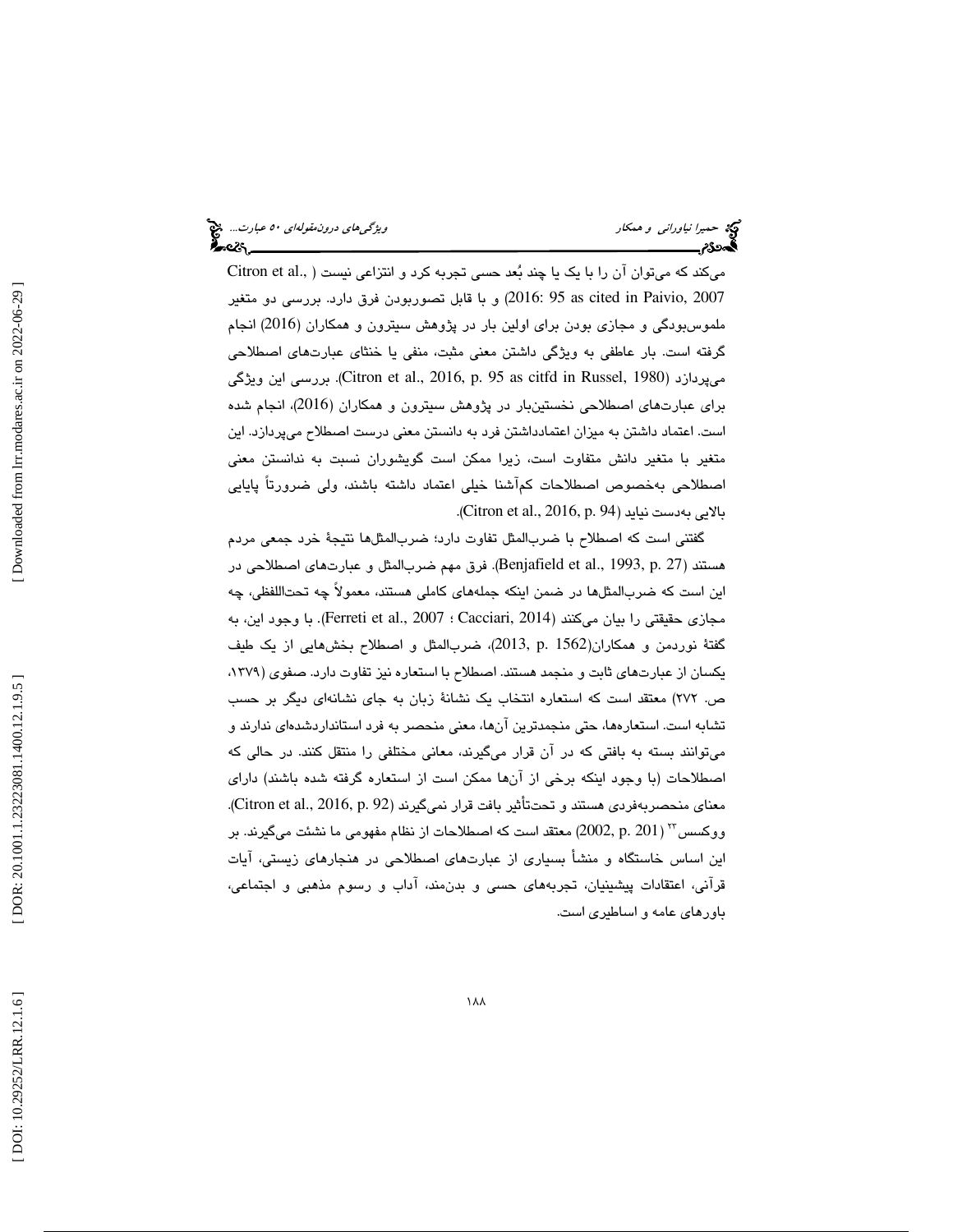می‌کند که می‌توان آن را با یک یا چند بُعد حسی تجربه کرد و انتزاعی نیست (Citron et al., 2016: 95 as cited in Paivio, 2007) و با قابل تصوربودن فرق دارد. بررسی دو متغیر ملموس‌بودگی و مجازی بودن برای اولین بار در پژوهش سیترون و همکاران (2016) انجام گرفته است. بار عاطفی به ویژگی داشتن معنی مثبت، منفی یا خنثای عبارت‌های اصطلاحی می‌پردازد (Citron et al., 2016, p. 95 as citfd in Russel, 1980). بررسی این ویژگی برای عبارت‌های اصطلاحی نخستین‌بار در پژوهش سیترون و همکاران (2016)، انجام شده است. اعتماد داشتن به میزان اعتمادداشتن فرد به دانستن معنی درست اصطلاح می‌پردازد. این متغیر با متغیر دانش متفاوت است، زیرا ممکن است گویشوران نسبت به ندانستن معنی اصطلاحی به‌خصوص اصطلاحات کم‌آشنا خیلی اعتماد داشته باشند، ولی ضرورتاً پایایی بالایی به‌دست نیاید (Citron et al., 2016, p. 94).

گفتنی است که اصطلاح با ضرب‌المثل تفاوت دارد؛ ضرب‌المثل‌ها نتیجهٔ خرد جمعی مردم هستند (Benjafield et al., 1993, p. 27). فرق مهم ضرب‌المثل و عبارت‌های اصطلاحی در این است که ضرب‌المثل‌ها در ضمن اینکه جمله‌های کاملی هستند، معمولاً چه تحت‌اللفظی، چه مجازی حقیقتی را بیان می‌کنند (Ferreti et al., 2007 ؛ Cacciari, 2014). با وجود این، به گفتهٔ نوردمن و همکاران(2013, p. 1562)، ضرب‌المثل و اصطلاح بخش‌هایی از یک طیف یکسان از عبارت‌های ثابت و منجمد هستند. اصطلاح با استعاره نیز تفاوت دارد. صفوی (۱۳۷۹، ص. ۲۷۲) معتقد است که استعاره انتخاب یک نشانهٔ زبان به جای نشانه‌ای دیگر بر حسب تشابه است. استعاره‌ها، حتی منجمدترین آن‌ها، معنی منحصر به فرد استانداردشده‌ای ندارند و می‌توانند بسته به بافتی که در آن قرار می‌گیرند، معانی مختلفی را منتقل کنند. در حالی که اصطلاحات (با وجود اینکه برخی از آن‌ها ممکن است از استعاره گرفته شده باشند) دارای معنای منحصربه‌فردی هستند و تحت‌تأثیر بافت قرار نمی‌گیرند (Citron et al., 2016, p. 92). ووکسس[۲۳] (2002, p. 201) معتقد است که اصطلاحات از نظام مفهومی ما نشئت می‌گیرند. بر این اساس خاستگاه و منشأ بسیاری از عبارت‌های اصطلاحی در هنجارهای زیستی، آیات قرآنی، اعتقادات پیشینیان، تجربه‌های حسی و بدن‌مند، آداب و رسوم مذهبی و اجتماعی، باورهای عامه و اساطیری است.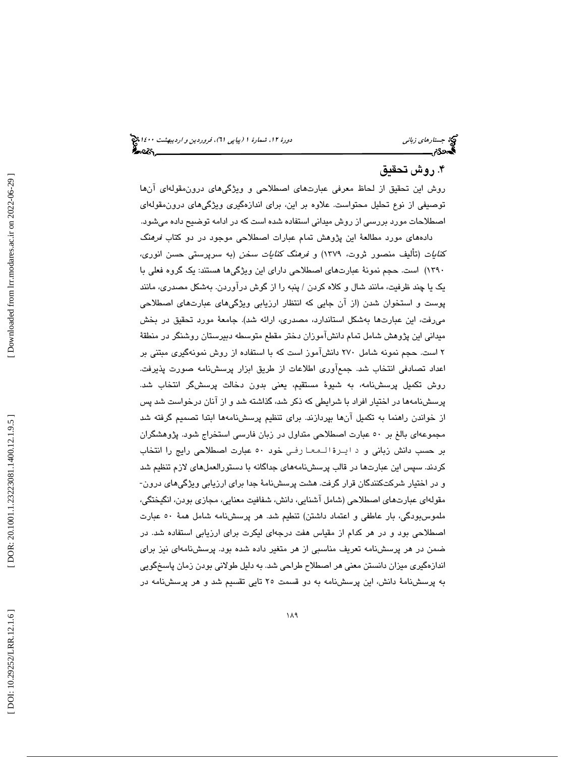## ۴. روش تحقیق

روش این تحقیق از لحاظ معرفی عبارت‌های اصطلاحی و ویژگی‌های درون‌مقوله‌ای آن‌ها توصیفی از نوع تحلیل محتواست. علاوه بر این، برای اندازه‌گیری ویژگی‌های درون‌مقوله‌ای اصطلاحات مورد بررسی از روش میدانی استفاده شده است که در ادامه توضیح داده می‌شود.

داده‌های مورد مطالعهٔ این پژوهش تمام عبارات اصطلاحی موجود در دو کتاب *فرهنگ کنایات* (تألیف منصور ثروت، ۱۳۷۹) و *فرهنگ کنایات سخن* (به سرپرستی حسن انوری، ۱۳۹۰) است. حجم نمونهٔ عبارت‌های اصطلاحی دارای این ویژگی‌ها هستند: یک گروه فعلی با یک یا چند ظرفیت، مانند شال و کلاه کردن / پنبه را از گوش درآوردن. به‌شکل مصدری، مانند پوست و استخوان شدن (از آن جایی که انتظار ارزیابی ویژگی‌های عبارت‌های اصطلاحی می‌رفت، این عبارت‌ها به‌شکل استاندارد، مصدری، ارائه شد). جامعهٔ مورد تحقیق در بخش میدانی این پژوهش شامل تمام دانش‌آموزان دختر مقطع متوسطه دبیرستان روشنگر در منطقهٔ ۲ است. حجم نمونه شامل ۲۷۰ دانش‌آموز است که با استفاده از روش نمونه‌گیری مبتنی بر اعداد تصادفی انتخاب شد. جمع‌آوری اطلاعات از طریق ابزار پرسش‌نامه صورت پذیرفت. روش تکمیل پرسش‌نامه، به شیوهٔ مستقیم، یعنی بدون دخالت پرسش‌گر انتخاب شد. پرسش‌نامه‌ها در اختیار افراد با شرایطی که ذکر شد، گذاشته شد و از آنان درخواست شد پس از خواندن راهنما به تکمیل آن‌ها بپردازند. برای تنظیم پرسش‌نامه‌ها ابتدا تصمیم گرفته شد مجموعه‌ای بالغ بر ۵۰ عبارت اصطلاحی متداول در زبان فارسی استخراج شود. پژوهشگران بر حسب دانش زبانی و دایرةالمعارفی خود ۵۰ عبارت اصطلاحی رایج را انتخاب کردند. سپس این عبارت‌ها در قالب پرسش‌نامه‌های جداگانه با دستورالعمل‌های لازم تنظیم شد و در اختیار شرکت‌کنندگان قرار گرفت. هشت پرسش‌نامهٔ جدا برای ارزیابی ویژگی‌های درون‌مقوله‌ای عبارت‌های اصطلاحی (شامل آشنایی، دانش، شفافیت معنایی، مجازی بودن، انگیختگی، ملموس‌بودگی، بار عاطفی و اعتماد داشتن) تنظیم شد. هر پرسش‌نامه شامل همهٔ ۵۰ عبارت اصطلاحی بود و در هر کدام از مقیاس هفت درجه‌ای لیکرت برای ارزیابی استفاده شد. در ضمن در هر پرسش‌نامه تعریف مناسبی از هر متغیر داده شده بود. پرسش‌نامه‌ای نیز برای اندازه‌گیری میزان دانستن معنی هر اصطلاح طراحی شد. به دلیل طولانی بودن زمان پاسخ‌گویی به پرسش‌نامهٔ دانش، این پرسش‌نامه به دو قسمت ۲۵ تایی تقسیم شد و هر پرسش‌نامه در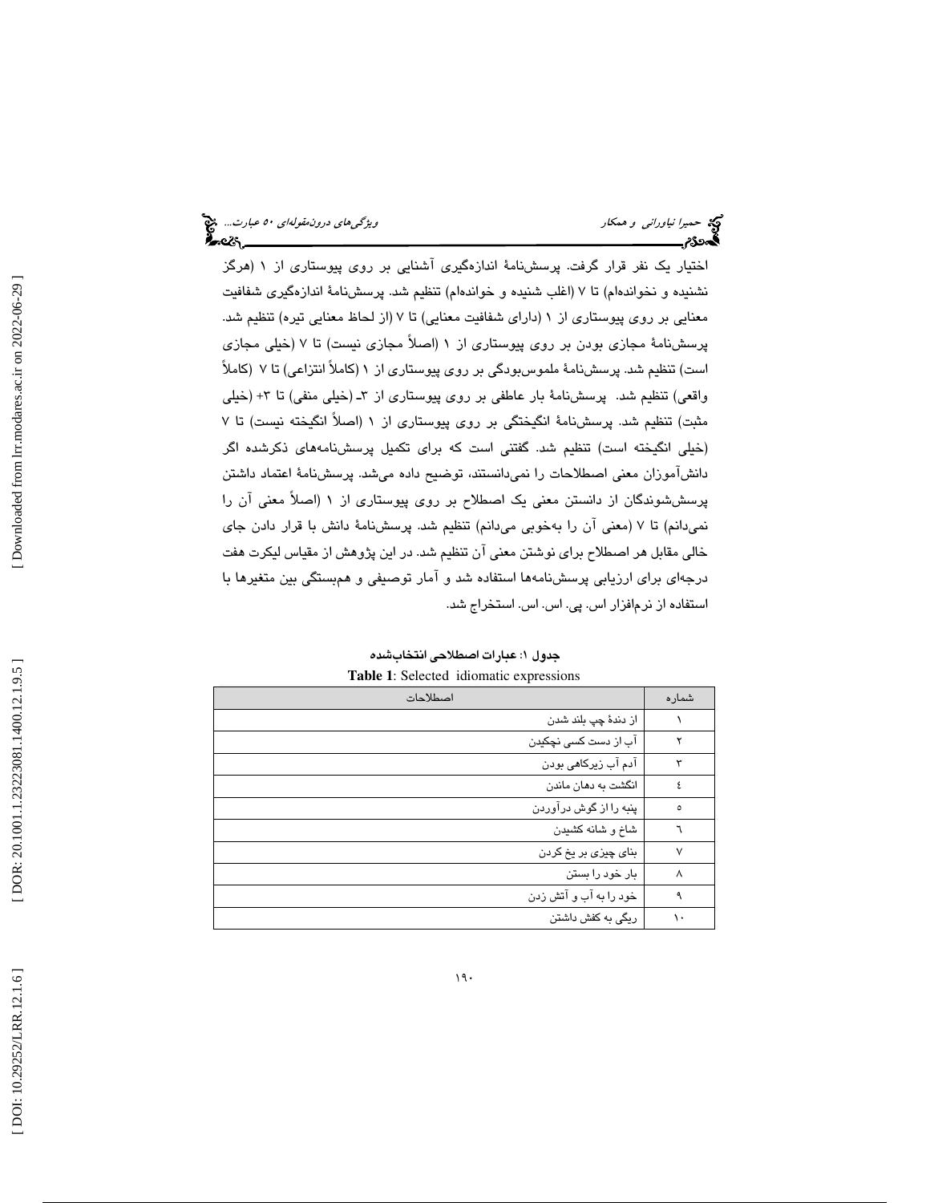اختیار یک نفر قرار گرفت. پرسش‌نامهٔ اندازه‌گیری آشنایی بر روی پیوستاری از ۱ (هرگز نشنیده و نخوانده‌ام) تا ۷ (اغلب شنیده و خوانده‌ام) تنظیم شد. پرسش‌نامهٔ اندازه‌گیری شفافیت معنایی بر روی پیوستاری از ۱ (دارای شفافیت معنایی) تا ۷ (از لحاظ معنایی تیره) تنظیم شد. پرسش‌نامهٔ مجازی بودن بر روی پیوستاری از ۱ (اصلاً مجازی نیست) تا ۷ (خیلی مجازی است) تنظیم شد. پرسش‌نامهٔ ملموس‌بودگی بر روی پیوستاری از ۱ (کاملاً انتزاعی) تا ۷ (کاملاً واقعی) تنظیم شد. پرسش‌نامهٔ بار عاطفی بر روی پیوستاری از ۳- (خیلی منفی) تا ۳+ (خیلی مثبت) تنظیم شد. پرسش‌نامهٔ انگیختگی بر روی پیوستاری از ۱ (اصلاً انگیخته نیست) تا ۷ (خیلی انگیخته است) تنظیم شد. گفتنی است که برای تکمیل پرسش‌نامه‌های ذکرشده اگر دانش‌آموزان معنی اصطلاحات را نمی‌دانستند، توضیح داده می‌شد. پرسش‌نامهٔ اعتماد داشتن پرسش‌شوندگان از دانستن معنی یک اصطلاح بر روی پیوستاری از ۱ (اصلاً معنی آن را نمی‌دانم) تا ۷ (معنی آن را به‌خوبی می‌دانم) تنظیم شد. پرسش‌نامهٔ دانش با قرار دادن جای خالی مقابل هر اصطلاح برای نوشتن معنی آن تنظیم شد. در این پژوهش از مقیاس لیکرت هفت درجه‌ای برای ارزیابی پرسش‌نامه‌ها استفاده شد و آمار توصیفی و هم‌بستگی بین متغیرها با استفاده از نرم‌افزار اس. پی. اس. اس. استخراج شد.

**جدول ۱: عبارات اصطلاحی انتخاب‌شده**

**Table 1**: Selected idiomatic expressions

| شماره | اصطلاحات |
| --- | --- |
| ۱ | از دندهٔ چپ بلند شدن |
| ۲ | آب از دست کسی نچکیدن |
| ۳ | آدم آب زیرکاهی بودن |
| ٤ | انگشت به دهان ماندن |
| ٥ | پنبه را از گوش درآوردن |
| ٦ | شاخ و شانه کشیدن |
| ۷ | بنای چیزی بر یخ کردن |
| ۸ | بار خود را بستن |
| ۹ | خود را به آب و آتش زدن |
| ۱۰ | ریگی به کفش داشتن |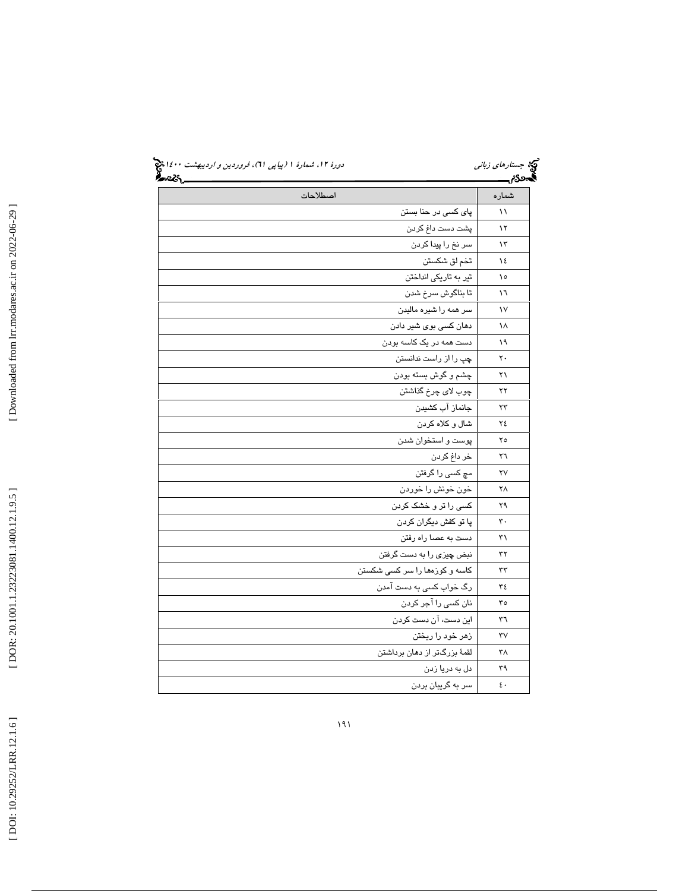| شماره | اصطلاحات |
| --- | --- |
| ۱۱ | پای کسی در حنا بستن |
| ۱۲ | پشت دست داغ کردن |
| ۱۳ | سر نخ را پیدا کردن |
| ١٤ | تخم لق شکستن |
| ١٥ | تیر به تاریکی انداختن |
| ١٦ | تا بناگوش سرخ شدن |
| ۱۷ | سر همه را شیره مالیدن |
| ۱۸ | دهان کسی بوی شیر دادن |
| ۱۹ | دست همه در یک کاسه بودن |
| ۲۰ | چپ را از راست ندانستن |
| ۲۱ | چشم و گوش بسته بودن |
| ۲۲ | چوب لای چرخ گذاشتن |
| ۲۳ | جانماز آب کشیدن |
| ٢٤ | شال و کلاه کردن |
| ٢٥ | پوست و استخوان شدن |
| ٢٦ | خر داغ کردن |
| ۲۷ | مچ کسی را گرفتن |
| ۲۸ | خون خونش را خوردن |
| ۲۹ | کسی را تر و خشک کردن |
| ۳۰ | پا تو کفش دیگران کردن |
| ۳۱ | دست به عصا راه رفتن |
| ۳۲ | نبض چیزی را به دست گرفتن |
| ۳۳ | کاسه و کوزه‌ها را سر کسی شکستن |
| ٣٤ | رگ خواب کسی به دست آمدن |
| ٣٥ | نان کسی را آجر کردن |
| ٣٦ | این دست، آن دست کردن |
| ۳۷ | زهر خود را ریختن |
| ۳۸ | لقمهٔ بزرگ‌تر از دهان برداشتن |
| ۳۹ | دل به دریا زدن |
| ٤٠ | سر به گریبان بردن |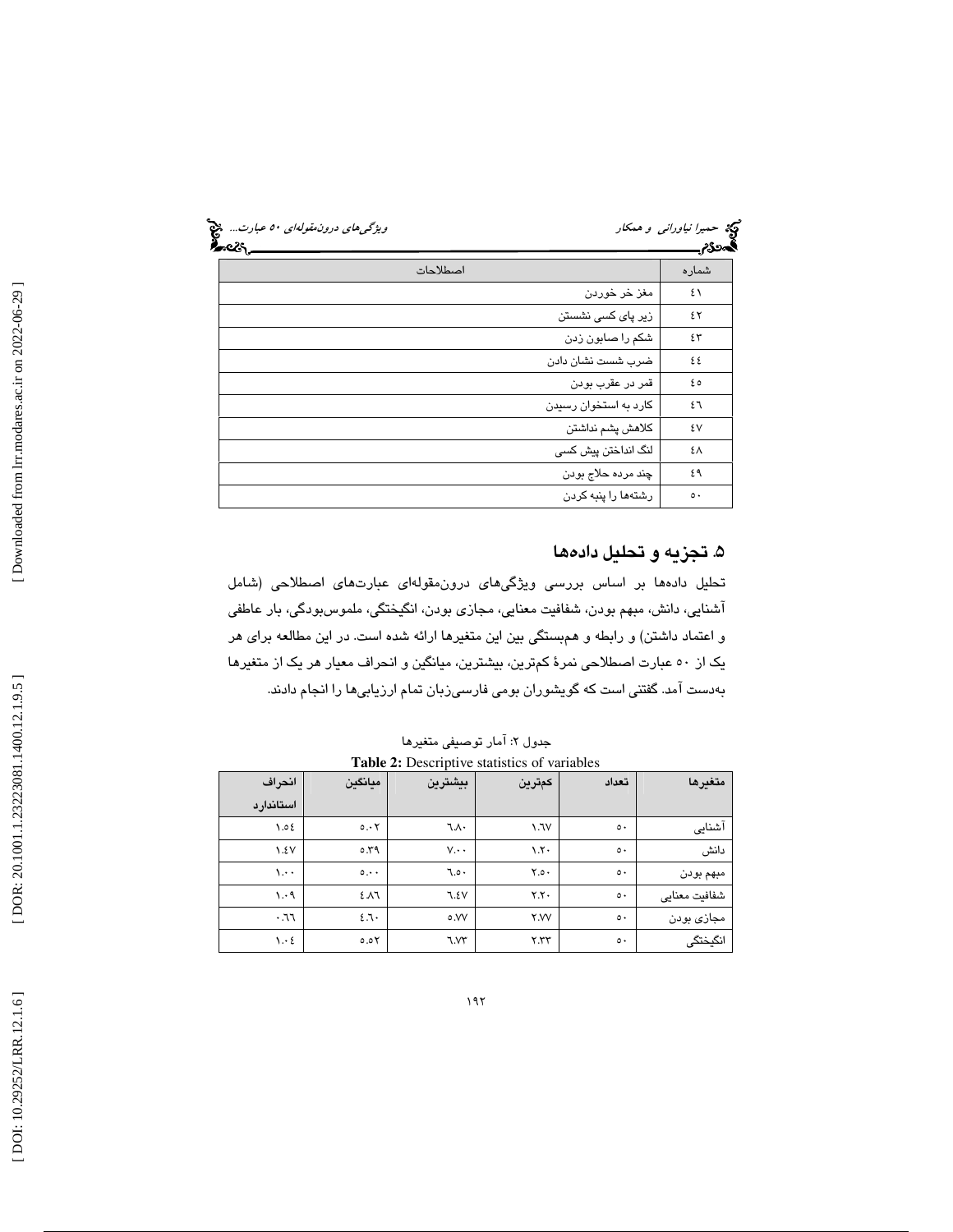| شماره | اصطلاحات |
|---|---|
| ۴۱ | مغز خر خوردن |
| ۴۲ | زیر پای کسی نشستن |
| ۴۳ | شکم را صابون زدن |
| ۴۴ | ضرب شست نشان دادن |
| ۴۵ | قمر در عقرب بودن |
| ۴۶ | کارد به استخوان رسیدن |
| ۴۷ | کلاهش پشم نداشتن |
| ۴۸ | لنگ انداختن پیش کسی |
| ۴۹ | چند مرده حلاج بودن |
| ۵۰ | رشته‌ها را پنبه کردن |

## ۵. تجزیه و تحلیل داده‌ها

تحلیل داده‌ها بر اساس بررسی ویژگی‌های درون‌مقوله‌ای عبارت‌های اصطلاحی (شامل آشنایی، دانش، مبهم بودن، شفافیت معنایی، مجازی بودن، انگیختگی، ملموس‌بودگی، بار عاطفی و اعتماد داشتن) و رابطه و هم‌بستگی بین این متغیرها ارائه شده است. در این مطالعه برای هر یک از ۵۰ عبارت اصطلاحی نمرهٔ کم‌ترین، بیشترین، میانگین و انحراف معیار هر یک از متغیرها به‌دست آمد. گفتنی است که گویشوران بومی فارسی‌زبان تمام ارزیابی‌ها را انجام دادند.

جدول ۲: آمار توصیفی متغیرها

**Table 2:** Descriptive statistics of variables

| متغیرها | تعداد | کم‌ترین | بیشترین | میانگین | انحراف استاندارد |
|---|---|---|---|---|---|
| آشنایی | ۵۰ | ۱.۶۷ | ۶.۸۰ | ۵.۰۲ | ۱.۵۴ |
| دانش | ۵۰ | ۱.۲۰ | ۷.۰۰ | ۵.۳۹ | ۱.۴۷ |
| مبهم بودن | ۵۰ | ۲.۵۰ | ۶.۵۰ | ۵.۰۰ | ۱.۰۰ |
| شفافیت معنایی | ۵۰ | ۲.۲۰ | ۶.۴۷ | ۴.۸۶ | ۱.۰۹ |
| مجازی بودن | ۵۰ | ۲.۷۷ | ۵.۷۷ | ۴.۶۰ | ۰.۶۶ |
| انگیختگی | ۵۰ | ۲.۳۳ | ۶.۷۳ | ۵.۵۲ | ۱.۰۴ |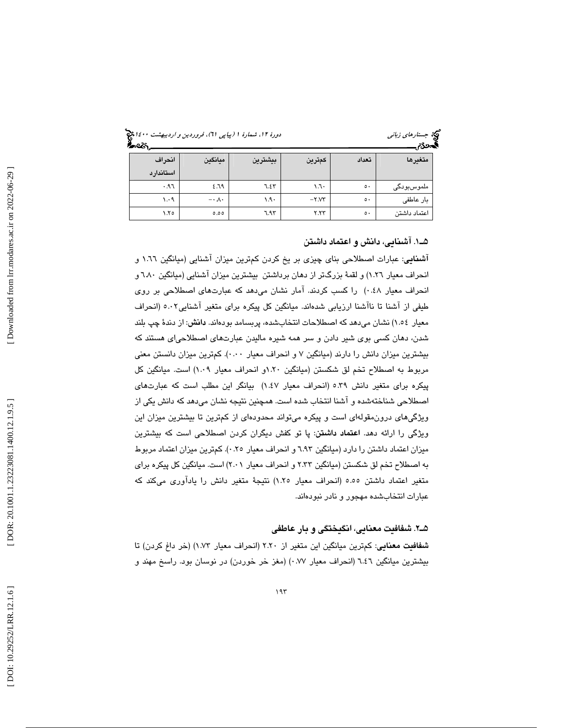| متغیرها | تعداد | کم‌ترین | بیشترین | میانگین | انحراف استاندارد |
|---|---|---|---|---|---|
| ملموس‌بودگی | ٥٠ | ١.٦٠ | ٦.٤٣ | ٤.٦٩ | ٠.٩٦ |
| بار عاطفی | ٥٠ | -٢.٧٣ | ١.٩٠ | -٠.٨٠ | ١.٠٩ |
| اعتماد داشتن | ٥٠ | ٢.٣٣ | ٦.٩٣ | ٥.٥٥ | ١.٢٥ |

### ٥ـ١. آشنایی، دانش و اعتماد داشتن

**آشنایی**: عبارات اصطلاحی بنای چیزی بر یخ کردن کم‌ترین میزان آشنایی (میانگین ١.٦٦ و انحراف معیار ١.٢٦) و لقمهٔ بزرگ‌تر از دهان برداشتن بیشترین میزان آشنایی (میانگین ٦.٨٠ و انحراف معیار ٠.٤٨) را کسب کردند. آمار نشان می‌دهد که عبارت‌های اصطلاحی بر روی طیفی از آشنا تا ناآشنا ارزیابی شده‌اند. میانگین کل پیکره برای متغیر آشنایی٥.٠٢ (انحراف معیار ١.٥٤) نشان می‌دهد که اصطلاحات انتخاب‌شده، پربسامد بوده‌اند. **دانش**: از دندهٔ چپ بلند شدن، دهان کسی بوی شیر دادن و سر همه شیره مالیدن عبارت‌های اصطلاحی‌ای هستند که بیشترین میزان دانش را دارند (میانگین ٧ و انحراف معیار ٠.٠٠). کم‌ترین میزان دانستن معنی مربوط به اصطلاح تخم لق شکستن (میانگین ١.٢٠و انحراف معیار ١.٠٩) است. میانگین کل پیکره برای متغیر دانش ٥.٣٩ (انحراف معیار ١.٤٧) بیانگر این مطلب است که عبارت‌های اصطلاحی شناخته‌شده و آشنا انتخاب شده است. همچنین نتیجه نشان می‌دهد که دانش یکی از ویژگی‌های درون‌مقوله‌ای است و پیکره می‌تواند محدوده‌ای از کم‌ترین تا بیشترین میزان این ویژگی را ارائه دهد. **اعتماد داشتن**: پا تو کفش دیگران کردن اصطلاحی است که بیشترین میزان اعتماد داشتن را دارد (میانگین ٦.٩٣ و انحراف معیار ٠.٢٥). کم‌ترین میزان اعتماد مربوط به اصطلاح تخم لق شکستن (میانگین ٢.٣٣ و انحراف معیار ٢.٠١) است. میانگین کل پیکره برای متغیر اعتماد داشتن ٥.٥٥ (انحراف معیار ١.٢٥) نتیجهٔ متغیر دانش را یادآوری می‌کند که عبارات انتخاب‌شده مهجور و نادر نبوده‌اند.

### ٥ـ٢. شفافیت معنایی، انگیختگی و بار عاطفی

**شفافیت معنایی**: کم‌ترین میانگین این متغیر از ٢.٢٠ (انحراف معیار ١.٧٣) (خر داغ کردن) تا بیشترین میانگین ٦.٤٦ (انحراف معیار ٠.٧٧) (مغز خر خوردن) در نوسان بود. راسخ مهند و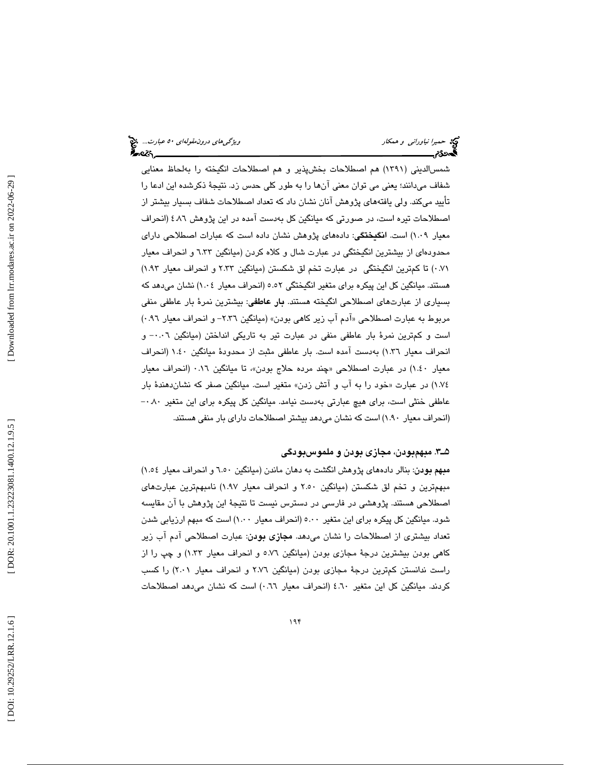شمس‌الدینی (۱۳۹۱) هم اصطلاحات بخش‌پذیر و هم اصطلاحات انگیخته را به‌لحاظ معنایی شفاف می‌دانند؛ یعنی می توان معنی آن‌ها را به طور کلی حدس زد. نتیجهٔ ذکرشده این ادعا را تأیید می‌کند. ولی یافته‌های پژوهش آنان نشان داد که تعداد اصطلاحات شفاف بسیار بیشتر از اصطلاحات تیره است، در صورتی که میانگین کل به‌دست آمده در این پژوهش ٤.٨٦ (انحراف معیار ١.٠٩) است. **انگیختگی**: داده‌های پژوهش نشان داده است که عبارات اصطلاحی دارای محدوده‌ای از بیشترین انگیختگی در عبارت شال و کلاه کردن (میانگین ٦.٣٣ و انحراف معیار ٠.٧١) تا کم‌ترین انگیختگی در عبارت تخم لق شکستن (میانگین ٢.٣٣ و انحراف معیار ١.٩٣) هستند. میانگین کل این پیکره برای متغیر انگیختگی ٥.٥٢ (انحراف معیار ١.٠٤) نشان می‌دهد که بسیاری از عبارت‌های اصطلاحی انگیخته هستند. **بار عاطفی**: بیشترین نمرهٔ بار عاطفی منفی مربوط به عبارت اصطلاحی «آدم آب زیر کاهی بودن» (میانگین ٢.٣٦- و انحراف معیار ٠.٩٦) است و کم‌ترین نمرهٔ بار عاطفی منفی در عبارت تیر به تاریکی انداختن (میانگین ٠.٠٦- و انحراف معیار ١.٣٦) به‌دست آمده است. بار عاطفی مثبت از محدودهٔ میانگین ١.٤٠ (انحراف معیار ١.٤٠) در عبارت اصطلاحی «چند مرده حلاج بودن»، تا میانگین ٠.١٦ (انحراف معیار ١.٧٤) در عبارت «خود را به آب و آتش زدن» متغیر است. میانگین صفر که نشان‌دهندهٔ بار عاطفی خنثی است، برای هیچ عبارتی به‌دست نیامد. میانگین کل پیکره برای این متغیر ٠.٨٠- (انحراف معیار ١.٩٠) است که نشان می‌دهد بیشتر اصطلاحات دارای بار منفی هستند.

### ۵ـ۳. مبهم‌بودن، مجازی بودن و ملموس‌بودگی

**مبهم بودن**: بنابر داده‌های پژوهش انگشت به دهان ماندن (میانگین ٦.٥٠ و انحراف معیار ١.٥٤) مبهم‌ترین و تخم لق شکستن (میانگین ٢.٥٠ و انحراف معیار ١.٩٧) نامبهم‌ترین عبارت‌های اصطلاحی هستند. پژوهشی در فارسی در دسترس نیست تا نتیجهٔ این پژوهش با آن مقایسه شود. میانگین کل پیکره برای این متغیر ٥.٠٠ (انحراف معیار ١.٠٠) است که مبهم ارزیابی شدن تعداد بیشتری از اصطلاحات را نشان می‌دهد. **مجازی بودن**: عبارت اصطلاحی آدم آب زیر کاهی بودن بیشترین درجهٔ مجازی بودن (میانگین ٥.٧٦ و انحراف معیار ١.٣٣) و چپ را از راست ندانستن کم‌ترین درجهٔ مجازی بودن (میانگین ٢.٧٦ و انحراف معیار ٢.٠١) را کسب کردند. میانگین کل این متغیر ٤.٦٠ (انحراف معیار ٠.٦٦) است که نشان می‌دهد اصطلاحات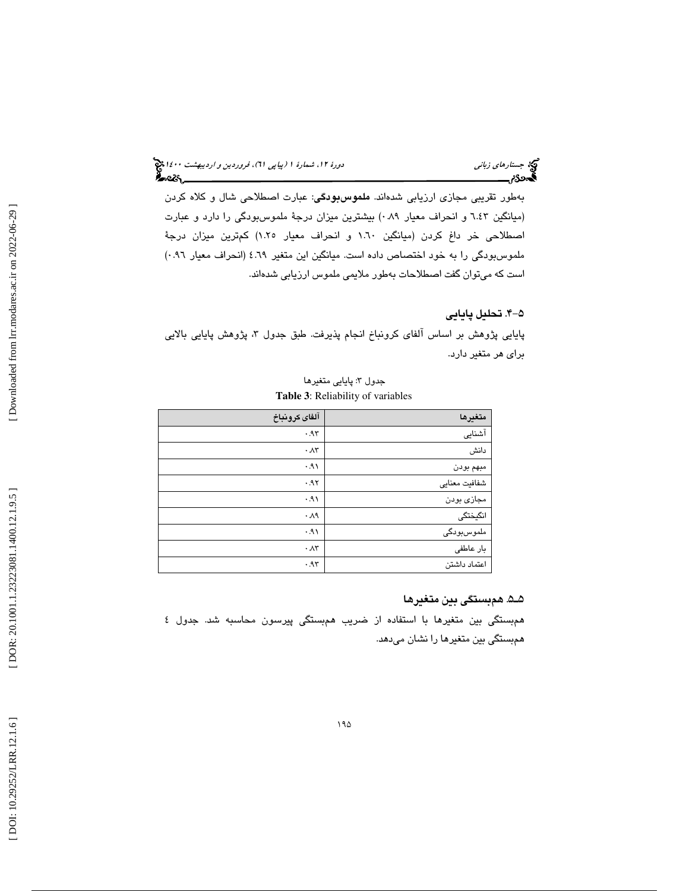به‌طور تقریبی مجازی ارزیابی شده‌اند. **ملموس‌بودگی**: عبارت اصطلاحی شال و کلاه کردن (میانگین ۶.۴۳ و انحراف معیار ۰.۸۹) بیشترین میزان درجهٔ ملموس‌بودگی را دارد و عبارت اصطلاحی خر داغ کردن (میانگین ۱.۶۰ و انحراف معیار ۱.۲۵) کم‌ترین میزان درجهٔ ملموس‌بودگی را به خود اختصاص داده است. میانگین این متغیر ۴.۶۹ (انحراف معیار ۰.۹۶) است که می‌توان گفت اصطلاحات به‌طور ملایمی ملموس ارزیابی شده‌اند.

### ۵-۴. تحلیل پایایی

پایایی پژوهش بر اساس آلفای کرونباخ انجام پذیرفت. طبق جدول ۳، پژوهش پایایی بالایی برای هر متغیر دارد.

جدول ۳: پایایی متغیرها

**Table 3**: Reliability of variables

| متغیرها | آلفای کرونباخ |
|---|---|
| آشنایی | ۰.۹۳ |
| دانش | ۰.۸۳ |
| مبهم بودن | ۰.۹۱ |
| شفافیت معنایی | ۰.۹۲ |
| مجازی بودن | ۰.۹۱ |
| انگیختگی | ۰.۸۹ |
| ملموس‌بودگی | ۰.۹۱ |
| بار عاطفی | ۰.۸۳ |
| اعتماد داشتن | ۰.۹۳ |

### ۵-۵. همبستگی بین متغیرها

همبستگی بین متغیرها با استفاده از ضریب همبستگی پیرسون محاسبه شد. جدول ۴ همبستگی بین متغیرها را نشان می‌دهد.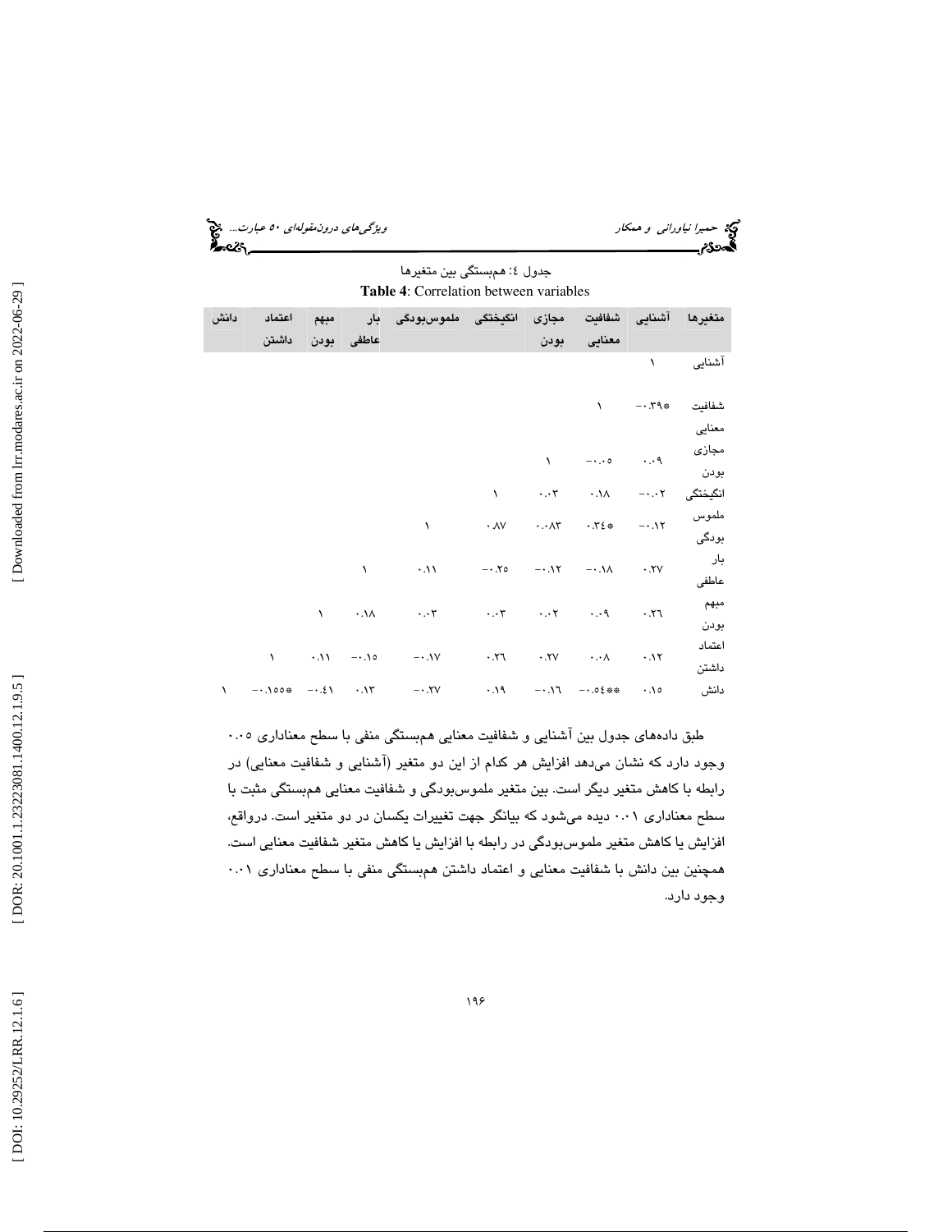جدول ٤: هم‌بستگی بین متغیرها

**Table 4**: Correlation between variables

| متغیرها | آشنایی | شفافیت معنایی | مجازی بودن | انگیختگی | ملموس‌بودگی | بار عاطفی | مبهم بودن | اعتماد داشتن | دانش |
|---|---|---|---|---|---|---|---|---|---|
| آشنایی | ١ | | | | | | | | |
| شفافیت معنایی | *٠.٣٩- | ١ | | | | | | | |
| مجازی بودن | ٠.٠٩ | ٠.٠٥- | ١ | | | | | | |
| انگیختگی | ٠.٠٢- | ٠.١٨ | ٠.٠٣ | ١ | | | | | |
| ملموس بودگی | ٠.١٢- | *٠.٣٤ | ٠.٠٨٣ | ٠.٨٧ | ١ | | | | |
| بار عاطفی | ٠.٢٧ | ٠.١٨- | ٠.١٢- | ٠.٢٥- | ٠.١١ | ١ | | | |
| مبهم بودن | ٠.٢٦ | ٠.٠٩ | ٠.٠٢ | ٠.٠٣ | ٠.٠٣ | ٠.١٨ | ١ | | |
| اعتماد داشتن | ٠.١٢ | ٠.٠٨ | ٠.٢٧ | ٠.٢٦ | ٠.١٧- | ٠.١٥- | ٠.١١ | ١ | |
| دانش | ٠.١٥ | **٠.٥٤- | ٠.١٦- | ٠.١٩ | ٠.٢٧- | ٠.١٣ | ٠.٤١- | *٠.١٥٥- | ١ |

طبق داده‌های جدول بین آشنایی و شفافیت معنایی هم‌بستگی منفی با سطح معناداری ٠.٠٥ وجود دارد که نشان می‌دهد افزایش هر کدام از این دو متغیر (آشنایی و شفافیت معنایی) در رابطه با کاهش متغیر دیگر است. بین متغیر ملموس‌بودگی و شفافیت معنایی هم‌بستگی مثبت با سطح معناداری ٠.٠١ دیده می‌شود که بیانگر جهت تغییرات یکسان در دو متغیر است. درواقع، افزایش یا کاهش متغیر ملموس‌بودگی در رابطه با افزایش یا کاهش متغیر شفافیت معنایی است. همچنین بین دانش با شفافیت معنایی و اعتماد داشتن هم‌بستگی منفی با سطح معناداری ٠.٠١ وجود دارد.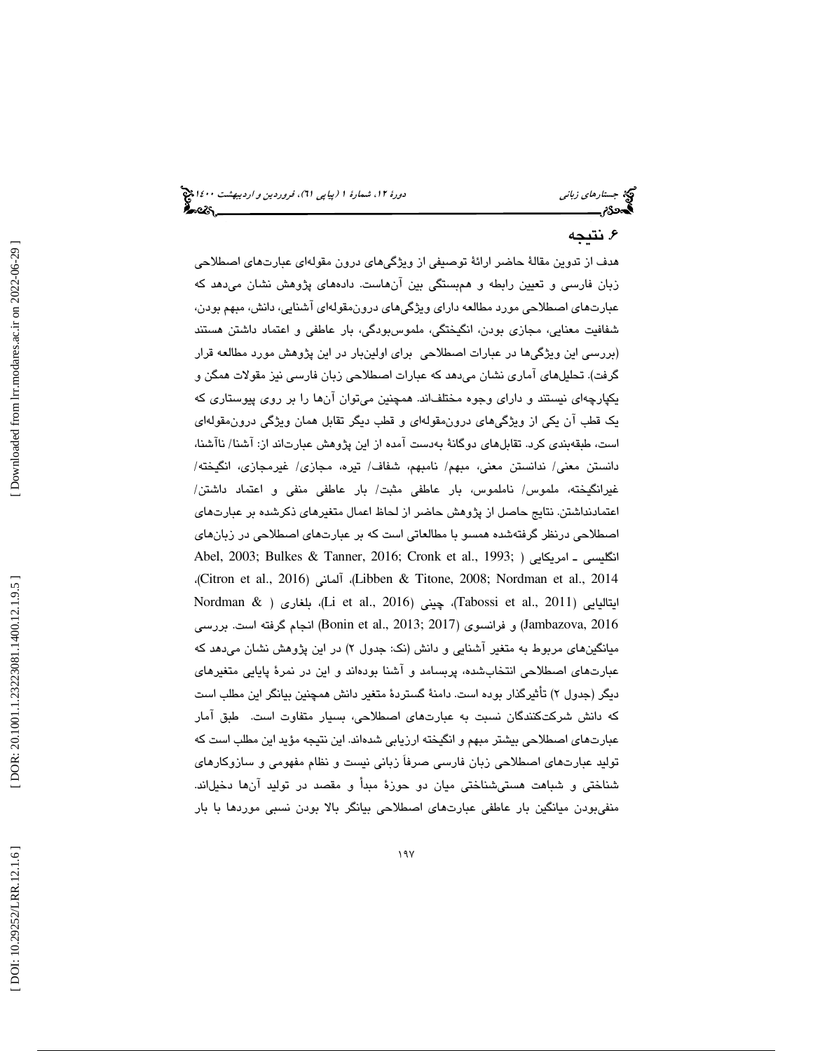## ۶. نتیجه

هدف از تدوین مقالۀ حاضر ارائۀ توصیفی از ویژگی‌های درون مقوله‌ای عبارت‌های اصطلاحی زبان فارسی و تعیین رابطه و هم‌بستگی بین آن‌هاست. داده‌های پژوهش نشان می‌دهد که عبارت‌های اصطلاحی مورد مطالعه دارای ویژگی‌های درون‌مقوله‌ای آشنایی، دانش، مبهم بودن، شفافیت معنایی، مجازی بودن، انگیختگی، ملموس‌بودگی، بار عاطفی و اعتماد داشتن هستند (بررسی این ویژگی‌ها در عبارات اصطلاحی برای اولین‌بار در این پژوهش مورد مطالعه قرار گرفت). تحلیل‌های آماری نشان می‌دهد که عبارات اصطلاحی زبان فارسی نیز مقولات همگن و یکپارچه‌ای نیستند و دارای وجوه مختلف‌اند. همچنین می‌توان آن‌ها را بر روی پیوستاری که یک قطب آن یکی از ویژگی‌های درون‌مقوله‌ای و قطب دیگر تقابل همان ویژگی درون‌مقوله‌ای است، طبقه‌بندی کرد. تقابل‌های دوگانۀ به‌دست آمده از این پژوهش عبارت‌اند از: آشنا/ ناآشنا، دانستن معنی/ ندانستن معنی، مبهم/ نامبهم، شفاف/ تیره، مجازی/ غیرمجازی، انگیخته/ غیرانگیخته، ملموس/ ناملموس، بار عاطفی مثبت/ بار عاطفی منفی و اعتماد داشتن/ اعتمادنداشتن. نتایج حاصل از پژوهش حاضر از لحاظ اعمال متغیرهای ذکرشده بر عبارت‌های اصطلاحی درنظر گرفته‌شده همسو با مطالعاتی است که بر عبارت‌های اصطلاحی در زبان‌های انگلیسی ـ امریکایی (Abel, 2003; Bulkes & Tanner, 2016; Cronk et al., 1993; Citron et al., 2016)، آلمانی (Libben & Titone, 2008; Nordman et al., 2014)، ایتالیایی (Tabossi et al., 2011)، چینی (Li et al., 2016)، بلغاری (Nordman & Jambazova, 2016) و فرانسوی (Bonin et al., 2013; 2017) انجام گرفته است. بررسی میانگین‌های مربوط به متغیر آشنایی و دانش (نک: جدول ۲) در این پژوهش نشان می‌دهد که عبارت‌های اصطلاحی انتخاب‌شده، پربسامد و آشنا بوده‌اند و این در نمرۀ پایایی متغیرهای دیگر (جدول ۲) تأثیرگذار بوده است. دامنۀ گستردۀ متغیر دانش همچنین بیانگر این مطلب است که دانش شرکت‌کنندگان نسبت به عبارت‌های اصطلاحی، بسیار متفاوت است. طبق آمار عبارت‌های اصطلاحی بیشتر مبهم و انگیخته ارزیابی شده‌اند. این نتیجه مؤید این مطلب است که تولید عبارت‌های اصطلاحی زبان فارسی صرفاً زبانی نیست و نظام مفهومی و سازوکارهای شناختی و شباهت هستی‌شناختی میان دو حوزۀ مبدأ و مقصد در تولید آن‌ها دخیل‌اند. منفی‌بودن میانگین بار عاطفی عبارت‌های اصطلاحی بیانگر بالا بودن نسبی موردها با بار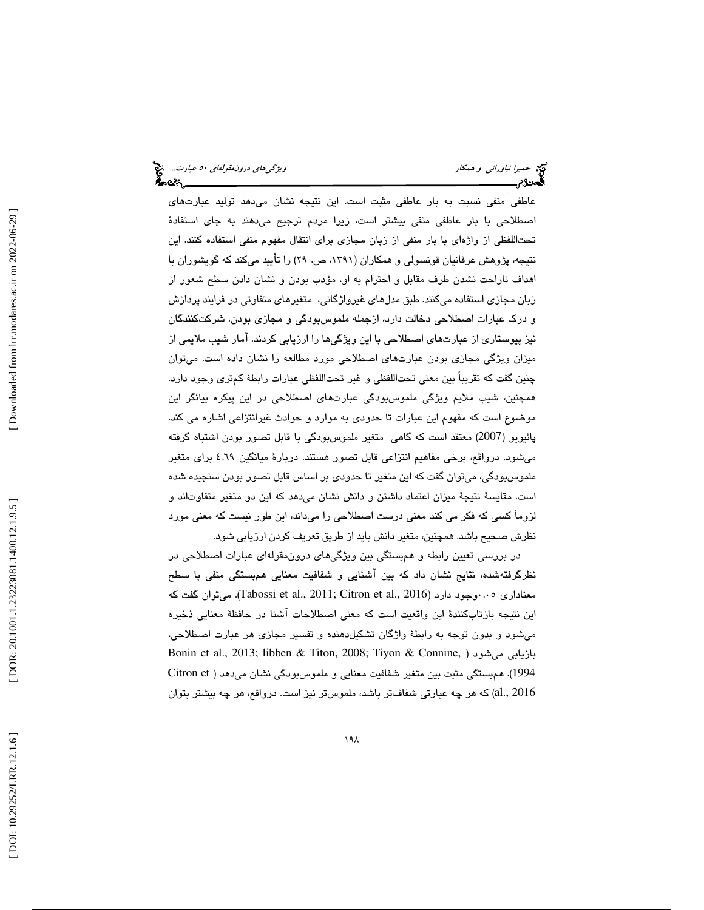عاطفی منفی نسبت به بار عاطفی مثبت است. این نتیجه نشان می‌دهد تولید عبارت‌های اصطلاحی با بار عاطفی منفی بیشتر است، زیرا مردم ترجیح می‌دهند به جای استفادهٔ تحت‌اللفظی از واژه‌ای با بار منفی از زبان مجازی برای انتقال مفهوم منفی استفاده کنند. این نتیجه، پژوهش عرفانیان قونسولی و همکاران (۱۳۹۱، ص. ۲۹) را تأیید می‌کند که گویشوران با اهداف ناراحت نشدن طرف مقابل و احترام به او، مؤدب بودن و نشان دادن سطح شعور از زبان مجازی استفاده می‌کنند. طبق مدل‌های غیرواژگانی، متغیرهای متفاوتی در فرایند پردازش و درک عبارات اصطلاحی دخالت دارد، ازجمله ملموس‌بودگی و مجازی بودن. شرکت‌کنندگان نیز پیوستاری از عبارت‌های اصطلاحی با این ویژگی‌ها را ارزیابی کردند. آمار شیب ملایمی از میزان ویژگی مجازی بودن عبارت‌های اصطلاحی مورد مطالعه را نشان داده است. می‌توان چنین گفت که تقریباً بین معنی تحت‌اللفظی و غیر تحت‌اللفظی عبارات رابطهٔ کم‌تری وجود دارد. همچنین، شیب ملایم ویژگی ملموس‌بودگی عبارت‌های اصطلاحی در این پیکره بیانگر این موضوع است که مفهوم این عبارات تا حدودی به موارد و حوادث غیرانتزاعی اشاره می کند. پائیویو (2007) معتقد است که گاهی متغیر ملموس‌بودگی با قابل تصور بودن اشتباه گرفته می‌شود. درواقع، برخی مفاهیم انتزاعی قابل تصور هستند. دربارهٔ میانگین ٤.٦٩ برای متغیر ملموس‌بودگی، می‌توان گفت که این متغیر تا حدودی بر اساس قابل تصور بودن سنجیده شده است. مقایسهٔ نتیجهٔ میزان اعتماد داشتن و دانش نشان می‌دهد که این دو متغیر متفاوت‌اند و لزوماً کسی که فکر می کند معنی درست اصطلاحی را می‌داند، این طور نیست که معنی مورد نظرش صحیح باشد. همچنین، متغیر دانش باید از طریق تعریف کردن ارزیابی شود.

در بررسی تعیین رابطه و هم‌بستگی بین ویژگی‌های درون‌مقوله‌ای عبارات اصطلاحی در نظرگرفته‌شده، نتایج نشان داد که بین آشنایی و شفافیت معنایی هم‌بستگی منفی با سطح معناداری ۰.۰۵وجود دارد (Tabossi et al., 2011; Citron et al., 2016). می‌توان گفت که این نتیجه بازتاب‌کنندهٔ این واقعیت است که معنی اصطلاحات آشنا در حافظهٔ معنایی ذخیره می‌شود و بدون توجه به رابطهٔ واژگان تشکیل‌دهنده و تفسیر مجازی هر عبارت اصطلاحی، بازیابی می‌شود (Bonin et al., 2013; libben & Titon, 2008; Tiyon & Connine, 1994). هم‌بستگی مثبت بین متغیر شفافیت معنایی و ملموس‌بودگی نشان می‌دهد (Citron et al., 2016) که هر چه عبارتی شفاف‌تر باشد، ملموس‌تر نیز است. درواقع، هر چه بیشتر بتوان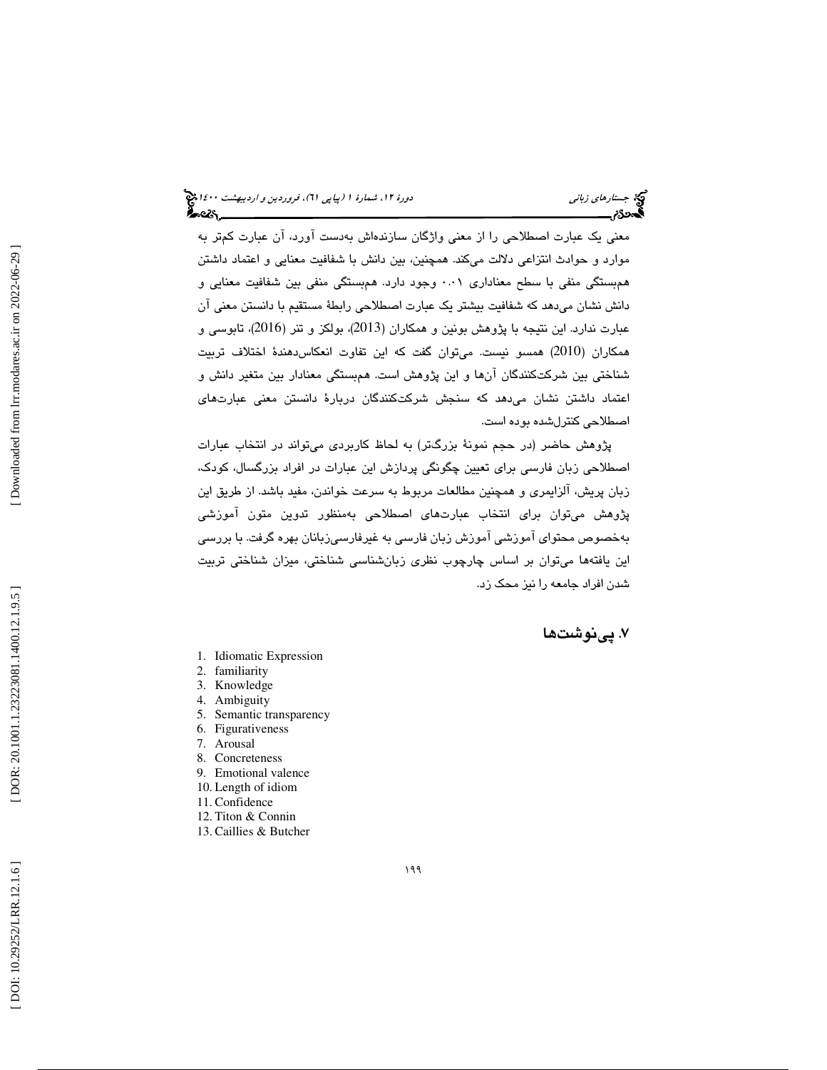معنی یک عبارت اصطلاحی را از معنی واژگان سازنده‌اش به‌دست آورد، آن عبارت کم‌تر به موارد و حوادث انتزاعی دلالت می‌کند. همچنین، بین دانش با شفافیت معنایی و اعتماد داشتن هم‌بستگی منفی با سطح معناداری ۰.۰۱ وجود دارد. هم‌بستگی منفی بین شفافیت معنایی و دانش نشان می‌دهد که شفافیت بیشتر یک عبارت اصطلاحی رابطهٔ مستقیم با دانستن معنی آن عبارت ندارد. این نتیجه با پژوهش بونین و همکاران (2013)، بولکز و تنر (2016)، تابوسی و همکاران (2010) همسو نیست. می‌توان گفت که این تفاوت انعکاس‌دهندهٔ اختلاف تربیت شناختی بین شرکت‌کنندگان آن‌ها و این پژوهش است. هم‌بستگی معنادار بین متغیر دانش و اعتماد داشتن نشان می‌دهد که سنجش شرکت‌کنندگان دربارهٔ دانستن معنی عبارت‌های اصطلاحی کنترل‌شده بوده است.

پژوهش حاضر (در حجم نمونهٔ بزرگ‌تر) به لحاظ کاربردی می‌تواند در انتخاب عبارات اصطلاحی زبان فارسی برای تعیین چگونگی پردازش این عبارات در افراد بزرگسال، کودک، زبان پریش، آلزایمری و همچنین مطالعات مربوط به سرعت خواندن، مفید باشد. از طریق این پژوهش می‌توان برای انتخاب عبارت‌های اصطلاحی به‌منظور تدوین متون آموزشی به‌خصوص محتوای آموزشی آموزش زبان فارسی به غیرفارسی‌زبانان بهره گرفت. با بررسی این یافته‌ها می‌توان بر اساس چارچوب نظری زبان‌شناسی شناختی، میزان شناختی تربیت شدن افراد جامعه را نیز محک زد.

## ۷. پی‌نوشت‌ها

1. Idiomatic Expression
2. familiarity
3. Knowledge
4. Ambiguity
5. Semantic transparency
6. Figurativeness
7. Arousal
8. Concreteness
9. Emotional valence
10. Length of idiom
11. Confidence
12. Titon & Connin
13. Caillies & Butcher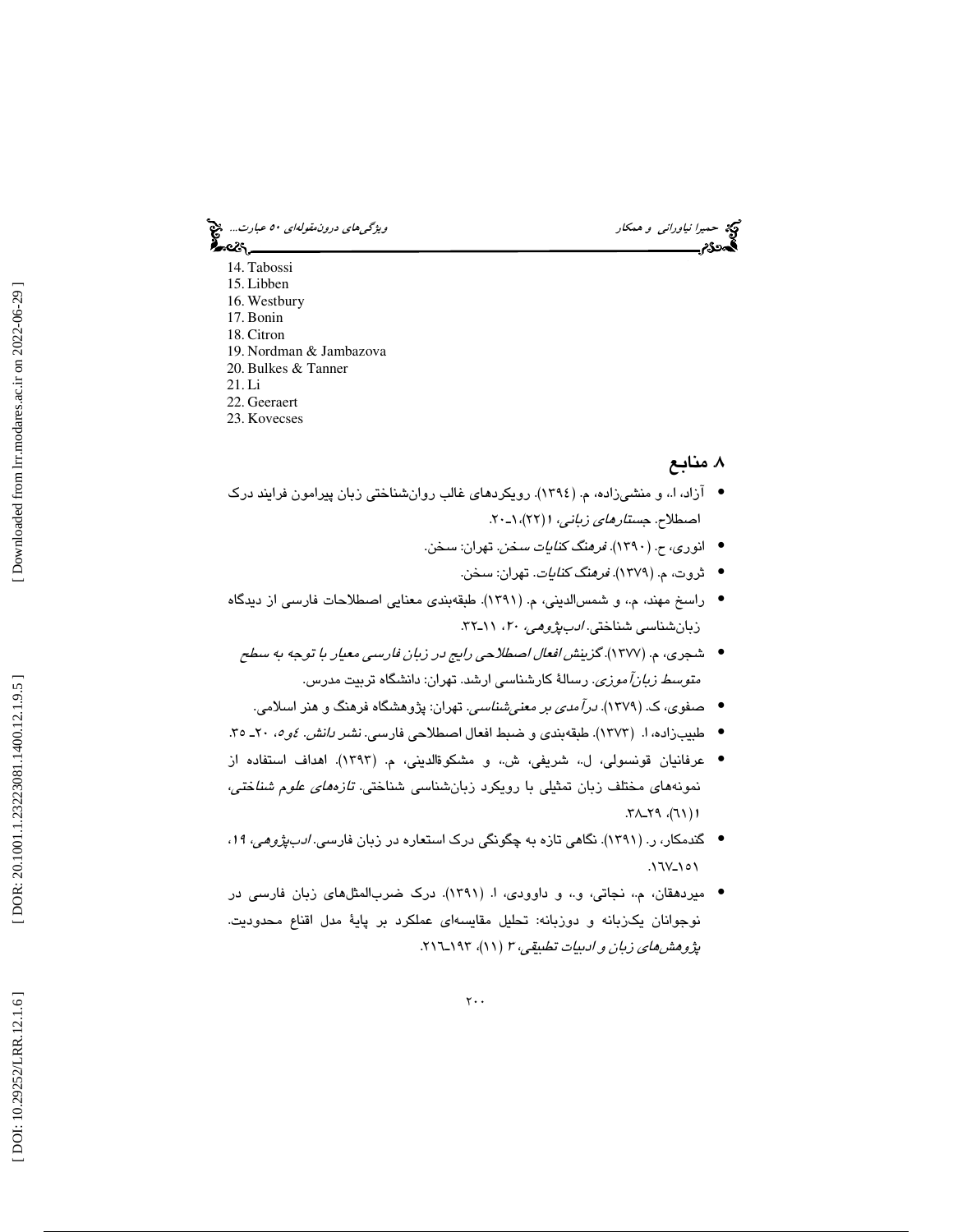14. Tabossi
15. Libben
16. Westbury
17. Bonin
18. Citron
19. Nordman & Jambazova
20. Bulkes & Tanner
21. Li
22. Geeraert
23. Kovecses

## ۸ منابع

- آزاد، ا.، و منشی‌زاده، م. (۱۳۹٤). رویکردهای غالب روان‌شناختی زبان پیرامون فرایند درک اصطلاح. *جستارهای زبانی*، ۱ (۲۲)، ۱ـ۲۰.
- انوری، ح. (۱۳۹۰). *فرهنگ کنایات سخن*. تهران: سخن.
- ثروت، م. (۱۳۷۹). *فرهنگ کنایات*. تهران: سخن.
- راسخ مهند، م.، و شمس‌الدینی، م. (۱۳۹۱). طبقه‌بندی معنایی اصطلاحات فارسی از دیدگاه زبان‌شناسی شناختی. *ادب‌پژوهی*، ۲۰، ۱۱ـ۳۲.
- شجری، م. (۱۳۷۷). *گزینش افعال اصطلاحی رایج در زبان فارسی معیار با توجه به سطح متوسط زبان‌آموزی*. رسالهٔ کارشناسی ارشد. تهران: دانشگاه تربیت مدرس.
- صفوی، ک. (۱۳۷۹). *درآمدی بر معنی‌شناسی*. تهران: پژوهشگاه فرهنگ و هنر اسلامی.
- طبیب‌زاده، ا. (۱۳۷۳). طبقه‌بندی و ضبط افعال اصطلاحی فارسی. *نشر دانش*. ٤و٥، ۲۰ـ ۳۵.
- عرفانیان قونسولی، ل.، شریفی، ش.، و مشکوةالدینی، م. (۱۳۹۳). اهداف استفاده از نمونه‌های مختلف زبان تمثیلی با رویکرد زبان‌شناسی شناختی. *تازه‌های علوم شناختی*، ۱ (٦۱)، ۲۹ـ۳۸.
- گندمکار، ر. (۱۳۹۱). نگاهی تازه به چگونگی درک استعاره در زبان فارسی. *ادب‌پژوهی*، ۱۹، ۱۵۱ـ۱٦۷.
- میردهقان، م.، نجاتی، و.، و داوودی، ا. (۱۳۹۱). درک ضرب‌المثل‌های زبان فارسی در نوجوانان یک‌زبانه و دوزبانه: تحلیل مقایسه‌ای عملکرد بر پایهٔ مدل اقناع محدودیت. *پژوهش‌های زبان و ادبیات تطبیقی*، ۳ (۱۱)، ۱۹۳ـ۲۱٦.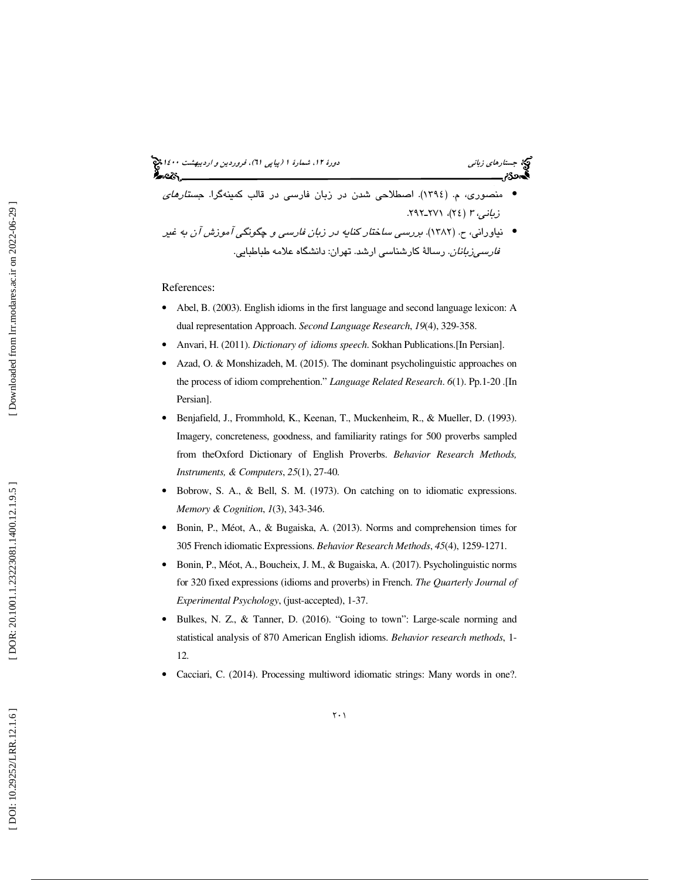- منصوری، م. (۱۳۹٤). اصطلاحی شدن در زبان فارسی در قالب کمینه‌گرا. *جستارهای زبانی*، ۳ (۲٤)، ۲۷۱-۲۹۲.
- نیاورانی، ح. (۱۳۸۲). *بررسی ساختار کنایه در زبان فارسی و چگونگی آموزش آن به غیر فارسی‌زبانان*. رسالهٔ کارشناسی ارشد. تهران: دانشگاه علامه طباطبایی.

References:

- Abel, B. (2003). English idioms in the first language and second language lexicon: A dual representation Approach. *Second Language Research*, *19*(4), 329-358.
- Anvari, H. (2011). *Dictionary of idioms speech*. Sokhan Publications.[In Persian].
- Azad, O. & Monshizadeh, M. (2015). The dominant psycholinguistic approaches on the process of idiom comprehention." *Language Related Research*. *6*(1). Pp.1-20 .[In Persian].
- Benjafield, J., Frommhold, K., Keenan, T., Muckenheim, R., & Mueller, D. (1993). Imagery, concreteness, goodness, and familiarity ratings for 500 proverbs sampled from theOxford Dictionary of English Proverbs. *Behavior Research Methods, Instruments, & Computers*, *25*(1), 27-40.
- Bobrow, S. A., & Bell, S. M. (1973). On catching on to idiomatic expressions. *Memory & Cognition*, *1*(3), 343-346.
- Bonin, P., Méot, A., & Bugaiska, A. (2013). Norms and comprehension times for 305 French idiomatic Expressions. *Behavior Research Methods*, *45*(4), 1259-1271.
- Bonin, P., Méot, A., Boucheix, J. M., & Bugaiska, A. (2017). Psycholinguistic norms for 320 fixed expressions (idioms and proverbs) in French. *The Quarterly Journal of Experimental Psychology*, (just-accepted), 1-37.
- Bulkes, N. Z., & Tanner, D. (2016). "Going to town": Large-scale norming and statistical analysis of 870 American English idioms. *Behavior research methods*, 1-12.
- Cacciari, C. (2014). Processing multiword idiomatic strings: Many words in one?.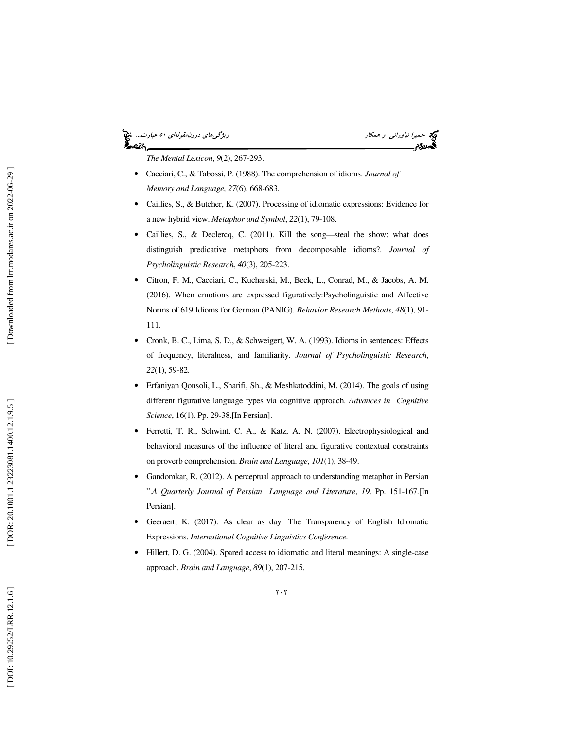*The Mental Lexicon*, *9*(2), 267-293.

- Cacciari, C., & Tabossi, P. (1988). The comprehension of idioms. *Journal of Memory and Language*, *27*(6), 668-683.
- Caillies, S., & Butcher, K. (2007). Processing of idiomatic expressions: Evidence for a new hybrid view. *Metaphor and Symbol*, *22*(1), 79-108.
- Caillies, S., & Declercq, C. (2011). Kill the song—steal the show: what does distinguish predicative metaphors from decomposable idioms?. *Journal of Psycholinguistic Research*, *40*(3), 205-223.
- Citron, F. M., Cacciari, C., Kucharski, M., Beck, L., Conrad, M., & Jacobs, A. M. (2016). When emotions are expressed figuratively:Psycholinguistic and Affective Norms of 619 Idioms for German (PANIG). *Behavior Research Methods*, *48*(1), 91-111.
- Cronk, B. C., Lima, S. D., & Schweigert, W. A. (1993). Idioms in sentences: Effects of frequency, literalness, and familiarity. *Journal of Psycholinguistic Research*, *22*(1), 59-82.
- Erfaniyan Qonsoli, L., Sharifi, Sh., & Meshkatoddini, M. (2014). The goals of using different figurative language types via cognitive approach. *Advances in Cognitive Science*, 16(1). Pp. 29-38.[In Persian].
- Ferretti, T. R., Schwint, C. A., & Katz, A. N. (2007). Electrophysiological and behavioral measures of the influence of literal and figurative contextual constraints on proverb comprehension. *Brain and Language*, *101*(1), 38-49.
- Gandomkar, R. (2012). A perceptual approach to understanding metaphor in Persian ".*A Quarterly Journal of Persian Language and Literature*, *19*. Pp. 151-167.[In Persian].
- Geeraert, K. (2017). As clear as day: The Transparency of English Idiomatic Expressions. *International Cognitive Linguistics Conference.*
- Hillert, D. G. (2004). Spared access to idiomatic and literal meanings: A single-case approach. *Brain and Language*, *89*(1), 207-215.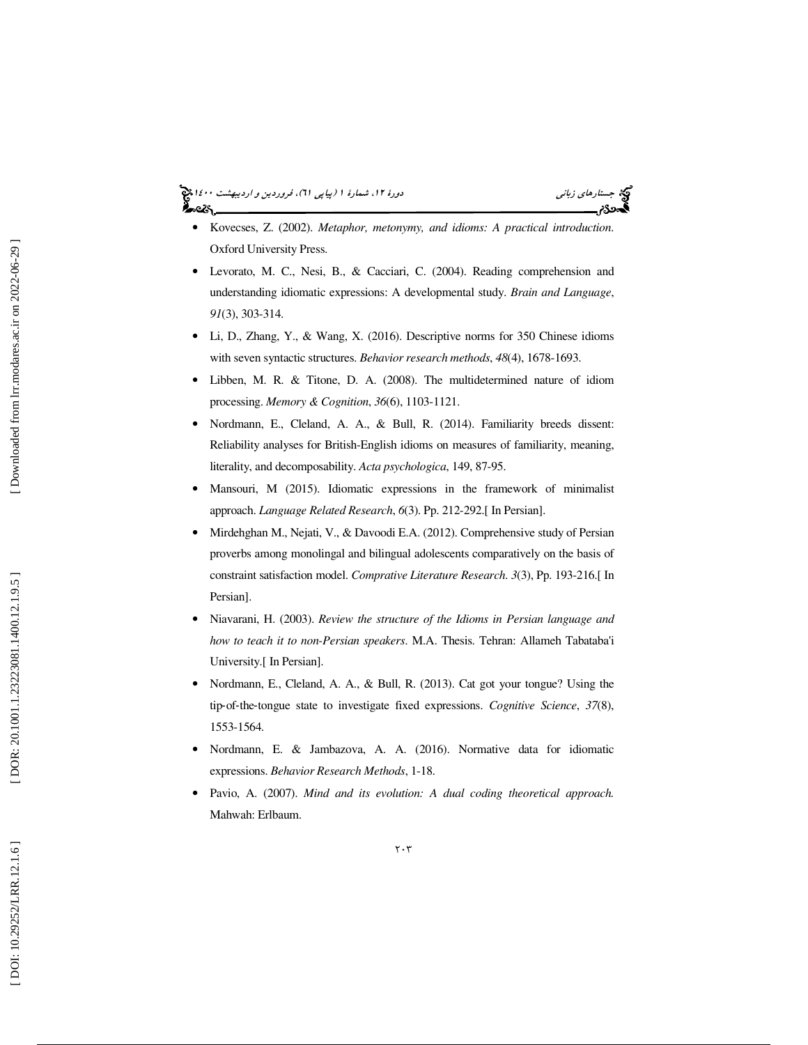- Kovecses, Z. (2002). *Metaphor, metonymy, and idioms: A practical introduction*. Oxford University Press.
- Levorato, M. C., Nesi, B., & Cacciari, C. (2004). Reading comprehension and understanding idiomatic expressions: A developmental study. *Brain and Language*, *91*(3), 303-314.
- Li, D., Zhang, Y., & Wang, X. (2016). Descriptive norms for 350 Chinese idioms with seven syntactic structures. *Behavior research methods*, *48*(4), 1678-1693.
- Libben, M. R. & Titone, D. A. (2008). The multidetermined nature of idiom processing. *Memory & Cognition*, *36*(6), 1103-1121.
- Nordmann, E., Cleland, A. A., & Bull, R. (2014). Familiarity breeds dissent: Reliability analyses for British-English idioms on measures of familiarity, meaning, literality, and decomposability. *Acta psychologica*, 149, 87-95.
- Mansouri, M (2015). Idiomatic expressions in the framework of minimalist approach. *Language Related Research*, *6*(3). Pp. 212-292.[ In Persian].
- Mirdehghan M., Nejati, V., & Davoodi E.A. (2012). Comprehensive study of Persian proverbs among monolingal and bilingual adolescents comparatively on the basis of constraint satisfaction model. *Comprative Literature Research*. *3*(3), Pp. 193-216.[ In Persian].
- Niavarani, H. (2003). *Review the structure of the Idioms in Persian language and how to teach it to non-Persian speakers*. M.A. Thesis. Tehran: Allameh Tabataba'i University.[ In Persian].
- Nordmann, E., Cleland, A. A., & Bull, R. (2013). Cat got your tongue? Using the tip-of-the-tongue state to investigate fixed expressions. *Cognitive Science*, *37*(8), 1553-1564.
- Nordmann, E. & Jambazova, A. A. (2016). Normative data for idiomatic expressions. *Behavior Research Methods*, 1-18.
- Pavio, A. (2007). *Mind and its evolution: A dual coding theoretical approach*. Mahwah: Erlbaum.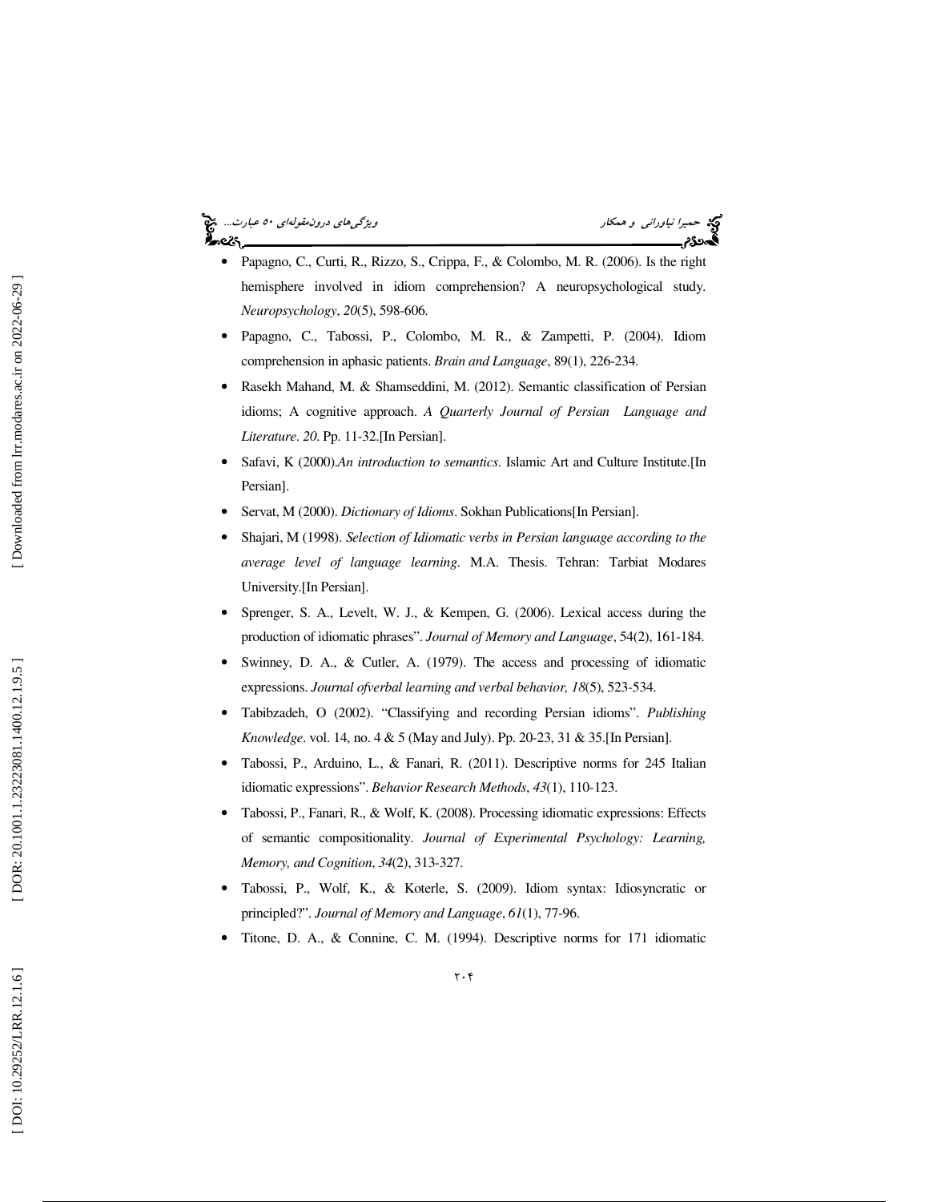- Papagno, C., Curti, R., Rizzo, S., Crippa, F., & Colombo, M. R. (2006). Is the right hemisphere involved in idiom comprehension? A neuropsychological study. *Neuropsychology*, *20*(5), 598-606.
- Papagno, C., Tabossi, P., Colombo, M. R., & Zampetti, P. (2004). Idiom comprehension in aphasic patients. *Brain and Language*, 89(1), 226-234.
- Rasekh Mahand, M. & Shamseddini, M. (2012). Semantic classification of Persian idioms; A cognitive approach. *A Quarterly Journal of Persian Language and Literature*. *20*. Pp. 11-32.[In Persian].
- Safavi, K (2000).*An introduction to semantics*. Islamic Art and Culture Institute.[In Persian].
- Servat, M (2000). *Dictionary of Idioms*. Sokhan Publications[In Persian].
- Shajari, M (1998). *Selection of Idiomatic verbs in Persian language according to the average level of language learning*. M.A. Thesis. Tehran: Tarbiat Modares University.[In Persian].
- Sprenger, S. A., Levelt, W. J., & Kempen, G. (2006). Lexical access during the production of idiomatic phrases". *Journal of Memory and Language*, 54(2), 161-184.
- Swinney, D. A., & Cutler, A. (1979). The access and processing of idiomatic expressions. *Journal ofverbal learning and verbal behavior, 18*(5), 523-534.
- Tabibzadeh, O (2002). "Classifying and recording Persian idioms". *Publishing Knowledge*. vol. 14, no. 4 & 5 (May and July). Pp. 20-23, 31 & 35.[In Persian].
- Tabossi, P., Arduino, L., & Fanari, R. (2011). Descriptive norms for 245 Italian idiomatic expressions". *Behavior Research Methods*, *43*(1), 110-123.
- Tabossi, P., Fanari, R., & Wolf, K. (2008). Processing idiomatic expressions: Effects of semantic compositionality. *Journal of Experimental Psychology: Learning, Memory, and Cognition*, *34*(2), 313-327.
- Tabossi, P., Wolf, K., & Koterle, S. (2009). Idiom syntax: Idiosyncratic or principled?". *Journal of Memory and Language*, *61*(1), 77-96.
- Titone, D. A., & Connine, C. M. (1994). Descriptive norms for 171 idiomatic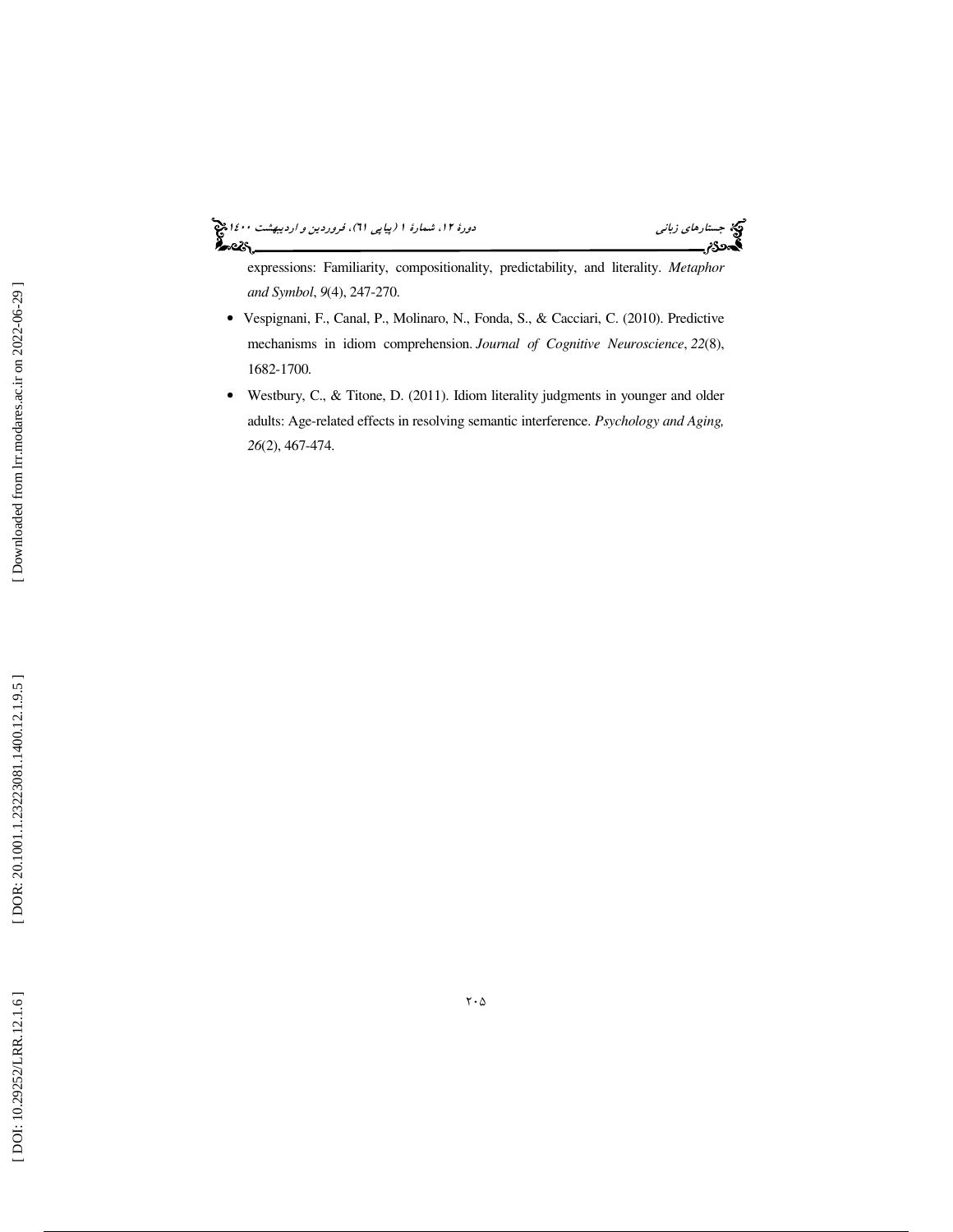expressions: Familiarity, compositionality, predictability, and literality. *Metaphor and Symbol*, *9*(4), 247-270.

- Vespignani, F., Canal, P., Molinaro, N., Fonda, S., & Cacciari, C. (2010). Predictive mechanisms in idiom comprehension. *Journal of Cognitive Neuroscience*, *22*(8), 1682-1700.
- Westbury, C., & Titone, D. (2011). Idiom literality judgments in younger and older adults: Age-related effects in resolving semantic interference. *Psychology and Aging, 26*(2), 467-474.